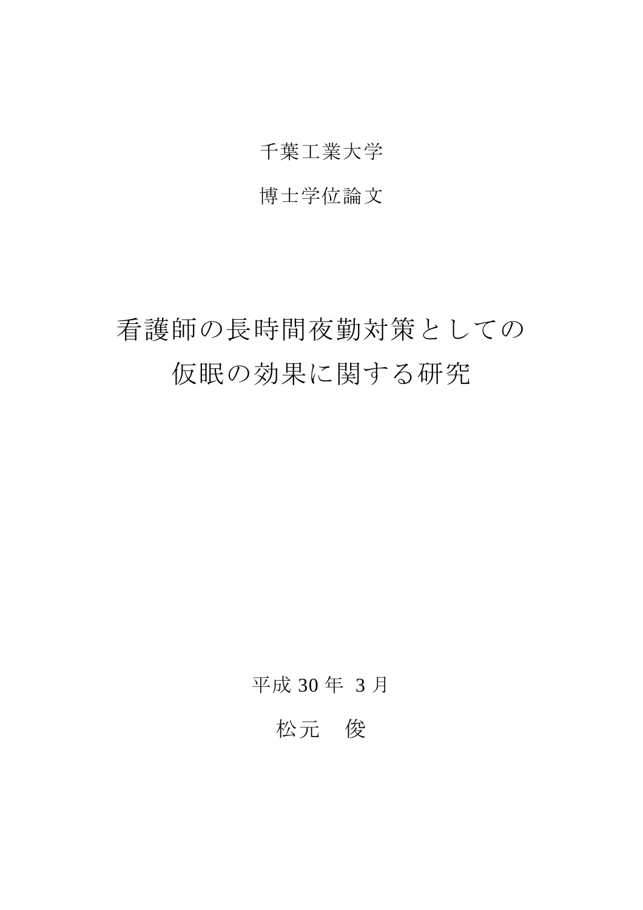千葉工業大学

博士学位論文

# 看護師の長時間夜勤対策としての仮眠の効果に関する研究

平成 30 年 3 月

松元　俊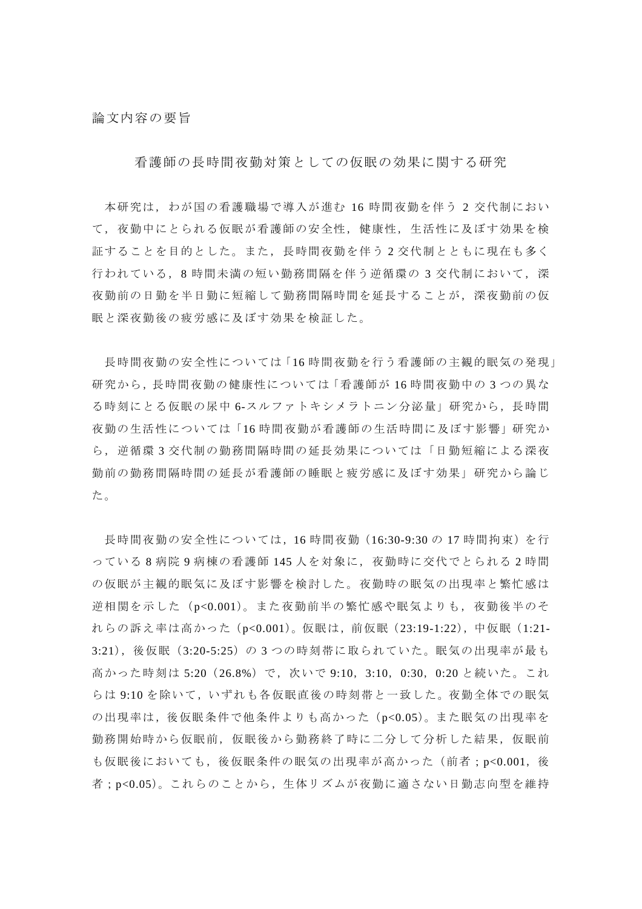論文内容の要旨

## 看護師の長時間夜勤対策としての仮眠の効果に関する研究

本研究は，わが国の看護職場で導入が進む 16 時間夜勤を伴う 2 交代制において，夜勤中にとられる仮眠が看護師の安全性，健康性，生活性に及ぼす効果を検証することを目的とした。また，長時間夜勤を伴う 2 交代制とともに現在も多く行われている，8 時間未満の短い勤務間隔を伴う逆循環の 3 交代制において，深夜勤前の日勤を半日勤に短縮して勤務間隔時間を延長することが，深夜勤前の仮眠と深夜勤後の疲労感に及ぼす効果を検証した。

長時間夜勤の安全性については「16 時間夜勤を行う看護師の主観的眠気の発現」研究から，長時間夜勤の健康性については「看護師が 16 時間夜勤中の 3 つの異なる時刻にとる仮眠の尿中 6-スルファトキシメラトニン分泌量」研究から，長時間夜勤の生活性については「16 時間夜勤が看護師の生活時間に及ぼす影響」研究から，逆循環 3 交代制の勤務間隔時間の延長効果については「日勤短縮による深夜勤前の勤務間隔時間の延長が看護師の睡眠と疲労感に及ぼす効果」研究から論じた。

長時間夜勤の安全性については，16 時間夜勤（16:30-9:30 の 17 時間拘束）を行っている 8 病院 9 病棟の看護師 145 人を対象に，夜勤時に交代でとられる 2 時間の仮眠が主観的眠気に及ぼす影響を検討した。夜勤時の眠気の出現率と繁忙感は逆相関を示した（$p<0.001$）。また夜勤前半の繁忙感や眠気よりも，夜勤後半のそれらの訴え率は高かった（$p<0.001$）。仮眠は，前仮眠（23:19-1:22），中仮眠（1:21-3:21），後仮眠（3:20-5:25）の 3 つの時刻帯に取られていた。眠気の出現率が最も高かった時刻は 5:20（26.8%）で，次いで 9:10，3:10，0:30，0:20 と続いた。これらは 9:10 を除いて，いずれも各仮眠直後の時刻帯と一致した。夜勤全体での眠気の出現率は，後仮眠条件で他条件よりも高かった（$p<0.05$）。また眠気の出現率を勤務開始時から仮眠前，仮眠後から勤務終了時に二分して分析した結果，仮眠前も仮眠後においても，後仮眠条件の眠気の出現率が高かった（前者；$p<0.001$，後者；$p<0.05$）。これらのことから，生体リズムが夜勤に適さない日勤志向型を維持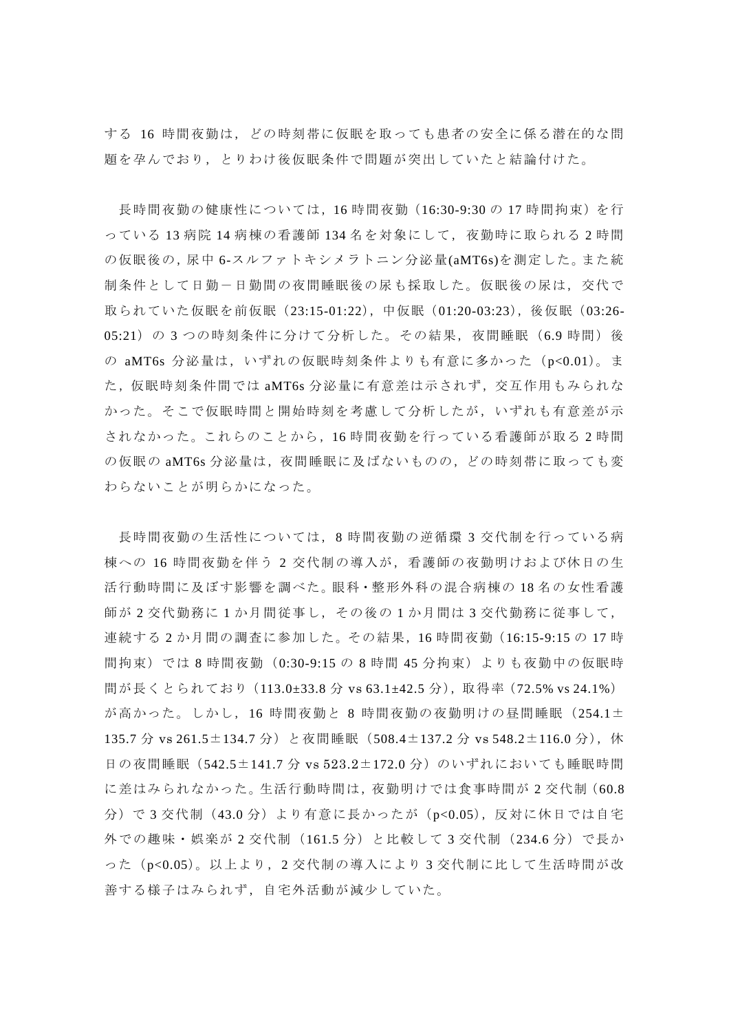する 16 時間夜勤は，どの時刻帯に仮眠を取っても患者の安全に係る潜在的な問題を孕んでおり，とりわけ後仮眠条件で問題が突出していたと結論付けた。

長時間夜勤の健康性については，16 時間夜勤（16:30-9:30 の 17 時間拘束）を行っている 13 病院 14 病棟の看護師 134 名を対象にして，夜勤時に取られる 2 時間の仮眠後の，尿中 6-スルファトキシメラトニン分泌量(aMT6s)を測定した。また統制条件として日勤－日勤間の夜間睡眠後の尿も採取した。仮眠後の尿は，交代で取られていた仮眠を前仮眠（23:15-01:22），中仮眠（01:20-03:23），後仮眠（03:26-05:21）の 3 つの時刻条件に分けて分析した。その結果，夜間睡眠（6.9 時間）後の aMT6s 分泌量は，いずれの仮眠時刻条件よりも有意に多かった（$p<0.01$）。また，仮眠時刻条件間では aMT6s 分泌量に有意差は示されず，交互作用もみられなかった。そこで仮眠時間と開始時刻を考慮して分析したが，いずれも有意差が示されなかった。これらのことから，16 時間夜勤を行っている看護師が取る 2 時間の仮眠の aMT6s 分泌量は，夜間睡眠に及ばないものの，どの時刻帯に取っても変わらないことが明らかになった。

長時間夜勤の生活性については，8 時間夜勤の逆循環 3 交代制を行っている病棟への 16 時間夜勤を伴う 2 交代制の導入が，看護師の夜勤明けおよび休日の生活行動時間に及ぼす影響を調べた。眼科・整形外科の混合病棟の 18 名の女性看護師が 2 交代勤務に 1 か月間従事し，その後の 1 か月間は 3 交代勤務に従事して，連続する 2 か月間の調査に参加した。その結果，16 時間夜勤（16:15-9:15 の 17 時間拘束）では 8 時間夜勤（0:30-9:15 の 8 時間 45 分拘束）よりも夜勤中の仮眠時間が長くとられており（113.0±33.8 分 vs 63.1±42.5 分），取得率（72.5% vs 24.1%）が高かった。しかし，16 時間夜勤と 8 時間夜勤の夜勤明けの昼間睡眠（254.1±135.7 分 vs 261.5±134.7 分）と夜間睡眠（508.4±137.2 分 vs 548.2±116.0 分），休日の夜間睡眠（542.5±141.7 分 vs 523.2±172.0 分）のいずれにおいても睡眠時間に差はみられなかった。生活行動時間は，夜勤明けでは食事時間が 2 交代制（60.8 分）で 3 交代制（43.0 分）より有意に長かったが（$p<0.05$），反対に休日では自宅外での趣味・娯楽が 2 交代制（161.5 分）と比較して 3 交代制（234.6 分）で長かった（$p<0.05$）。以上より，2 交代制の導入により 3 交代制に比して生活時間が改善する様子はみられず，自宅外活動が減少していた。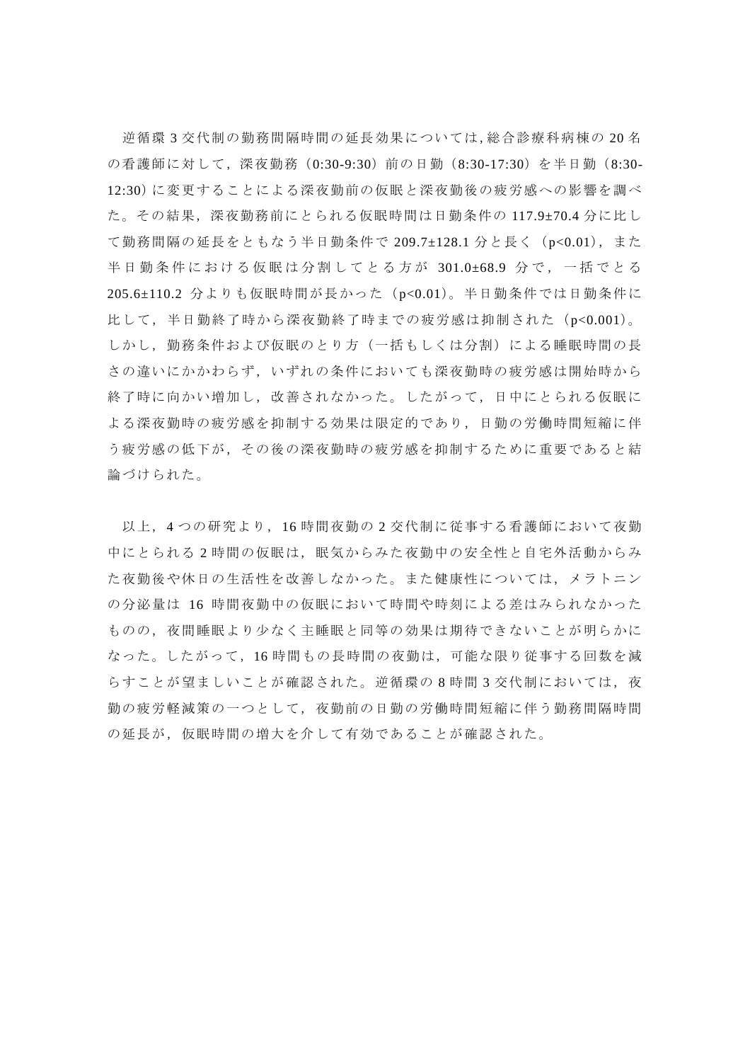逆循環 3 交代制の勤務間隔時間の延長効果については，総合診療科病棟の 20 名の看護師に対して，深夜勤務（0:30-9:30）前の日勤（8:30-17:30）を半日勤（8:30-12:30）に変更することによる深夜勤前の仮眠と深夜勤後の疲労感への影響を調べた。その結果，深夜勤務前にとられる仮眠時間は日勤条件の 117.9±70.4 分に比して勤務間隔の延長をともなう半日勤条件で 209.7±128.1 分と長く（$p<0.01$），また半日勤条件における仮眠は分割してとる方が 301.0±68.9 分で，一括でとる 205.6±110.2 分よりも仮眠時間が長かった（$p<0.01$）。半日勤条件では日勤条件に比して，半日勤終了時から深夜勤終了時までの疲労感は抑制された（$p<0.001$）。しかし，勤務条件および仮眠のとり方（一括もしくは分割）による睡眠時間の長さの違いにかかわらず，いずれの条件においても深夜勤時の疲労感は開始時から終了時に向かい増加し，改善されなかった。したがって，日中にとられる仮眠による深夜勤時の疲労感を抑制する効果は限定的であり，日勤の労働時間短縮に伴う疲労感の低下が，その後の深夜勤時の疲労感を抑制するために重要であると結論づけられた。

以上，4 つの研究より，16 時間夜勤の 2 交代制に従事する看護師において夜勤中にとられる 2 時間の仮眠は，眠気からみた夜勤中の安全性と自宅外活動からみた夜勤後や休日の生活性を改善しなかった。また健康性については，メラトニンの分泌量は 16 時間夜勤中の仮眠において時間や時刻による差はみられなかったものの，夜間睡眠より少なく主睡眠と同等の効果は期待できないことが明らかになった。したがって，16 時間もの長時間の夜勤は，可能な限り従事する回数を減らすことが望ましいことが確認された。逆循環の 8 時間 3 交代制においては，夜勤の疲労軽減策の一つとして，夜勤前の日勤の労働時間短縮に伴う勤務間隔時間の延長が，仮眠時間の増大を介して有効であることが確認された。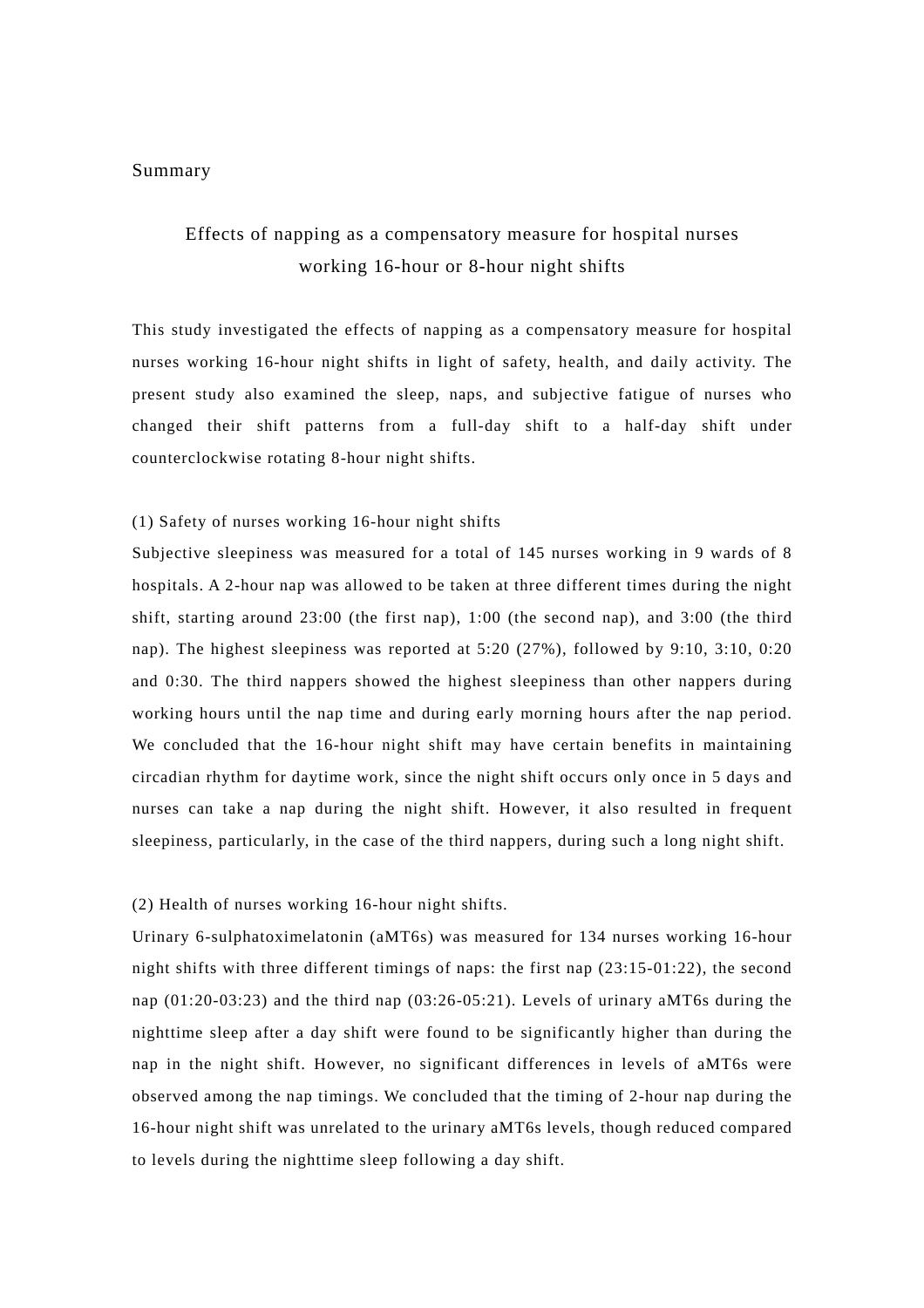Summary

## Effects of napping as a compensatory measure for hospital nurses working 16-hour or 8-hour night shifts

This study investigated the effects of napping as a compensatory measure for hospital nurses working 16-hour night shifts in light of safety, health, and daily activity. The present study also examined the sleep, naps, and subjective fatigue of nurses who changed their shift patterns from a full-day shift to a half-day shift under counterclockwise rotating 8-hour night shifts.

(1) Safety of nurses working 16-hour night shifts

Subjective sleepiness was measured for a total of 145 nurses working in 9 wards of 8 hospitals. A 2-hour nap was allowed to be taken at three different times during the night shift, starting around 23:00 (the first nap), 1:00 (the second nap), and 3:00 (the third nap). The highest sleepiness was reported at 5:20 (27%), followed by 9:10, 3:10, 0:20 and 0:30. The third nappers showed the highest sleepiness than other nappers during working hours until the nap time and during early morning hours after the nap period. We concluded that the 16-hour night shift may have certain benefits in maintaining circadian rhythm for daytime work, since the night shift occurs only once in 5 days and nurses can take a nap during the night shift. However, it also resulted in frequent sleepiness, particularly, in the case of the third nappers, during such a long night shift.

(2) Health of nurses working 16-hour night shifts.

Urinary 6-sulphatoximelatonin (aMT6s) was measured for 134 nurses working 16-hour night shifts with three different timings of naps: the first nap (23:15-01:22), the second nap (01:20-03:23) and the third nap (03:26-05:21). Levels of urinary aMT6s during the nighttime sleep after a day shift were found to be significantly higher than during the nap in the night shift. However, no significant differences in levels of aMT6s were observed among the nap timings. We concluded that the timing of 2-hour nap during the 16-hour night shift was unrelated to the urinary aMT6s levels, though reduced compared to levels during the nighttime sleep following a day shift.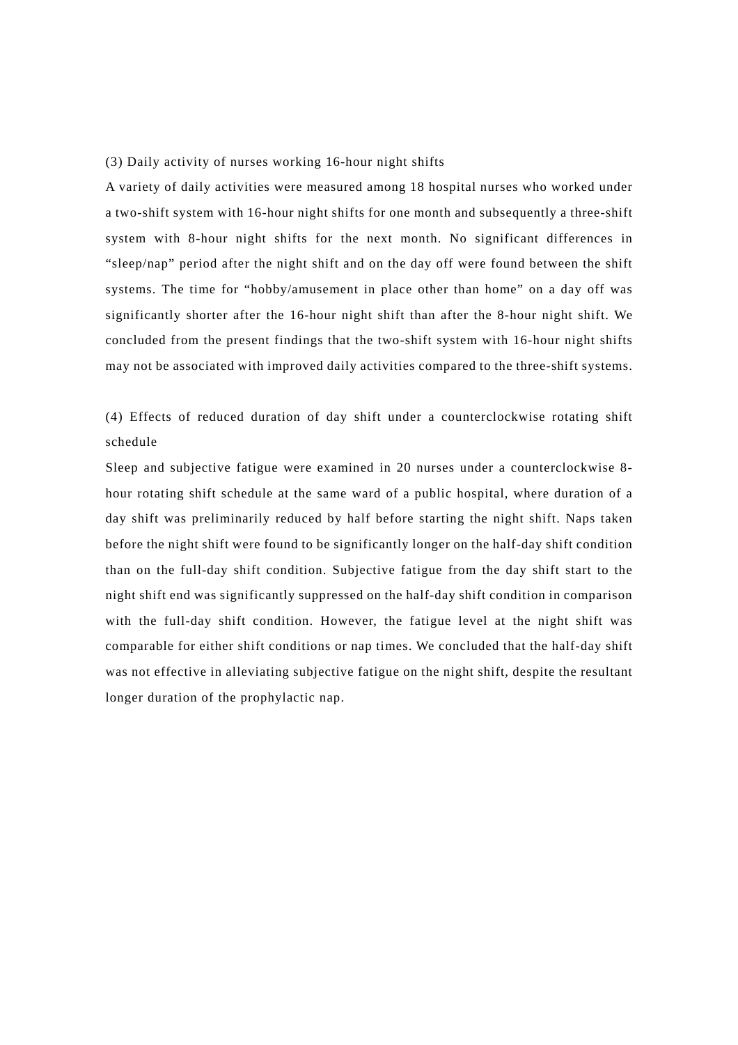### (3) Daily activity of nurses working 16-hour night shifts

A variety of daily activities were measured among 18 hospital nurses who worked under a two-shift system with 16-hour night shifts for one month and subsequently a three-shift system with 8-hour night shifts for the next month. No significant differences in “sleep/nap” period after the night shift and on the day off were found between the shift systems. The time for “hobby/amusement in place other than home” on a day off was significantly shorter after the 16-hour night shift than after the 8-hour night shift. We concluded from the present findings that the two-shift system with 16-hour night shifts may not be associated with improved daily activities compared to the three-shift systems.

### (4) Effects of reduced duration of day shift under a counterclockwise rotating shift schedule

Sleep and subjective fatigue were examined in 20 nurses under a counterclockwise 8-hour rotating shift schedule at the same ward of a public hospital, where duration of a day shift was preliminarily reduced by half before starting the night shift. Naps taken before the night shift were found to be significantly longer on the half-day shift condition than on the full-day shift condition. Subjective fatigue from the day shift start to the night shift end was significantly suppressed on the half-day shift condition in comparison with the full-day shift condition. However, the fatigue level at the night shift was comparable for either shift conditions or nap times. We concluded that the half-day shift was not effective in alleviating subjective fatigue on the night shift, despite the resultant longer duration of the prophylactic nap.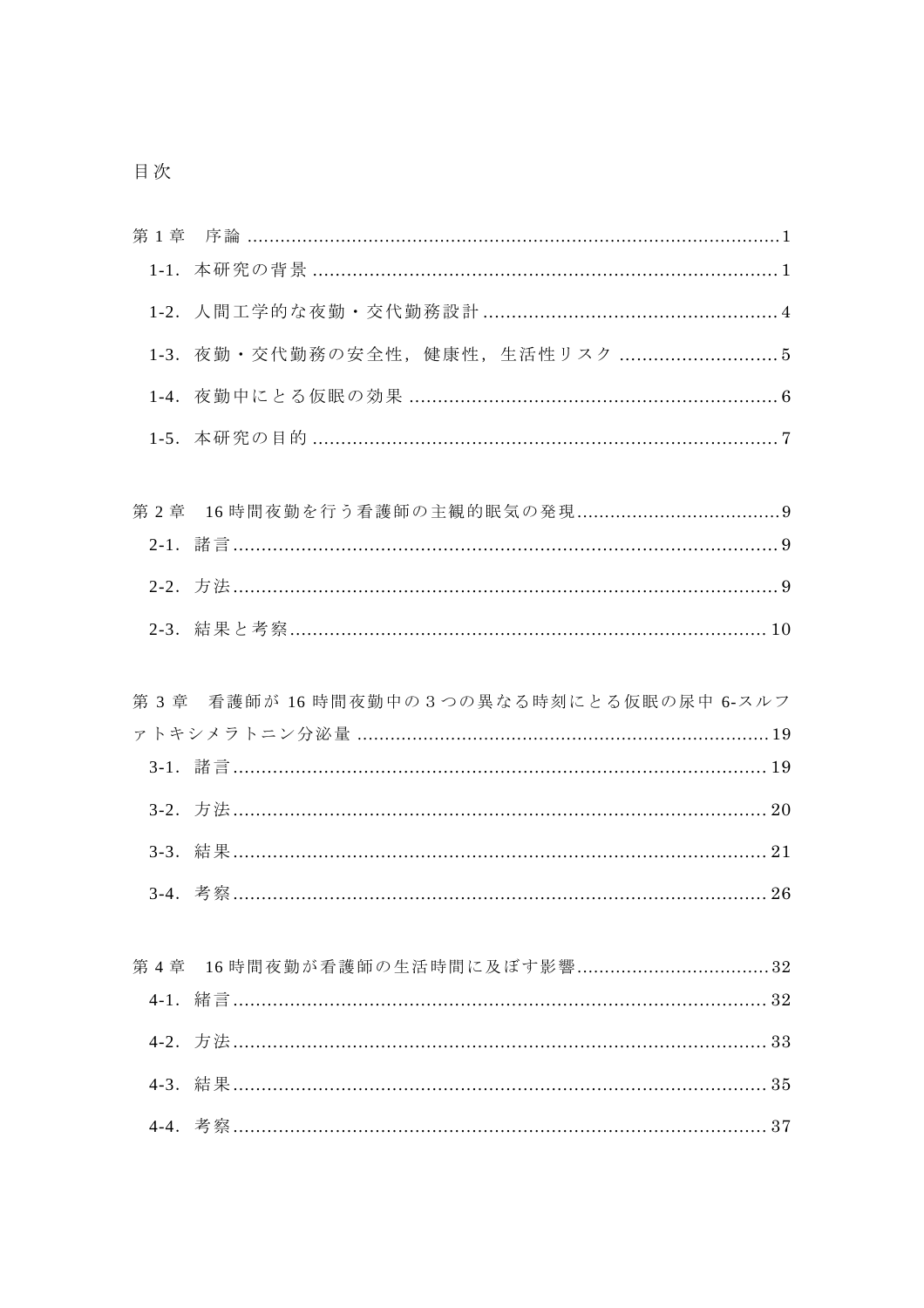# 目次

第 1 章　序論 ........................................................................................1

1-1．本研究の背景 ........................................................................................1

1-2．人間工学的な夜勤・交代勤務設計 ........................................................................................4

1-3．夜勤・交代勤務の安全性，健康性，生活性リスク ........................................................................................5

1-4．夜勤中にとる仮眠の効果 ........................................................................................6

1-5．本研究の目的 ........................................................................................7

第 2 章　16 時間夜勤を行う看護師の主観的眠気の発現........................................................................................9

2-1．諸言........................................................................................9

2-2．方法........................................................................................9

2-3．結果と考察........................................................................................10

第 3 章　看護師が 16 時間夜勤中の 3 つの異なる時刻にとる仮眠の尿中 6-スルファトキシメラトニン分泌量 ........................................................................................19

3-1．諸言........................................................................................19

3-2．方法........................................................................................20

3-3．結果........................................................................................21

3-4．考察........................................................................................26

第 4 章　16 時間夜勤が看護師の生活時間に及ぼす影響........................................................................................32

4-1．緒言........................................................................................32

4-2．方法........................................................................................33

4-3．結果........................................................................................35

4-4．考察........................................................................................37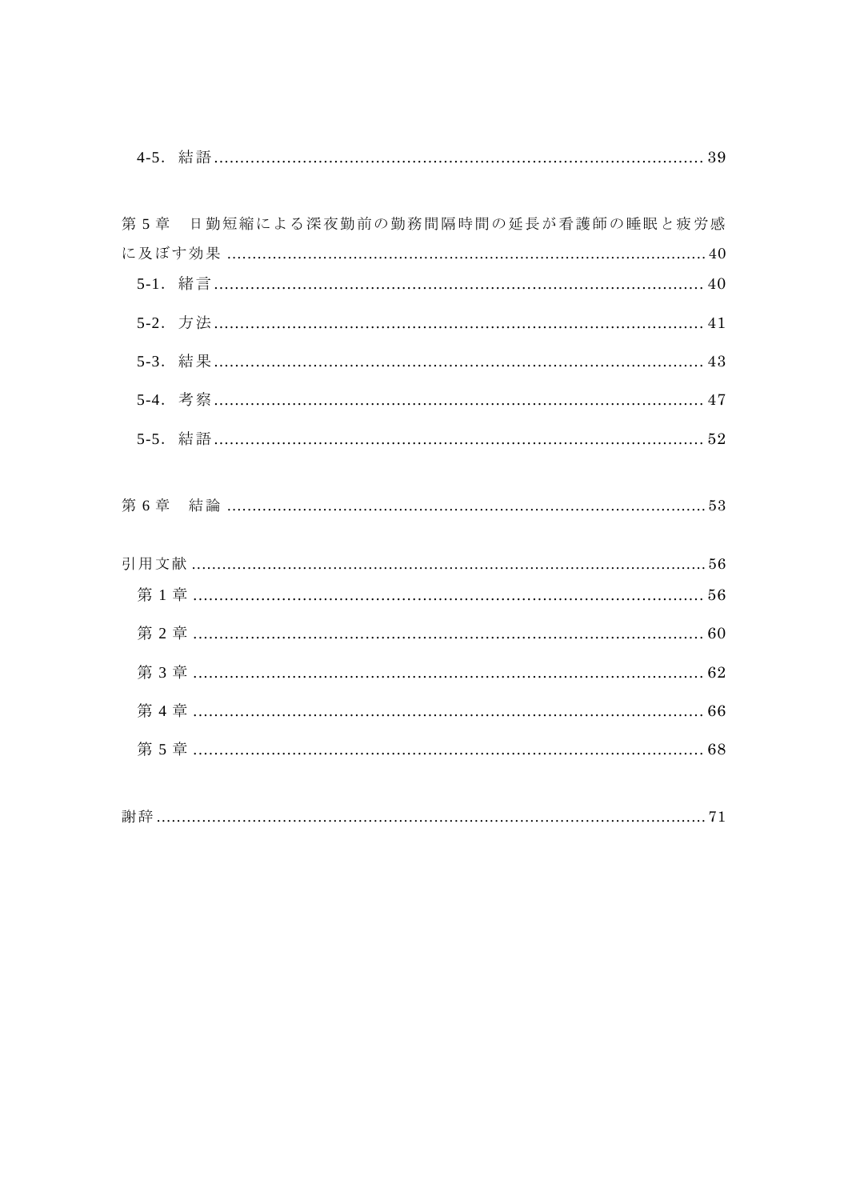4-5．結語 ............................................................................................ 39

第 5 章　日勤短縮による深夜勤前の勤務間隔時間の延長が看護師の睡眠と疲労感に及ぼす効果 ............................................................................................ 40

5-1．緒言 ............................................................................................ 40

5-2．方法 ............................................................................................ 41

5-3．結果 ............................................................................................ 43

5-4．考察 ............................................................................................ 47

5-5．結語 ............................................................................................ 52

第 6 章　結論 ............................................................................................ 53

引用文献 ............................................................................................ 56

第 1 章 ............................................................................................ 56

第 2 章 ............................................................................................ 60

第 3 章 ............................................................................................ 62

第 4 章 ............................................................................................ 66

第 5 章 ............................................................................................ 68

謝辞 ............................................................................................ 71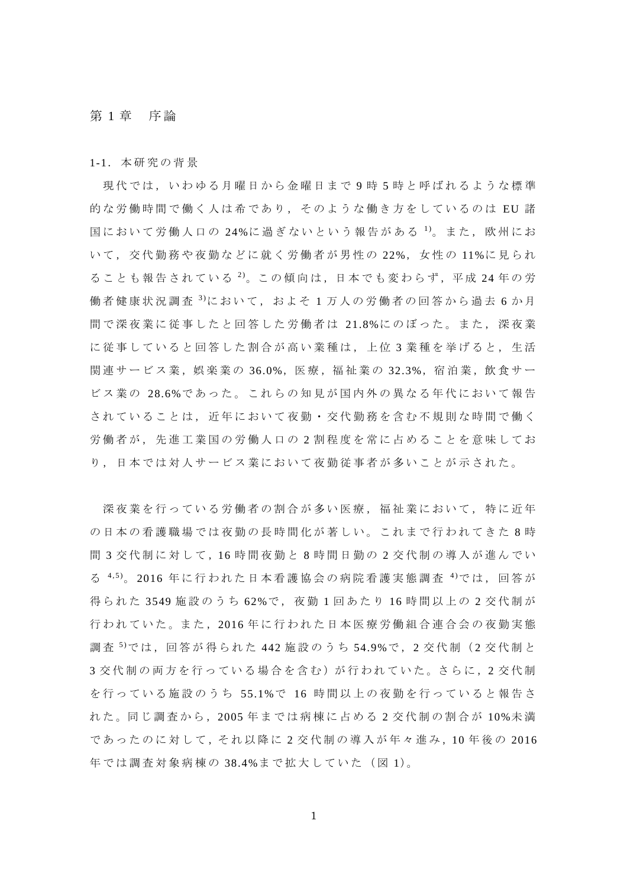# 第 1 章　序論

## 1-1. 本研究の背景

現代では，いわゆる月曜日から金曜日まで 9 時 5 時と呼ばれるような標準的な労働時間で働く人は希であり，そのような働き方をしているのは EU 諸国において労働人口の 24%に過ぎないという報告がある [1]。また，欧州において，交代勤務や夜勤などに就く労働者が男性の 22%，女性の 11%に見られることも報告されている [2]。この傾向は，日本でも変わらず，平成 24 年の労働者健康状況調査 [3]において，およそ 1 万人の労働者の回答から過去 6 か月間で深夜業に従事したと回答した労働者は 21.8%にのぼった。また，深夜業に従事していると回答した割合が高い業種は，上位 3 業種を挙げると，生活関連サービス業，娯楽業の 36.0%，医療，福祉業の 32.3%，宿泊業，飲食サービス業の 28.6%であった。これらの知見が国内外の異なる年代において報告されていることは，近年において夜勤・交代勤務を含む不規則な時間で働く労働者が，先進工業国の労働人口の 2 割程度を常に占めることを意味しており，日本では対人サービス業において夜勤従事者が多いことが示された。

深夜業を行っている労働者の割合が多い医療，福祉業において，特に近年の日本の看護職場では夜勤の長時間化が著しい。これまで行われてきた 8 時間 3 交代制に対して，16 時間夜勤と 8 時間日勤の 2 交代制の導入が進んでいる [4,5]。2016 年に行われた日本看護協会の病院看護実態調査 [4]では，回答が得られた 3549 施設のうち 62%で，夜勤 1 回あたり 16 時間以上の 2 交代制が行われていた。また，2016 年に行われた日本医療労働組合連合会の夜勤実態調査 [5]では，回答が得られた 442 施設のうち 54.9%で，2 交代制（2 交代制と 3 交代制の両方を行っている場合を含む）が行われていた。さらに，2 交代制を行っている施設のうち 55.1%で 16 時間以上の夜勤を行っていると報告された。同じ調査から，2005 年までは病棟に占める 2 交代制の割合が 10%未満であったのに対して，それ以降に 2 交代制の導入が年々進み，10 年後の 2016 年では調査対象病棟の 38.4%まで拡大していた（図 1）。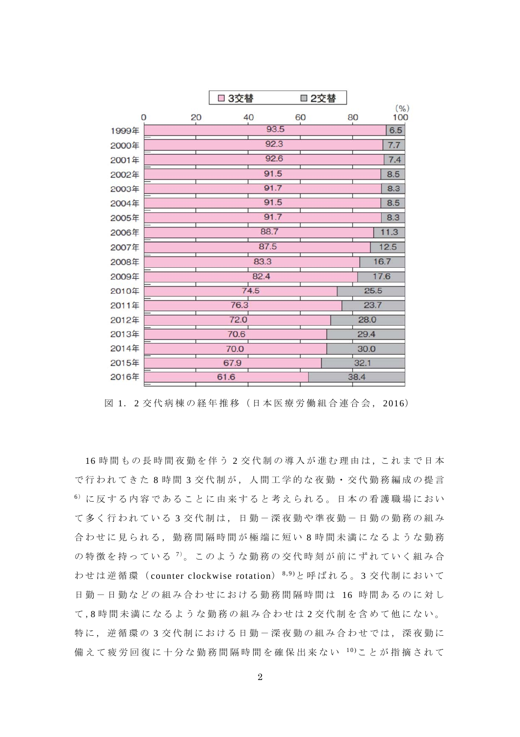| 年 | 3交替 (%) | 2交替 (%) |
|---|---|---|
| 1999年 | 93.5 | 6.5 |
| 2000年 | 92.3 | 7.7 |
| 2001年 | 92.6 | 7.4 |
| 2002年 | 91.5 | 8.5 |
| 2003年 | 91.7 | 8.3 |
| 2004年 | 91.5 | 8.5 |
| 2005年 | 91.7 | 8.3 |
| 2006年 | 88.7 | 11.3 |
| 2007年 | 87.5 | 12.5 |
| 2008年 | 83.3 | 16.7 |
| 2009年 | 82.4 | 17.6 |
| 2010年 | 74.5 | 25.5 |
| 2011年 | 76.3 | 23.7 |
| 2012年 | 72.0 | 28.0 |
| 2013年 | 70.6 | 29.4 |
| 2014年 | 70.0 | 30.0 |
| 2015年 | 67.9 | 32.1 |
| 2016年 | 61.6 | 38.4 |

図 1．2 交代病棟の経年推移（日本医療労働組合連合会，2016）

16 時間もの長時間夜勤を伴う 2 交代制の導入が進む理由は，これまで日本で行われてきた 8 時間 3 交代制が，人間工学的な夜勤・交代勤務編成の提言[6]に反する内容であることに由来すると考えられる。日本の看護職場において多く行われている 3 交代制は，日勤－深夜勤や準夜勤－日勤の勤務の組み合わせに見られる，勤務間隔時間が極端に短い 8 時間未満になるような勤務の特徴を持っている[7]。このような勤務の交代時刻が前にずれていく組み合わせは逆循環（counter clockwise rotation）[8,9]と呼ばれる。3 交代制において日勤－日勤などの組み合わせにおける勤務間隔時間は 16 時間あるのに対して，8 時間未満になるような勤務の組み合わせは 2 交代制を含めて他にない。特に，逆循環の 3 交代制における日勤－深夜勤の組み合わせでは，深夜勤に備えて疲労回復に十分な勤務間隔時間を確保出来ない[10]ことが指摘されて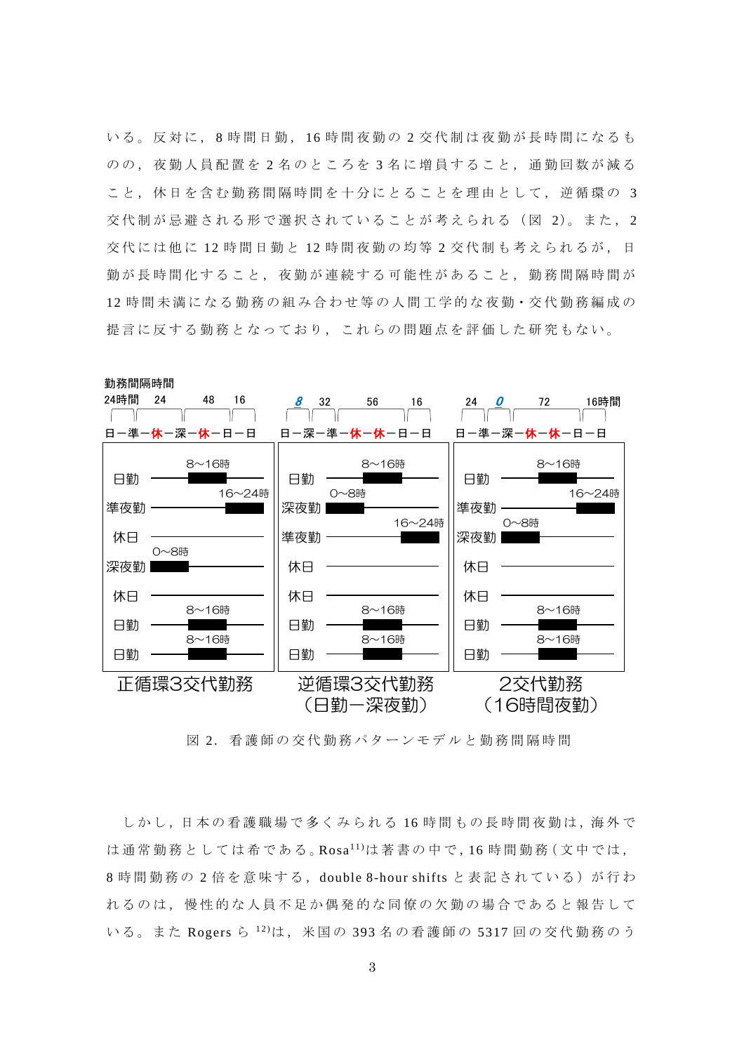いる。反対に，8 時間日勤，16 時間夜勤の 2 交代制は夜勤が長時間になるものの，夜勤人員配置を 2 名のところを 3 名に増員すること，通勤回数が減ること，休日を含む勤務間隔時間を十分にとることを理由として，逆循環の 3 交代制が忌避される形で選択されていることが考えられる（図 2）。また，2 交代には他に 12 時間日勤と 12 時間夜勤の均等 2 交代制も考えられるが，日勤が長時間化すること，夜勤が連続する可能性があること，勤務間隔時間が 12 時間未満になる勤務の組み合わせ等の人間工学的な夜勤・交代勤務編成の提言に反する勤務となっており，これらの問題点を評価した研究もない。

勤務間隔時間

| | 正循環3交代勤務 | 逆循環3交代勤務（日勤ー深夜勤） | 2交代勤務（16時間夜勤） |
|---|---|---|---|
| 勤務順 | 日ー準ー休ー深ー休ー日ー日 | 日ー深ー準ー休ー休ー日ー日 | 日ー準ー深ー休ー休ー日ー日 |
| 勤務間隔時間 | 24時間, 24, 48, 16 | 8, 32, 56, 16 | 24, 0, 72, 16時間 |
| 1 | 日勤 8〜16時 | 日勤 8〜16時 | 日勤 8〜16時 |
| 2 | 準夜勤 16〜24時 | 深夜勤 0〜8時 | 準夜勤 16〜24時 |
| 3 | 休日 | 準夜勤 16〜24時 | 深夜勤 0〜8時 |
| 4 | 深夜勤 0〜8時 | 休日 | 休日 |
| 5 | 休日 | 休日 | 休日 |
| 6 | 日勤 8〜16時 | 日勤 8〜16時 | 日勤 8〜16時 |
| 7 | 日勤 8〜16時 | 日勤 8〜16時 | 日勤 8〜16時 |

図 2. 看護師の交代勤務パターンモデルと勤務間隔時間

しかし，日本の看護職場で多くみられる 16 時間もの長時間夜勤は，海外では通常勤務としては希である。Rosa[11]は著書の中で，16 時間勤務（文中では，8 時間勤務の 2 倍を意味する，double 8-hour shifts と表記されている）が行われるのは，慢性的な人員不足か偶発的な同僚の欠勤の場合であると報告している。また Rogers ら[12]は，米国の 393 名の看護師の 5317 回の交代勤務のう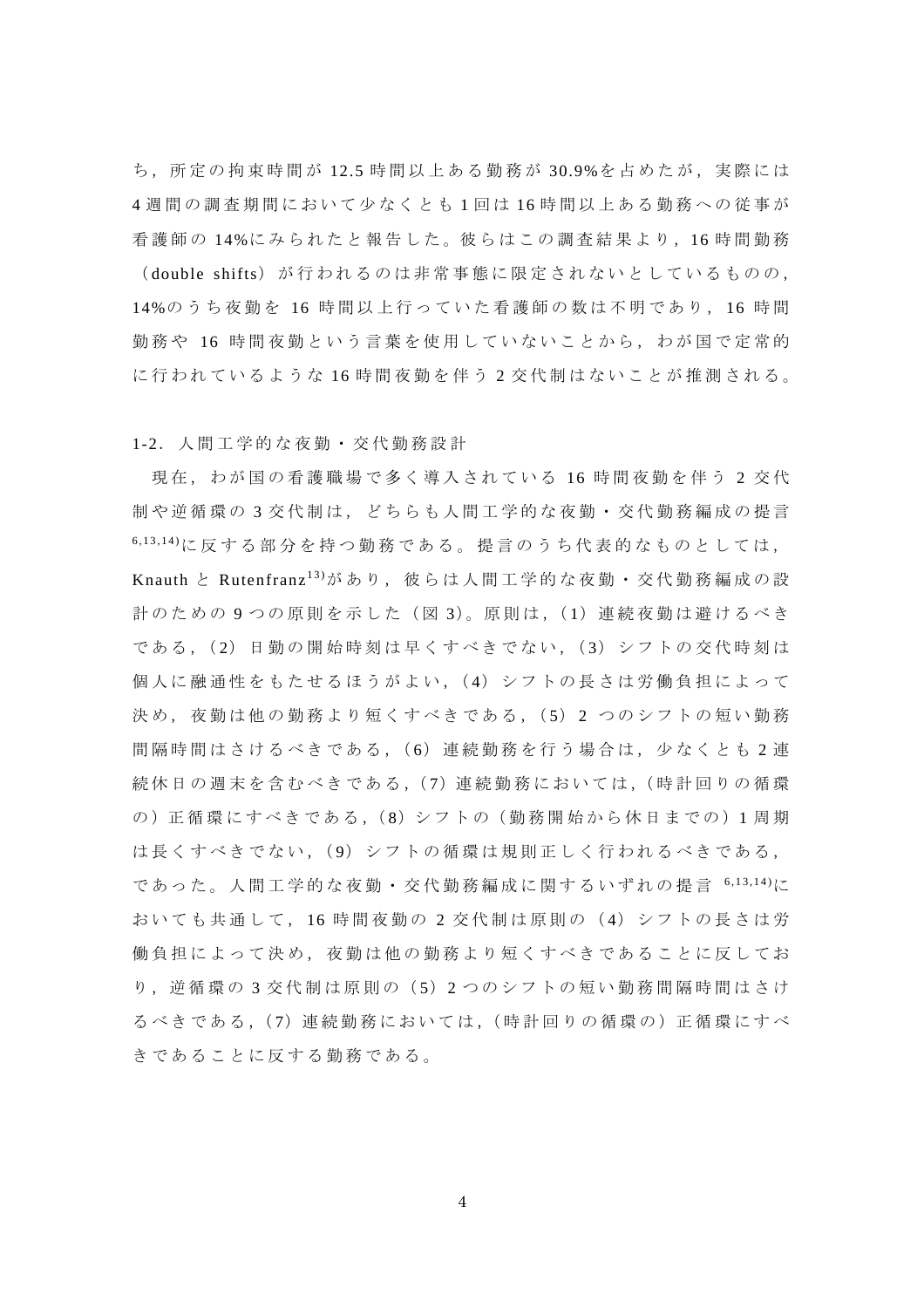ち，所定の拘束時間が 12.5 時間以上ある勤務が 30.9%を占めたが，実際には 4 週間の調査期間において少なくとも 1 回は 16 時間以上ある勤務への従事が看護師の 14%にみられたと報告した。彼らはこの調査結果より，16 時間勤務（double shifts）が行われるのは非常事態に限定されないとしているものの，14%のうち夜勤を 16 時間以上行っていた看護師の数は不明であり，16 時間勤務や 16 時間夜勤という言葉を使用していないことから，わが国で定常的に行われているような 16 時間夜勤を伴う 2 交代制はないことが推測される。

### 1-2．人間工学的な夜勤・交代勤務設計

現在，わが国の看護職場で多く導入されている 16 時間夜勤を伴う 2 交代制や逆循環の 3 交代制は，どちらも人間工学的な夜勤・交代勤務編成の提言[6,13,14]に反する部分を持つ勤務である。提言のうち代表的なものとしては，Knauth と Rutenfranz[13]があり，彼らは人間工学的な夜勤・交代勤務編成の設計のための 9 つの原則を示した（図 3)。原則は，(1) 連続夜勤は避けるべきである，(2) 日勤の開始時刻は早くすべきでない，(3) シフトの交代時刻は個人に融通性をもたせるほうがよい，(4) シフトの長さは労働負担によって決め，夜勤は他の勤務より短くすべきである，(5) 2 つのシフトの短い勤務間隔時間はさけるべきである，(6) 連続勤務を行う場合は，少なくとも 2 連続休日の週末を含むべきである，(7) 連続勤務においては，(時計回りの循環の）正循環にすべきである，(8) シフトの（勤務開始から休日までの）1 周期は長くすべきでない，(9) シフトの循環は規則正しく行われるべきである，であった。人間工学的な夜勤・交代勤務編成に関するいずれの提言[6,13,14]においても共通して，16 時間夜勤の 2 交代制は原則の（4）シフトの長さは労働負担によって決め，夜勤は他の勤務より短くすべきであることに反しており，逆循環の 3 交代制は原則の（5）2 つのシフトの短い勤務間隔時間はさけるべきである，(7) 連続勤務においては，(時計回りの循環の）正循環にすべきであることに反する勤務である。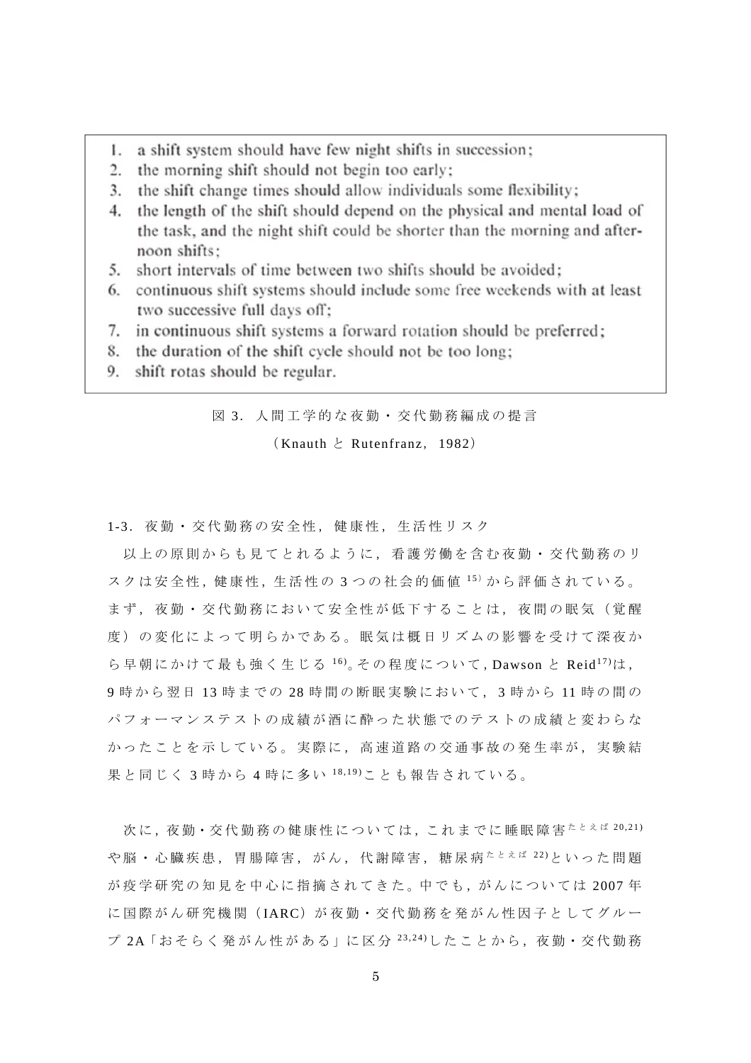1. a shift system should have few night shifts in succession;
2. the morning shift should not begin too early;
3. the shift change times should allow individuals some flexibility;
4. the length of the shift should depend on the physical and mental load of the task, and the night shift could be shorter than the morning and afternoon shifts;
5. short intervals of time between two shifts should be avoided;
6. continuous shift systems should include some free weekends with at least two successive full days off;
7. in continuous shift systems a forward rotation should be preferred;
8. the duration of the shift cycle should not be too long;
9. shift rotas should be regular.

図 3．人間工学的な夜勤・交代勤務編成の提言

（Knauth と Rutenfranz，1982）

### 1-3．夜勤・交代勤務の安全性，健康性，生活性リスク

以上の原則からも見てとれるように，看護労働を含む夜勤・交代勤務のリスクは安全性，健康性，生活性の 3 つの社会的価値[15]から評価されている。まず，夜勤・交代勤務において安全性が低下することは，夜間の眠気（覚醒度）の変化によって明らかである。眠気は概日リズムの影響を受けて深夜から早朝にかけて最も強く生じる[16]。その程度について，Dawson と Reid[17]は，9 時から翌日 13 時までの 28 時間の断眠実験において，3 時から 11 時の間のパフォーマンステストの成績が酒に酔った状態でのテストの成績と変わらなかったことを示している。実際に，高速道路の交通事故の発生率が，実験結果と同じく 3 時から 4 時に多い[18,19]ことも報告されている。

次に，夜勤・交代勤務の健康性については，これまでに睡眠障害[たとえば 20,21]や脳・心臓疾患，胃腸障害，がん，代謝障害，糖尿病[たとえば 22]といった問題が疫学研究の知見を中心に指摘されてきた。中でも，がんについては 2007 年に国際がん研究機関（IARC）が夜勤・交代勤務を発がん性因子としてグループ 2A「おそらく発がん性がある」に区分[23,24]したことから，夜勤・交代勤務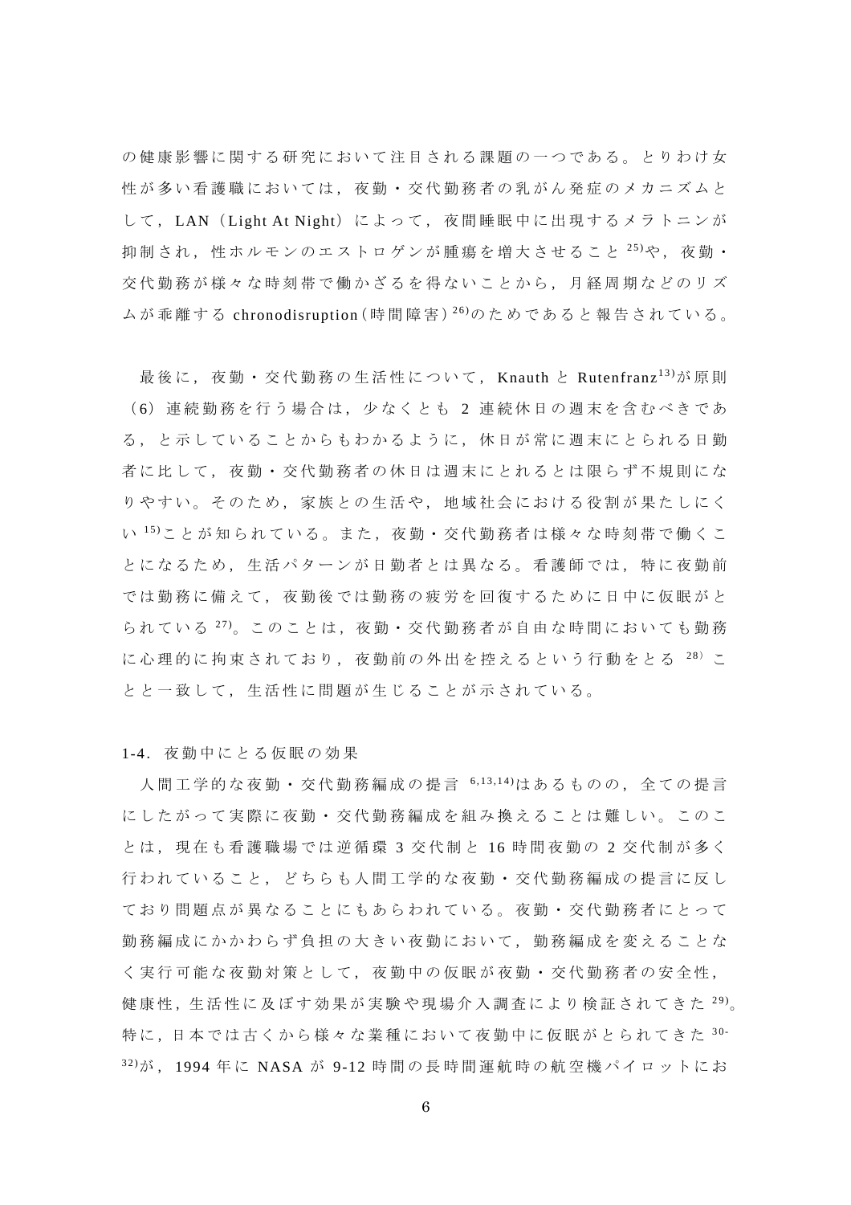の健康影響に関する研究において注目される課題の一つである。とりわけ女性が多い看護職においては，夜勤・交代勤務者の乳がん発症のメカニズムとして，LAN（Light At Night）によって，夜間睡眠中に出現するメラトニンが抑制され，性ホルモンのエストロゲンが腫瘍を増大させること[25]や，夜勤・交代勤務が様々な時刻帯で働かざるを得ないことから，月経周期などのリズムが乖離する chronodisruption（時間障害）[26]のためであると報告されている。

最後に，夜勤・交代勤務の生活性について，Knauth と Rutenfranz[13]が原則（6）連続勤務を行う場合は，少なくとも 2 連続休日の週末を含むべきである，と示していることからもわかるように，休日が常に週末にとられる日勤者に比して，夜勤・交代勤務者の休日は週末にとれるとは限らず不規則になりやすい。そのため，家族との生活や，地域社会における役割が果たしにくい[15]ことが知られている。また，夜勤・交代勤務者は様々な時刻帯で働くことになるため，生活パターンが日勤者とは異なる。看護師では，特に夜勤前では勤務に備えて，夜勤後では勤務の疲労を回復するために日中に仮眠がとられている[27]。このことは，夜勤・交代勤務者が自由な時間においても勤務に心理的に拘束されており，夜勤前の外出を控えるという行動をとる[28]ことと一致して，生活性に問題が生じることが示されている。

### 1-4. 夜勤中にとる仮眠の効果

人間工学的な夜勤・交代勤務編成の提言[6,13,14]はあるものの，全ての提言にしたがって実際に夜勤・交代勤務編成を組み換えることは難しい。このことは，現在も看護職場では逆循環 3 交代制と 16 時間夜勤の 2 交代制が多く行われていること，どちらも人間工学的な夜勤・交代勤務編成の提言に反しており問題点が異なることにもあらわれている。夜勤・交代勤務者にとって勤務編成にかかわらず負担の大きい夜勤において，勤務編成を変えることなく実行可能な夜勤対策として，夜勤中の仮眠が夜勤・交代勤務者の安全性，健康性，生活性に及ぼす効果が実験や現場介入調査により検証されてきた[29]。特に，日本では古くから様々な業種において夜勤中に仮眠がとられてきた[30-32]が，1994 年に NASA が 9-12 時間の長時間運航時の航空機パイロットにお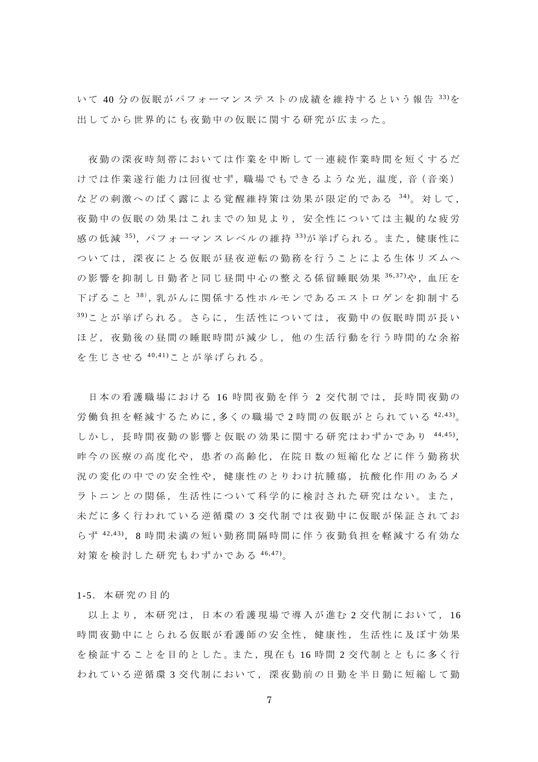いて 40 分の仮眠がパフォーマンステストの成績を維持するという報告[33]を出してから世界的にも夜勤中の仮眠に関する研究が広まった。

夜勤の深夜時刻帯においては作業を中断して一連続作業時間を短くするだけでは作業遂行能力は回復せず，職場でもできるような光，温度，音（音楽）などの刺激へのばく露による覚醒維持策は効果が限定的である[34]。対して，夜勤中の仮眠の効果はこれまでの知見より，安全性については主観的な疲労感の低減[35]，パフォーマンスレベルの維持[33]が挙げられる。また，健康性については，深夜にとる仮眠が昼夜逆転の勤務を行うことによる生体リズムへの影響を抑制し日勤者と同じ昼間中心の整える係留睡眠効果[36,37]や，血圧を下げること[38]，乳がんに関係する性ホルモンであるエストロゲンを抑制する[39]ことが挙げられる。さらに，生活性については，夜勤中の仮眠時間が長いほど，夜勤後の昼間の睡眠時間が減少し，他の生活行動を行う時間的な余裕を生じさせる[40,41]ことが挙げられる。

日本の看護職場における 16 時間夜勤を伴う 2 交代制では，長時間夜勤の労働負担を軽減するために，多くの職場で 2 時間の仮眠がとられている[42,43]。しかし，長時間夜勤の影響と仮眠の効果に関する研究はわずかであり[44,45]，昨今の医療の高度化や，患者の高齢化，在院日数の短縮化などに伴う勤務状況の変化の中での安全性や，健康性のとりわけ抗腫瘍，抗酸化作用のあるメラトニンとの関係，生活性について科学的に検討された研究はない。また，未だに多く行われている逆循環の 3 交代制では夜勤中に仮眠が保証されておらず[42,43]，8 時間未満の短い勤務間隔時間に伴う夜勤負担を軽減する有効な対策を検討した研究もわずかである[46,47]。

### 1-5．本研究の目的

以上より，本研究は，日本の看護現場で導入が進む 2 交代制において，16 時間夜勤中にとられる仮眠が看護師の安全性，健康性，生活性に及ぼす効果を検証することを目的とした。また，現在も 16 時間 2 交代制とともに多く行われている逆循環 3 交代制において，深夜勤前の日勤を半日勤に短縮して勤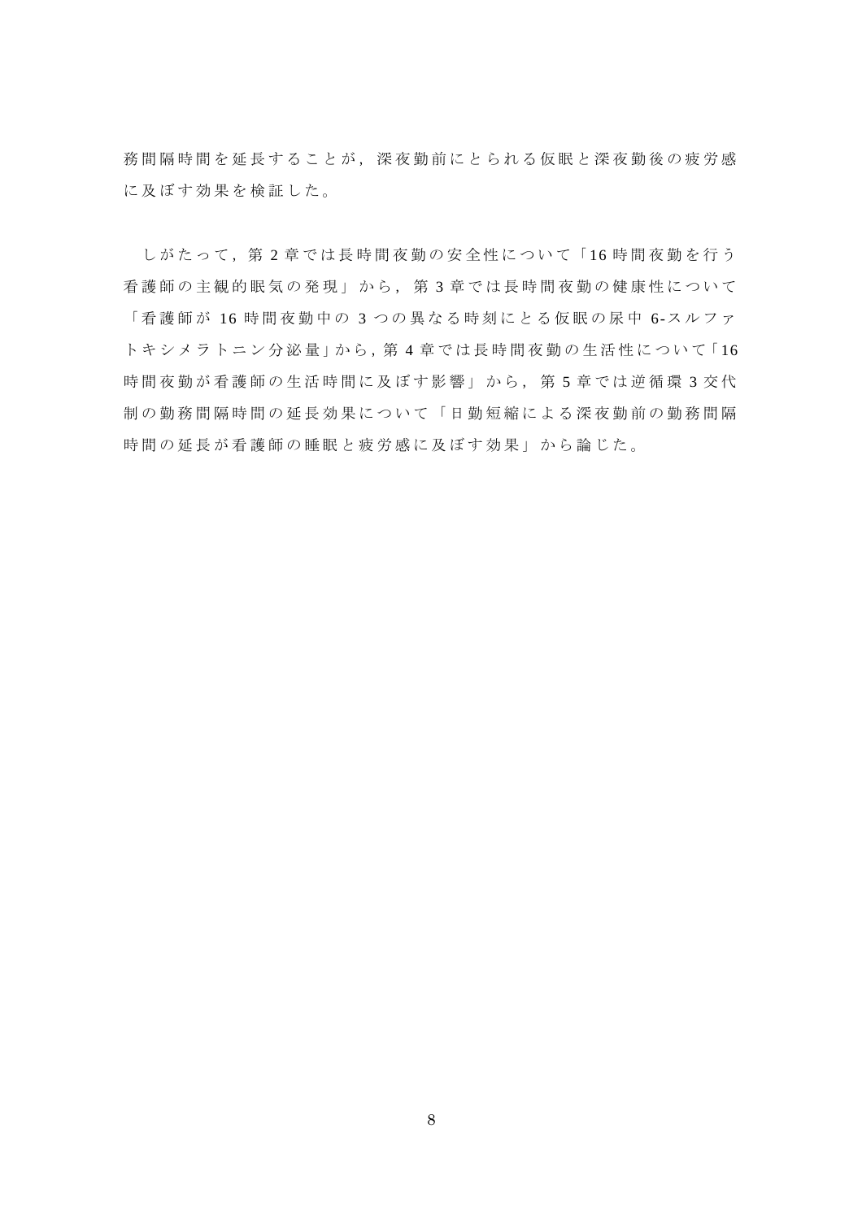務間隔時間を延長することが，深夜勤前にとられる仮眠と深夜勤後の疲労感に及ぼす効果を検証した。

しがたって，第 2 章では長時間夜勤の安全性について「16 時間夜勤を行う看護師の主観的眠気の発現」から，第 3 章では長時間夜勤の健康性について「看護師が 16 時間夜勤中の 3 つの異なる時刻にとる仮眠の尿中 6-スルファトキシメラトニン分泌量」から，第 4 章では長時間夜勤の生活性について「16 時間夜勤が看護師の生活時間に及ぼす影響」から，第 5 章では逆循環 3 交代制の勤務間隔時間の延長効果について「日勤短縮による深夜勤前の勤務間隔時間の延長が看護師の睡眠と疲労感に及ぼす効果」から論じた。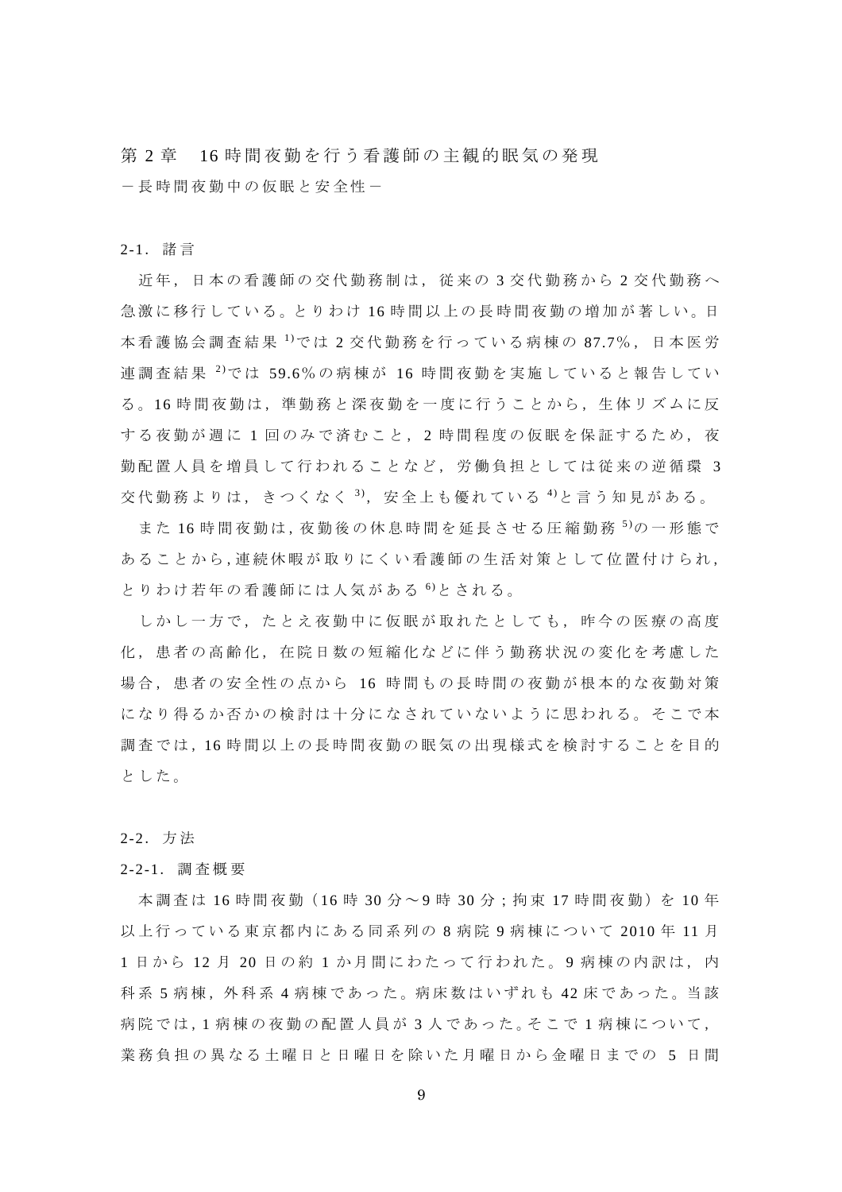# 第 2 章　16 時間夜勤を行う看護師の主観的眠気の発現

－長時間夜勤中の仮眠と安全性－

## 2-1. 諸言

近年，日本の看護師の交代勤務制は，従来の 3 交代勤務から 2 交代勤務へ急激に移行している。とりわけ 16 時間以上の長時間夜勤の増加が著しい。日本看護協会調査結果 [1)]では 2 交代勤務を行っている病棟の 87.7%，日本医労連調査結果 [2)]では 59.6%の病棟が 16 時間夜勤を実施していると報告している。16 時間夜勤は，準勤務と深夜勤を一度に行うことから，生体リズムに反する夜勤が週に 1 回のみで済むこと，2 時間程度の仮眠を保証するため，夜勤配置人員を増員して行われることなど，労働負担としては従来の逆循環 3 交代勤務よりは，きつくなく [3)]，安全上も優れている [4)]と言う知見がある。

また 16 時間夜勤は，夜勤後の休息時間を延長させる圧縮勤務 [5)]の一形態であることから，連続休暇が取りにくい看護師の生活対策として位置付けられ，とりわけ若年の看護師には人気がある [6)]とされる。

しかし一方で，たとえ夜勤中に仮眠が取れたとしても，昨今の医療の高度化，患者の高齢化，在院日数の短縮化などに伴う勤務状況の変化を考慮した場合，患者の安全性の点から 16 時間もの長時間の夜勤が根本的な夜勤対策になり得るか否かの検討は十分になされていないように思われる。そこで本調査では，16 時間以上の長時間夜勤の眠気の出現様式を検討することを目的とした。

## 2-2. 方法

### 2-2-1. 調査概要

本調査は 16 時間夜勤（16 時 30 分～9 時 30 分；拘束 17 時間夜勤）を 10 年以上行っている東京都内にある同系列の 8 病院 9 病棟について 2010 年 11 月 1 日から 12 月 20 日の約 1 か月間にわたって行われた。9 病棟の内訳は，内科系 5 病棟，外科系 4 病棟であった。病床数はいずれも 42 床であった。当該病院では，1 病棟の夜勤の配置人員が 3 人であった。そこで 1 病棟について，業務負担の異なる土曜日と日曜日を除いた月曜日から金曜日までの 5 日間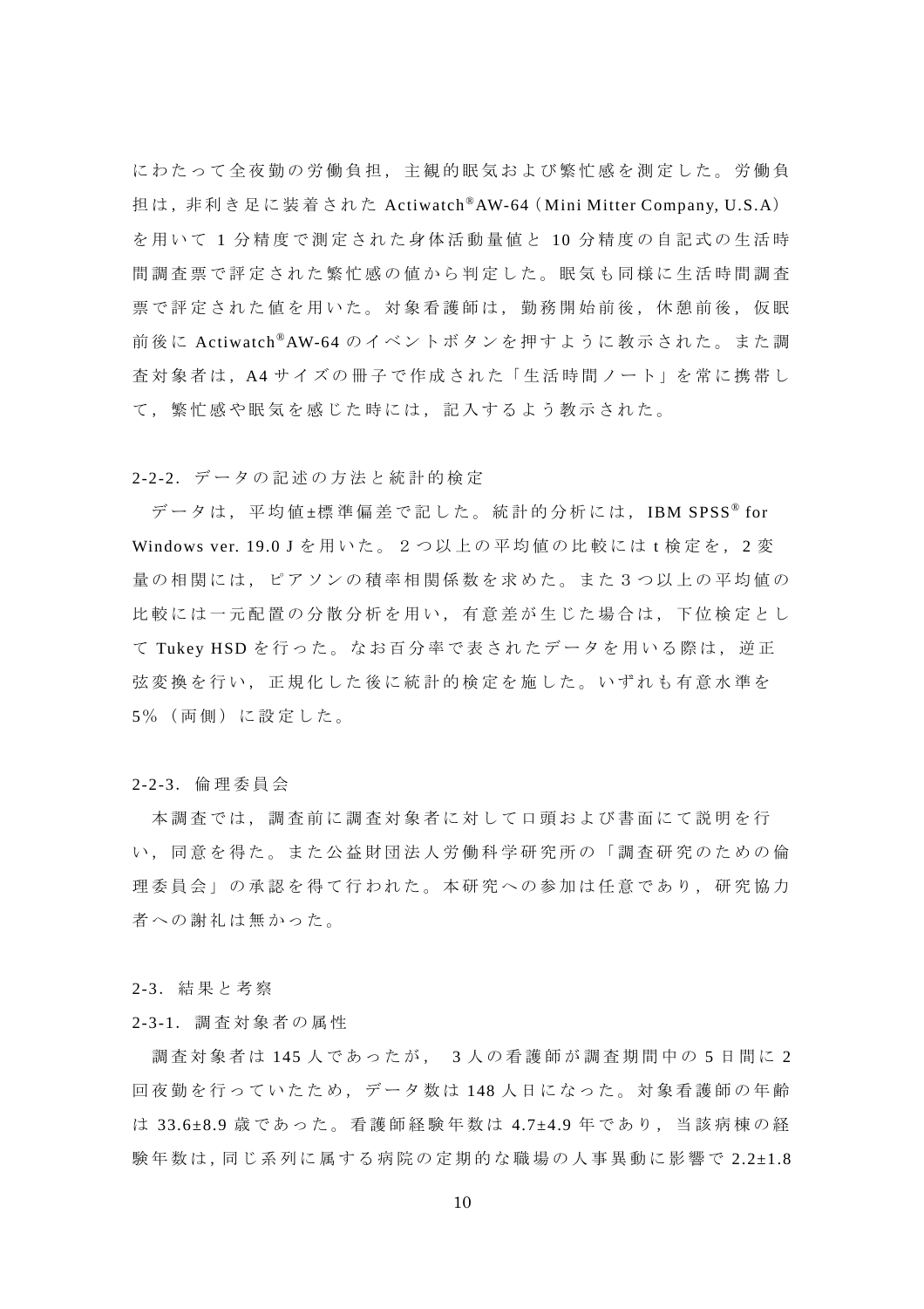にわたって全夜勤の労働負担，主観的眠気および繁忙感を測定した。労働負担は，非利き足に装着された Actiwatch®AW-64（Mini Mitter Company, U.S.A）を用いて 1 分精度で測定された身体活動量値と 10 分精度の自記式の生活時間調査票で評定された繁忙感の値から判定した。眠気も同様に生活時間調査票で評定された値を用いた。対象看護師は，勤務開始前後，休憩前後，仮眠前後に Actiwatch®AW-64 のイベントボタンを押すように教示された。また調査対象者は，A4 サイズの冊子で作成された「生活時間ノート」を常に携帯して，繁忙感や眠気を感じた時には，記入するよう教示された。

### 2-2-2. データの記述の方法と統計的検定

データは，平均値±標準偏差で記した。統計的分析には，IBM SPSS® for Windows ver. 19.0 J を用いた。２つ以上の平均値の比較には t 検定を，2 変量の相関には，ピアソンの積率相関係数を求めた。また 3 つ以上の平均値の比較には一元配置の分散分析を用い，有意差が生じた場合は，下位検定として Tukey HSD を行った。なお百分率で表されたデータを用いる際は，逆正弦変換を行い，正規化した後に統計的検定を施した。いずれも有意水準を 5%（両側）に設定した。

### 2-2-3. 倫理委員会

本調査では，調査前に調査対象者に対して口頭および書面にて説明を行い，同意を得た。また公益財団法人労働科学研究所の「調査研究のための倫理委員会」の承認を得て行われた。本研究への参加は任意であり，研究協力者への謝礼は無かった。

## 2-3. 結果と考察

### 2-3-1. 調査対象者の属性

調査対象者は 145 人であったが， 3 人の看護師が調査期間中の 5 日間に 2 回夜勤を行っていたため，データ数は 148 人日になった。対象看護師の年齢は 33.6±8.9 歳であった。看護師経験年数は 4.7±4.9 年であり，当該病棟の経験年数は，同じ系列に属する病院の定期的な職場の人事異動に影響で 2.2±1.8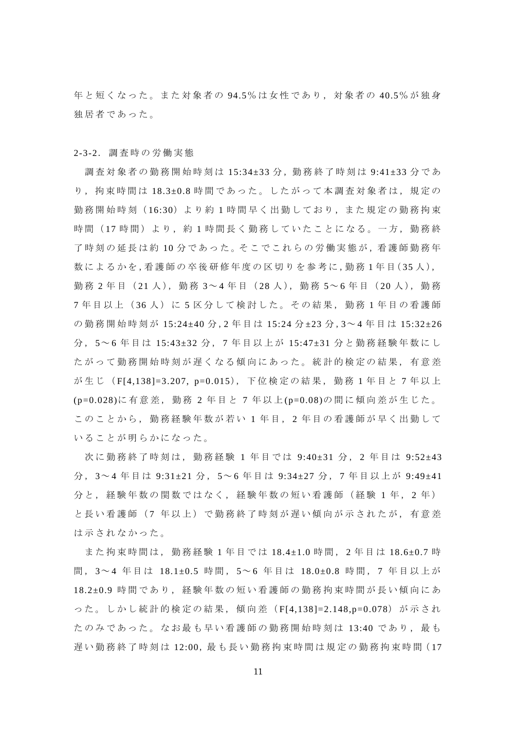年と短くなった。また対象者の 94.5%は女性であり，対象者の 40.5%が独身独居者であった。

2-3-2．調査時の労働実態

調査対象者の勤務開始時刻は 15:34±33 分，勤務終了時刻は 9:41±33 分であり，拘束時間は 18.3±0.8 時間であった。したがって本調査対象者は，規定の勤務開始時刻（16:30）より約 1 時間早く出勤しており，また規定の勤務拘束時間（17 時間）より，約 1 時間長く勤務していたことになる。一方，勤務終了時刻の延長は約 10 分であった。そこでこれらの労働実態が，看護師勤務年数によるかを，看護師の卒後研修年度の区切りを参考に，勤務 1 年目（35 人），勤務 2 年目（21 人），勤務 3～4 年目（28 人），勤務 5～6 年目（20 人），勤務 7 年目以上（36 人）に 5 区分して検討した。その結果，勤務 1 年目の看護師の勤務開始時刻が 15:24±40 分，2 年目は 15:24 分±23 分，3～4 年目は 15:32±26 分，5～6 年目は 15:43±32 分，7 年目以上が 15:47±31 分と勤務経験年数にしたがって勤務開始時刻が遅くなる傾向にあった。統計的検定の結果，有意差が生じ（$F[4,138]=3.207$, $p=0.015$），下位検定の結果，勤務 1 年目と 7 年以上($p=0.028$)に有意差，勤務 2 年目と 7 年以上($p=0.08$)の間に傾向差が生じた。このことから，勤務経験年数が若い 1 年目，2 年目の看護師が早く出勤していることが明らかになった。

次に勤務終了時刻は，勤務経験 1 年目では 9:40±31 分，2 年目は 9:52±43 分，3～4 年目は 9:31±21 分，5～6 年目は 9:34±27 分，7 年目以上が 9:49±41 分と，経験年数の関数ではなく，経験年数の短い看護師（経験 1 年，2 年）と長い看護師（7 年以上）で勤務終了時刻が遅い傾向が示されたが，有意差は示されなかった。

また拘束時間は，勤務経験 1 年目では 18.4±1.0 時間，2 年目は 18.6±0.7 時間，3～4 年目は 18.1±0.5 時間，5～6 年目は 18.0±0.8 時間，7 年目以上が 18.2±0.9 時間であり，経験年数の短い看護師の勤務拘束時間が長い傾向にあった。しかし統計的検定の結果，傾向差（$F[4,138]=2.148$,$p=0.078$）が示されたのみであった。なお最も早い看護師の勤務開始時刻は 13:40 であり，最も遅い勤務終了時刻は 12:00，最も長い勤務拘束時間は規定の勤務拘束時間（17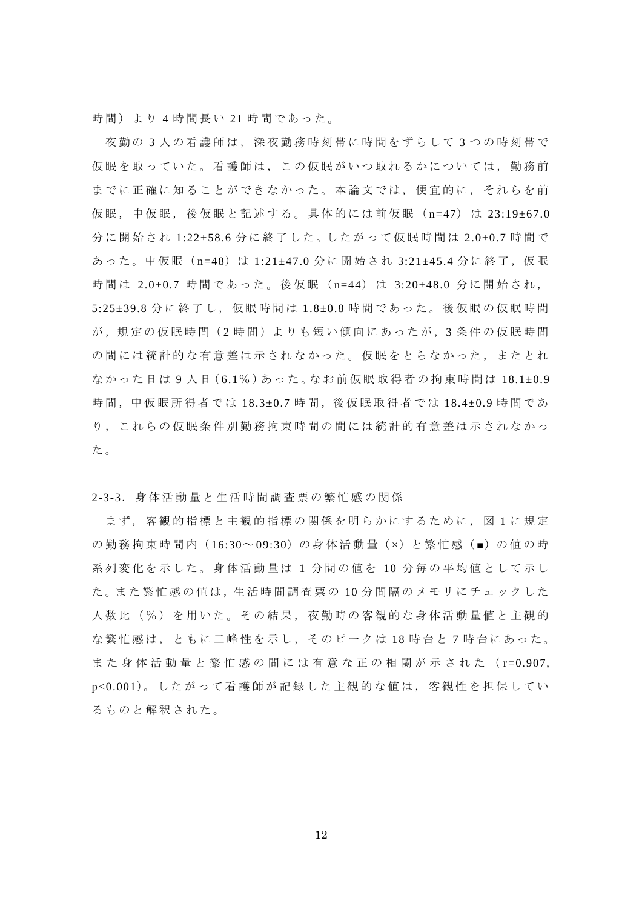時間）より 4 時間長い 21 時間であった。

夜勤の 3 人の看護師は，深夜勤務時刻帯に時間をずらして 3 つの時刻帯で仮眠を取っていた。看護師は，この仮眠がいつ取れるかについては，勤務前までに正確に知ることができなかった。本論文では，便宜的に，それらを前仮眠，中仮眠，後仮眠と記述する。具体的には前仮眠（n=47）は 23:19±67.0 分に開始され 1:22±58.6 分に終了した。したがって仮眠時間は 2.0±0.7 時間であった。中仮眠（n=48）は 1:21±47.0 分に開始され 3:21±45.4 分に終了，仮眠時間は 2.0±0.7 時間であった。後仮眠（n=44）は 3:20±48.0 分に開始され，5:25±39.8 分に終了し，仮眠時間は 1.8±0.8 時間であった。後仮眠の仮眠時間が，規定の仮眠時間（2 時間）よりも短い傾向にあったが，3 条件の仮眠時間の間には統計的な有意差は示されなかった。仮眠をとらなかった，またとれなかった日は 9 人日（6.1%）あった。なお前仮眠取得者の拘束時間は 18.1±0.9 時間，中仮眠所得者では 18.3±0.7 時間，後仮眠取得者では 18.4±0.9 時間であり，これらの仮眠条件別勤務拘束時間の間には統計的有意差は示されなかった。

2-3-3. 身体活動量と生活時間調査票の繁忙感の関係

まず，客観的指標と主観的指標の関係を明らかにするために，図 1 に規定の勤務拘束時間内（16:30～09:30）の身体活動量（×）と繁忙感（■）の値の時系列変化を示した。身体活動量は 1 分間の値を 10 分毎の平均値として示した。また繁忙感の値は，生活時間調査票の 10 分間隔のメモリにチェックした人数比（%）を用いた。その結果，夜勤時の客観的な身体活動量値と主観的な繁忙感は，ともに二峰性を示し，そのピークは 18 時台と 7 時台にあった。また身体活動量と繁忙感の間には有意な正の相関が示された（$r=0.907$, $p<0.001$）。したがって看護師が記録した主観的な値は，客観性を担保しているものと解釈された。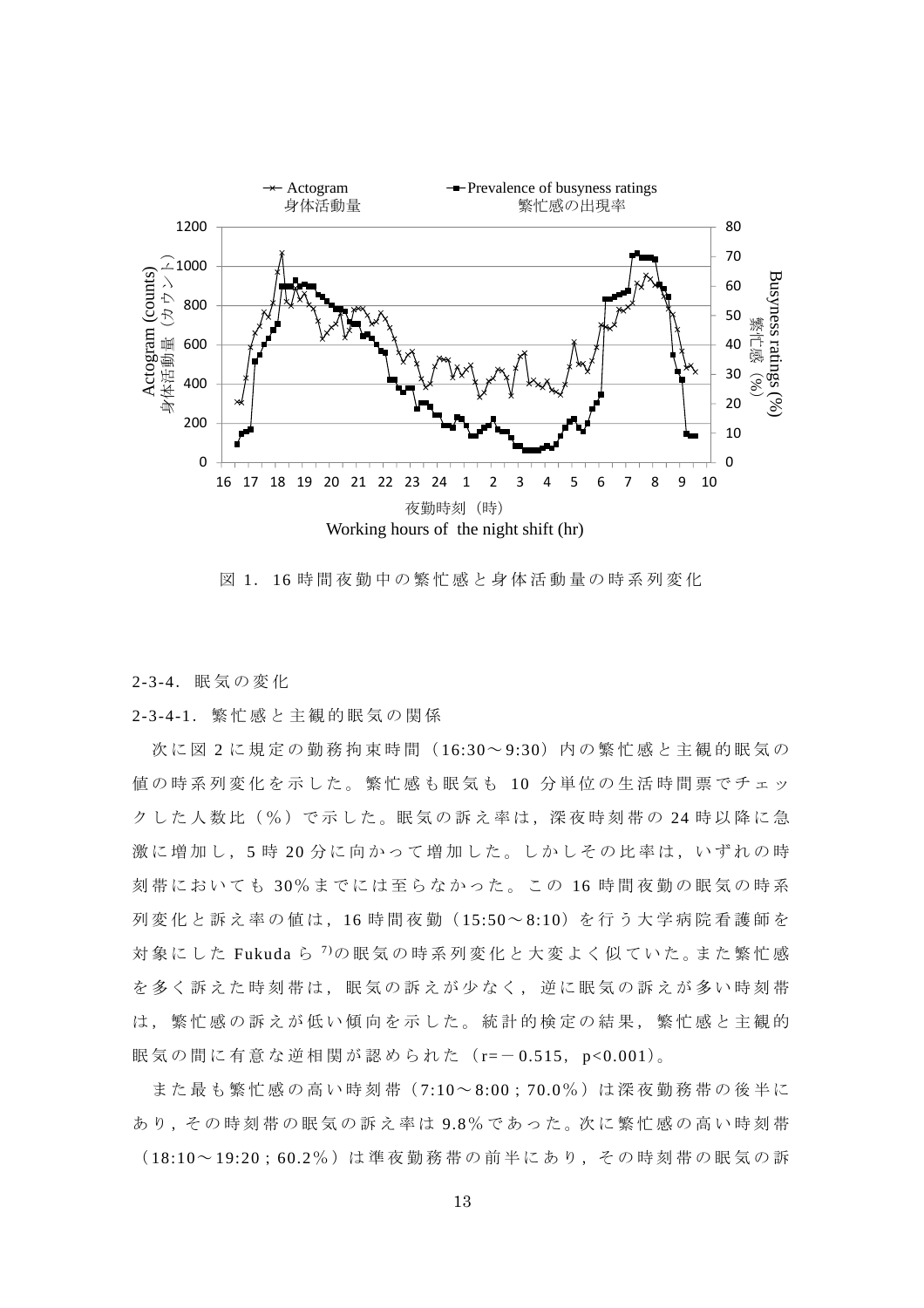図 1．16 時間夜勤中の繁忙感と身体活動量の時系列変化

2-3-4．眠気の変化

2-3-4-1．繁忙感と主観的眠気の関係

次に図 2 に規定の勤務拘束時間（16:30～9:30）内の繁忙感と主観的眠気の値の時系列変化を示した。繁忙感も眠気も 10 分単位の生活時間票でチェックした人数比（%）で示した。眠気の訴え率は，深夜時刻帯の 24 時以降に急激に増加し，5 時 20 分に向かって増加した。しかしその比率は，いずれの時刻帯においても 30%までには至らなかった。この 16 時間夜勤の眠気の時系列変化と訴え率の値は，16 時間夜勤（15:50～8:10）を行う大学病院看護師を対象にした Fukuda ら [7)] の眠気の時系列変化と大変よく似ていた。また繁忙感を多く訴えた時刻帯は，眠気の訴えが少なく，逆に眠気の訴えが多い時刻帯は，繁忙感の訴えが低い傾向を示した。統計的検定の結果，繁忙感と主観的眠気の間に有意な逆相関が認められた（$r = -0.515$，$p<0.001$）。

また最も繁忙感の高い時刻帯（7:10～8:00；70.0%）は深夜勤務帯の後半にあり，その時刻帯の眠気の訴え率は 9.8%であった。次に繁忙感の高い時刻帯（18:10～19:20；60.2%）は準夜勤務帯の前半にあり，その時刻帯の眠気の訴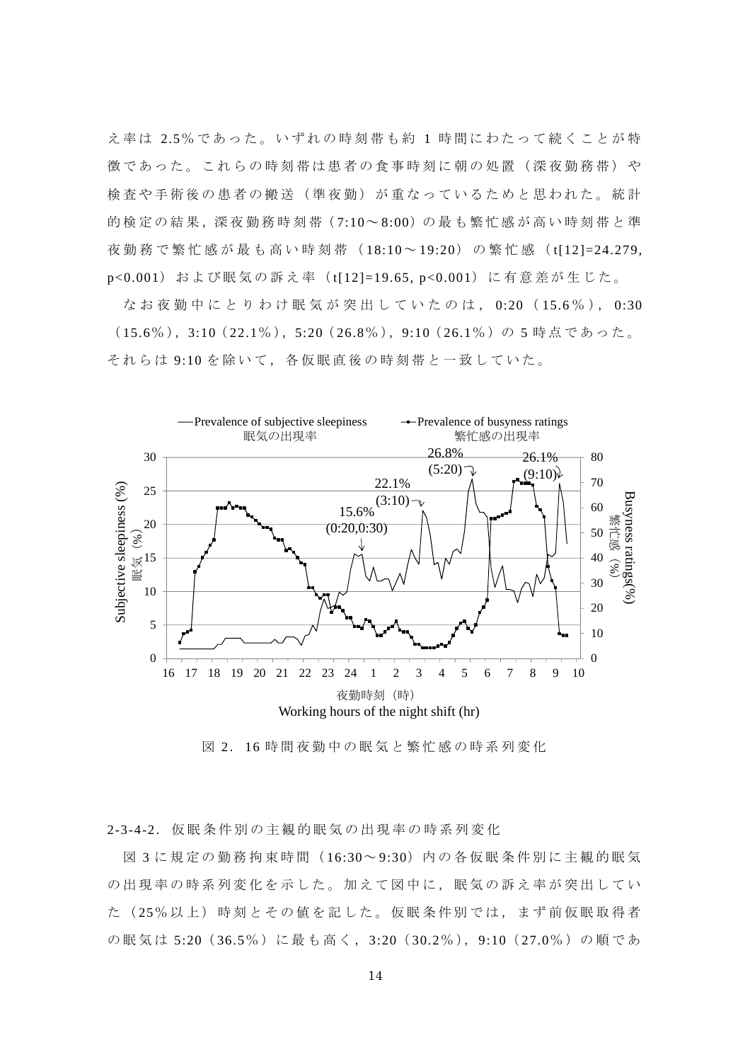え率は 2.5%であった。いずれの時刻帯も約 1 時間にわたって続くことが特徴であった。これらの時刻帯は患者の食事時刻に朝の処置（深夜勤務帯）や検査や手術後の患者の搬送（準夜勤）が重なっているためと思われた。統計的検定の結果，深夜勤務時刻帯（7:10～8:00）の最も繁忙感が高い時刻帯と準夜勤務で繁忙感が最も高い時刻帯（18:10～19:20）の繁忙感（$t[12]=24.279$, $p<0.001$）および眠気の訴え率（$t[12]=19.65$, $p<0.001$）に有意差が生じた。

なお夜勤中にとりわけ眠気が突出していたのは，0:20（15.6%），0:30（15.6%），3:10（22.1%），5:20（26.8%），9:10（26.1%）の 5 時点であった。それらは 9:10 を除いて，各仮眠直後の時刻帯と一致していた。

図 2. 16 時間夜勤中の眠気と繁忙感の時系列変化

2-3-4-2. 仮眠条件別の主観的眠気の出現率の時系列変化

図 3 に規定の勤務拘束時間（16:30～9:30）内の各仮眠条件別に主観的眠気の出現率の時系列変化を示した。加えて図中に，眠気の訴え率が突出していた（25%以上）時刻とその値を記した。仮眠条件別では，まず前仮眠取得者の眠気は 5:20（36.5%）に最も高く，3:20（30.2%），9:10（27.0%）の順であ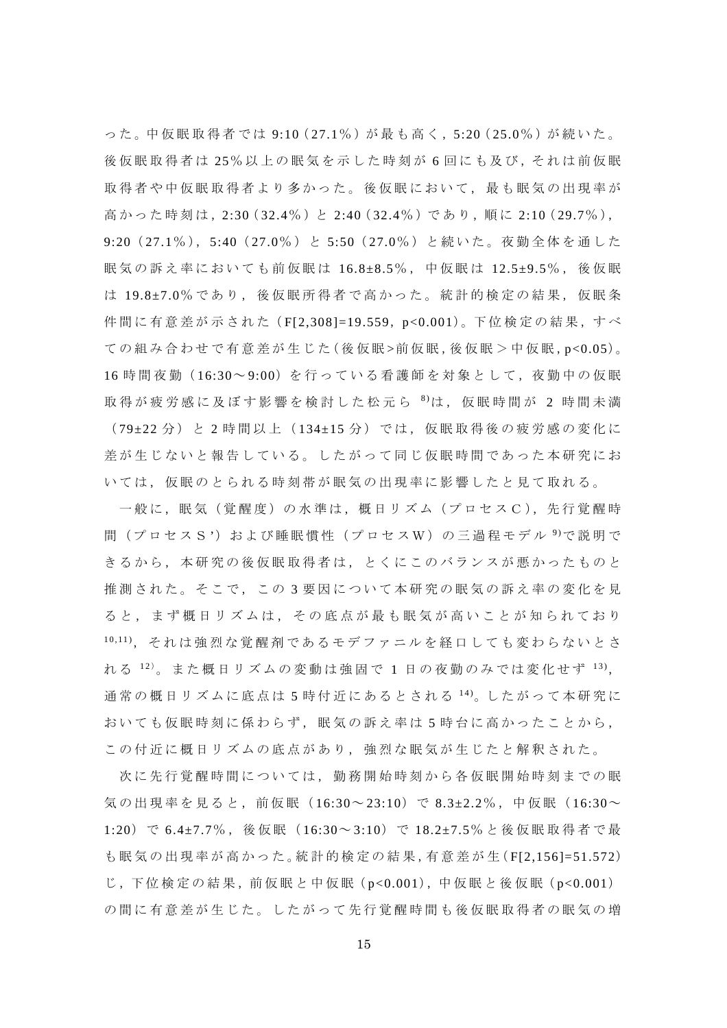った。中仮眠取得者では 9:10（27.1%）が最も高く，5:20（25.0%）が続いた。後仮眠取得者は 25%以上の眠気を示した時刻が 6 回にも及び，それは前仮眠取得者や中仮眠取得者より多かった。後仮眠において，最も眠気の出現率が高かった時刻は，2:30（32.4%）と 2:40（32.4%）であり，順に 2:10（29.7%），9:20（27.1%），5:40（27.0%）と 5:50（27.0%）と続いた。夜勤全体を通した眠気の訴え率においても前仮眠は 16.8±8.5%，中仮眠は 12.5±9.5%，後仮眠は 19.8±7.0%であり，後仮眠所得者で高かった。統計的検定の結果，仮眠条件間に有意差が示された（$F[2,308]=19.559$，$p<0.001$）。下位検定の結果，すべての組み合わせで有意差が生じた（後仮眠>前仮眠，後仮眠＞中仮眠，$p<0.05$）。16 時間夜勤（16:30〜9:00）を行っている看護師を対象として，夜勤中の仮眠取得が疲労感に及ぼす影響を検討した松元ら [8]は，仮眠時間が 2 時間未満（79±22 分）と 2 時間以上（134±15 分）では，仮眠取得後の疲労感の変化に差が生じないと報告している。したがって同じ仮眠時間であった本研究においては，仮眠のとられる時刻帯が眠気の出現率に影響したと見て取れる。

一般に，眠気（覚醒度）の水準は，概日リズム（プロセスＣ），先行覚醒時間（プロセスＳ'）および睡眠慣性（プロセスＷ）の三過程モデル [9]で説明できるから，本研究の後仮眠取得者は，とくにこのバランスが悪かったものと推測された。そこで，この 3 要因について本研究の眠気の訴え率の変化を見ると，まず概日リズムは，その底点が最も眠気が高いことが知られており [10,11]，それは強烈な覚醒剤であるモデファニルを経口しても変わらないとされる [12]。また概日リズムの変動は強固で 1 日の夜勤のみでは変化せず [13]，通常の概日リズムに底点は 5 時付近にあるとされる [14]。したがって本研究においても仮眠時刻に係わらず，眠気の訴え率は 5 時台に高かったことから，この付近に概日リズムの底点があり，強烈な眠気が生じたと解釈された。

次に先行覚醒時間については，勤務開始時刻から各仮眠開始時刻までの眠気の出現率を見ると，前仮眠（16:30〜23:10）で 8.3±2.2%，中仮眠（16:30〜1:20）で 6.4±7.7%，後仮眠（16:30〜3:10）で 18.2±7.5%と後仮眠取得者で最も眠気の出現率が高かった。統計的検定の結果，有意差が生（$F[2,156]=51.572$）じ，下位検定の結果，前仮眠と中仮眠（$p<0.001$），中仮眠と後仮眠（$p<0.001$）の間に有意差が生じた。したがって先行覚醒時間も後仮眠取得者の眠気の増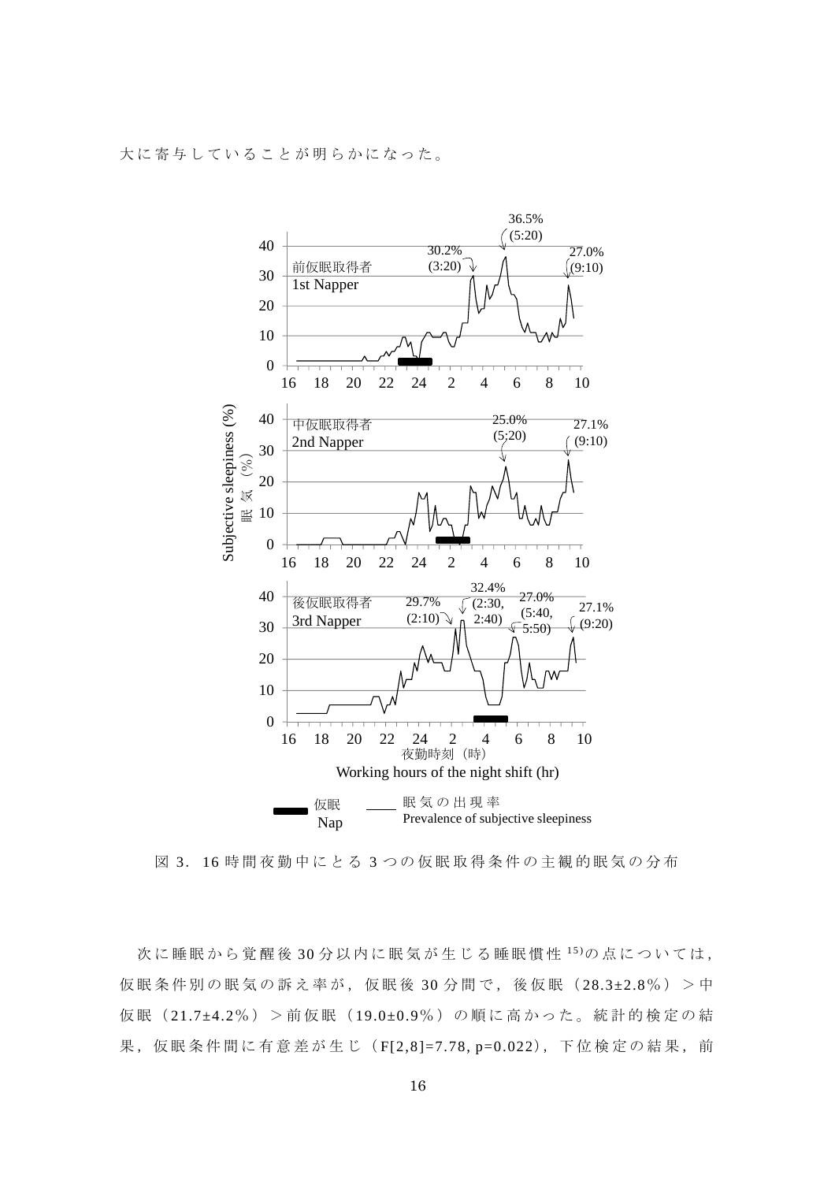大に寄与していることが明らかになった。

図 3．16 時間夜勤中にとる 3 つの仮眠取得条件の主観的眠気の分布

次に睡眠から覚醒後 30 分以内に眠気が生じる睡眠慣性[15]の点については，仮眠条件別の眠気の訴え率が，仮眠後 30 分間で，後仮眠（28.3±2.8%）＞中仮眠（21.7±4.2%）＞前仮眠（19.0±0.9%）の順に高かった。統計的検定の結果，仮眠条件間に有意差が生じ（$F[2,8]=7.78$, $p=0.022$），下位検定の結果，前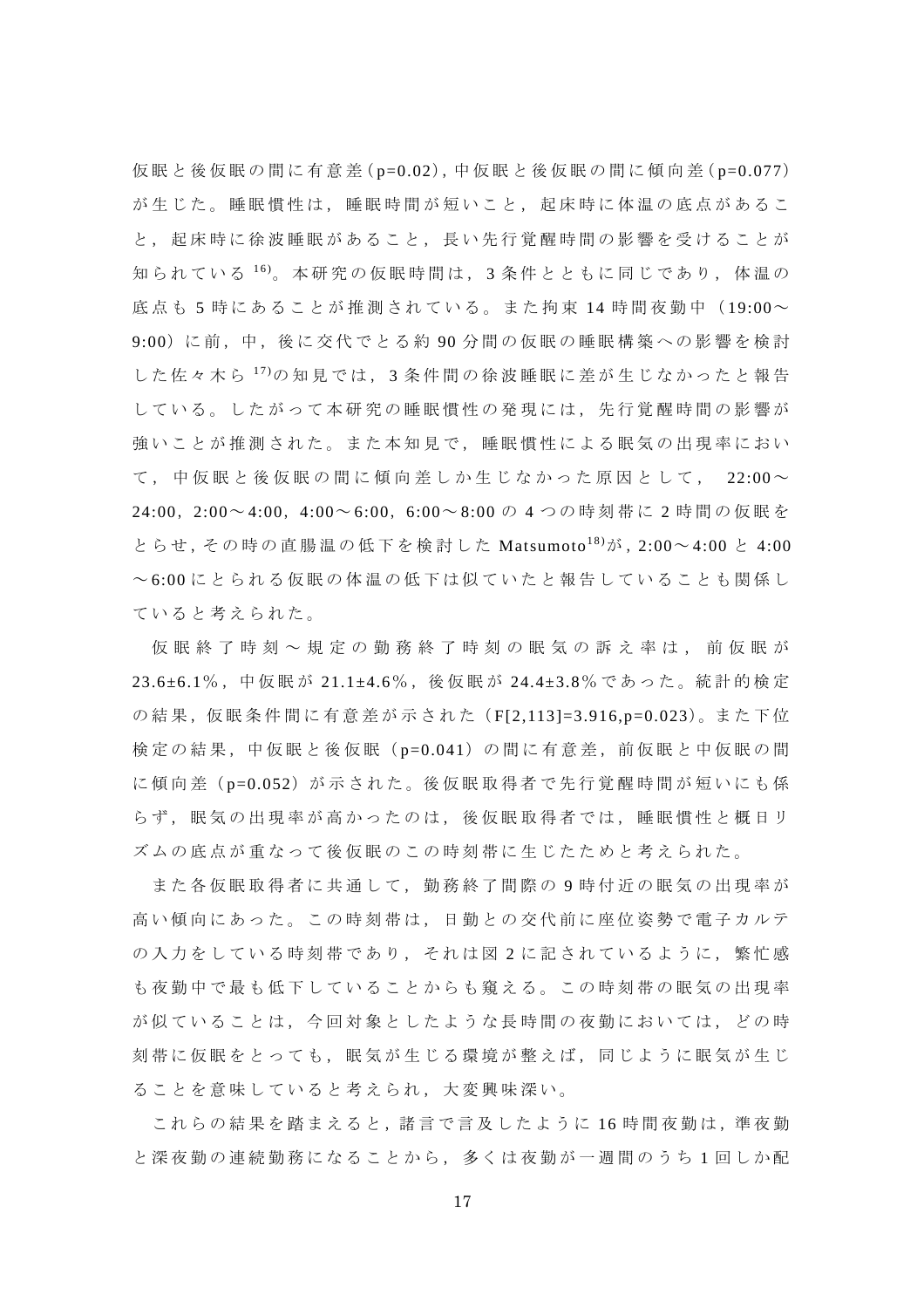仮眠と後仮眠の間に有意差（p=0.02），中仮眠と後仮眠の間に傾向差（p=0.077）が生じた。睡眠慣性は，睡眠時間が短いこと，起床時に体温の底点があること，起床時に徐波睡眠があること，長い先行覚醒時間の影響を受けることが知られている[16]。本研究の仮眠時間は，3 条件とともに同じであり，体温の底点も 5 時にあることが推測されている。また拘束 14 時間夜勤中（19:00～9:00）に前，中，後に交代でとる約 90 分間の仮眠の睡眠構築への影響を検討した佐々木ら[17]の知見では，3 条件間の徐波睡眠に差が生じなかったと報告している。したがって本研究の睡眠慣性の発現には，先行覚醒時間の影響が強いことが推測された。また本知見で，睡眠慣性による眠気の出現率において，中仮眠と後仮眠の間に傾向差しか生じなかった原因として，22:00～24:00，2:00～4:00，4:00～6:00，6:00～8:00 の 4 つの時刻帯に 2 時間の仮眠をとらせ，その時の直腸温の低下を検討した Matsumoto[18]が，2:00～4:00 と 4:00～6:00 にとられる仮眠の体温の低下は似ていたと報告していることも関係していると考えられた。

仮眠終了時刻～規定の勤務終了時刻の眠気の訴え率は，前仮眠が 23.6±6.1％，中仮眠が 21.1±4.6％，後仮眠が 24.4±3.8％であった。統計的検定の結果，仮眠条件間に有意差が示された（$F[2,113]=3.916, p=0.023$）。また下位検定の結果，中仮眠と後仮眠（$p=0.041$）の間に有意差，前仮眠と中仮眠の間に傾向差（$p=0.052$）が示された。後仮眠取得者で先行覚醒時間が短いにも係らず，眠気の出現率が高かったのは，後仮眠取得者では，睡眠慣性と概日リズムの底点が重なって後仮眠のこの時刻帯に生じたためと考えられた。

また各仮眠取得者に共通して，勤務終了間際の 9 時付近の眠気の出現率が高い傾向にあった。この時刻帯は，日勤との交代前に座位姿勢で電子カルテの入力をしている時刻帯であり，それは図 2 に記されているように，繁忙感も夜勤中で最も低下していることからも窺える。この時刻帯の眠気の出現率が似ていることは，今回対象としたような長時間の夜勤においては，どの時刻帯に仮眠をとっても，眠気が生じる環境が整えば，同じように眠気が生じることを意味していると考えられ，大変興味深い。

これらの結果を踏まえると，諸言で言及したように 16 時間夜勤は，準夜勤と深夜勤の連続勤務になることから，多くは夜勤が一週間のうち 1 回しか配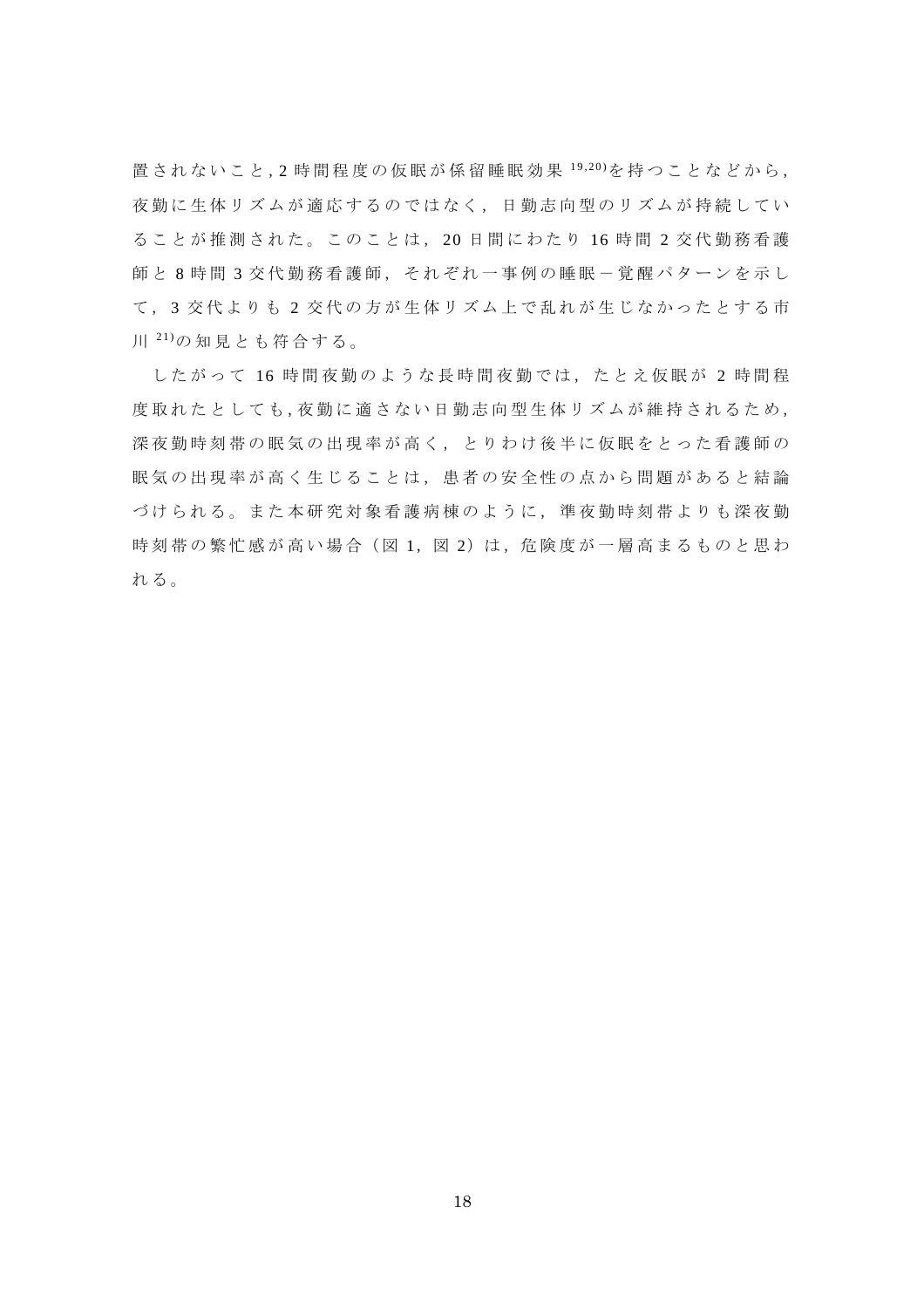置されないこと, 2 時間程度の仮眠が係留睡眠効果[19,20]を持つことなどから, 夜勤に生体リズムが適応するのではなく, 日勤志向型のリズムが持続していることが推測された。このことは, 20 日間にわたり 16 時間 2 交代勤務看護師と 8 時間 3 交代勤務看護師, それぞれ一事例の睡眠－覚醒パターンを示して, 3 交代よりも 2 交代の方が生体リズム上で乱れが生じなかったとする市川[21]の知見とも符合する。

したがって 16 時間夜勤のような長時間夜勤では, たとえ仮眠が 2 時間程度取れたとしても, 夜勤に適さない日勤志向型生体リズムが維持されるため, 深夜勤時刻帯の眠気の出現率が高く, とりわけ後半に仮眠をとった看護師の眠気の出現率が高く生じることは, 患者の安全性の点から問題があると結論づけられる。また本研究対象看護病棟のように, 準夜勤時刻帯よりも深夜勤時刻帯の繁忙感が高い場合（図 1, 図 2）は, 危険度が一層高まるものと思われる。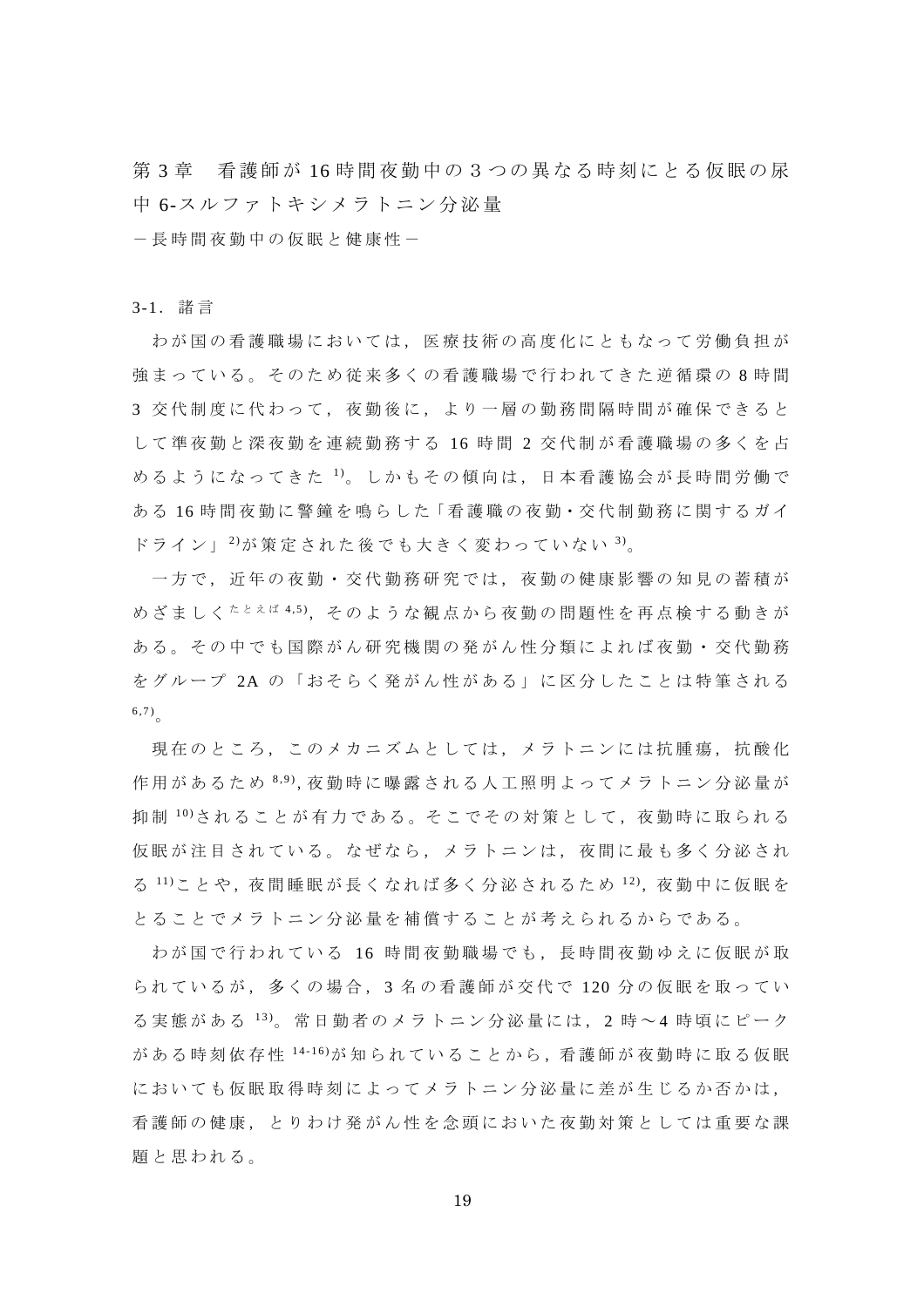# 第3章　看護師が16時間夜勤中の3つの異なる時刻にとる仮眠の尿中6-スルファトキシメラトニン分泌量

－長時間夜勤中の仮眠と健康性－

## 3-1．諸言

わが国の看護職場においては，医療技術の高度化にともなって労働負担が強まっている。そのため従来多くの看護職場で行われてきた逆循環の8時間3交代制度に代わって，夜勤後に，より一層の勤務間隔時間が確保できるとして準夜勤と深夜勤を連続勤務する16時間2交代制が看護職場の多くを占めるようになってきた[1)]。しかもその傾向は，日本看護協会が長時間労働である16時間夜勤に警鐘を鳴らした「看護職の夜勤・交代制勤務に関するガイドライン」[2)]が策定された後でも大きく変わっていない[3)]。

一方で，近年の夜勤・交代勤務研究では，夜勤の健康影響の知見の蓄積がめざましく[たとえば 4,5)]，そのような観点から夜勤の問題性を再点検する動きがある。その中でも国際がん研究機関の発がん性分類によれば夜勤・交代勤務をグループ2Aの「おそらく発がん性がある」に区分したことは特筆される[6,7)]。

現在のところ，このメカニズムとしては，メラトニンには抗腫瘍，抗酸化作用があるため[8,9)]，夜勤時に曝露される人工照明よってメラトニン分泌量が抑制[10)]されることが有力である。そこでその対策として，夜勤時に取られる仮眠が注目されている。なぜなら，メラトニンは，夜間に最も多く分泌される[11)]ことや，夜間睡眠が長くなれば多く分泌されるため[12)]，夜勤中に仮眠をとることでメラトニン分泌量を補償することが考えられるからである。

わが国で行われている16時間夜勤職場でも，長時間夜勤ゆえに仮眠が取られているが，多くの場合，3名の看護師が交代で120分の仮眠を取っている実態がある[13)]。常日勤者のメラトニン分泌量には，2時～4時頃にピークがある時刻依存性[14-16)]が知られていることから，看護師が夜勤時に取る仮眠においても仮眠取得時刻によってメラトニン分泌量に差が生じるか否かは，看護師の健康，とりわけ発がん性を念頭においた夜勤対策としては重要な課題と思われる。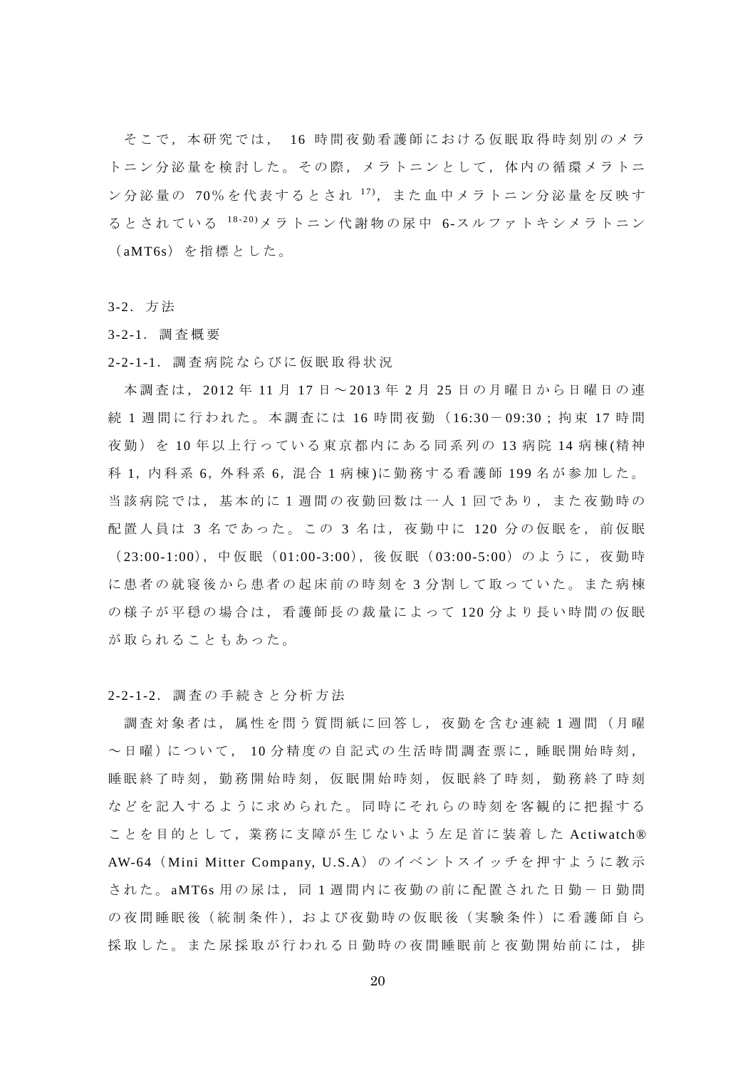そこで，本研究では，16 時間夜勤看護師における仮眠取得時刻別のメラトニン分泌量を検討した。その際，メラトニンとして，体内の循環メラトニン分泌量の 70%を代表するとされ [17]，また血中メラトニン分泌量を反映するとされている [18-20] メラトニン代謝物の尿中 6-スルファトキシメラトニン（aMT6s）を指標とした。

### 3-2．方法

#### 3-2-1．調査概要

##### 2-2-1-1．調査病院ならびに仮眠取得状況

本調査は，2012 年 11 月 17 日～2013 年 2 月 25 日の月曜日から日曜日の連続 1 週間に行われた。本調査には 16 時間夜勤（16:30－09:30；拘束 17 時間夜勤）を 10 年以上行っている東京都内にある同系列の 13 病院 14 病棟(精神科 1，内科系 6，外科系 6，混合 1 病棟)に勤務する看護師 199 名が参加した。当該病院では，基本的に 1 週間の夜勤回数は一人 1 回であり，また夜勤時の配置人員は 3 名であった。この 3 名は，夜勤中に 120 分の仮眠を，前仮眠（23:00-1:00），中仮眠（01:00-3:00），後仮眠（03:00-5:00）のように，夜勤時に患者の就寝後から患者の起床前の時刻を 3 分割して取っていた。また病棟の様子が平穏の場合は，看護師長の裁量によって 120 分より長い時間の仮眠が取られることもあった。

##### 2-2-1-2．調査の手続きと分析方法

調査対象者は，属性を問う質問紙に回答し，夜勤を含む連続 1 週間（月曜～日曜）について，10 分精度の自記式の生活時間調査票に，睡眠開始時刻，睡眠終了時刻，勤務開始時刻，仮眠開始時刻，仮眠終了時刻，勤務終了時刻などを記入するように求められた。同時にそれらの時刻を客観的に把握することを目的として，業務に支障が生じないよう左足首に装着した Actiwatch® AW-64（Mini Mitter Company, U.S.A）のイベントスイッチを押すように教示された。aMT6s 用の尿は，同 1 週間内に夜勤の前に配置された日勤－日勤間の夜間睡眠後（統制条件），および夜勤時の仮眠後（実験条件）に看護師自ら採取した。また尿採取が行われる日勤時の夜間睡眠前と夜勤開始前には，排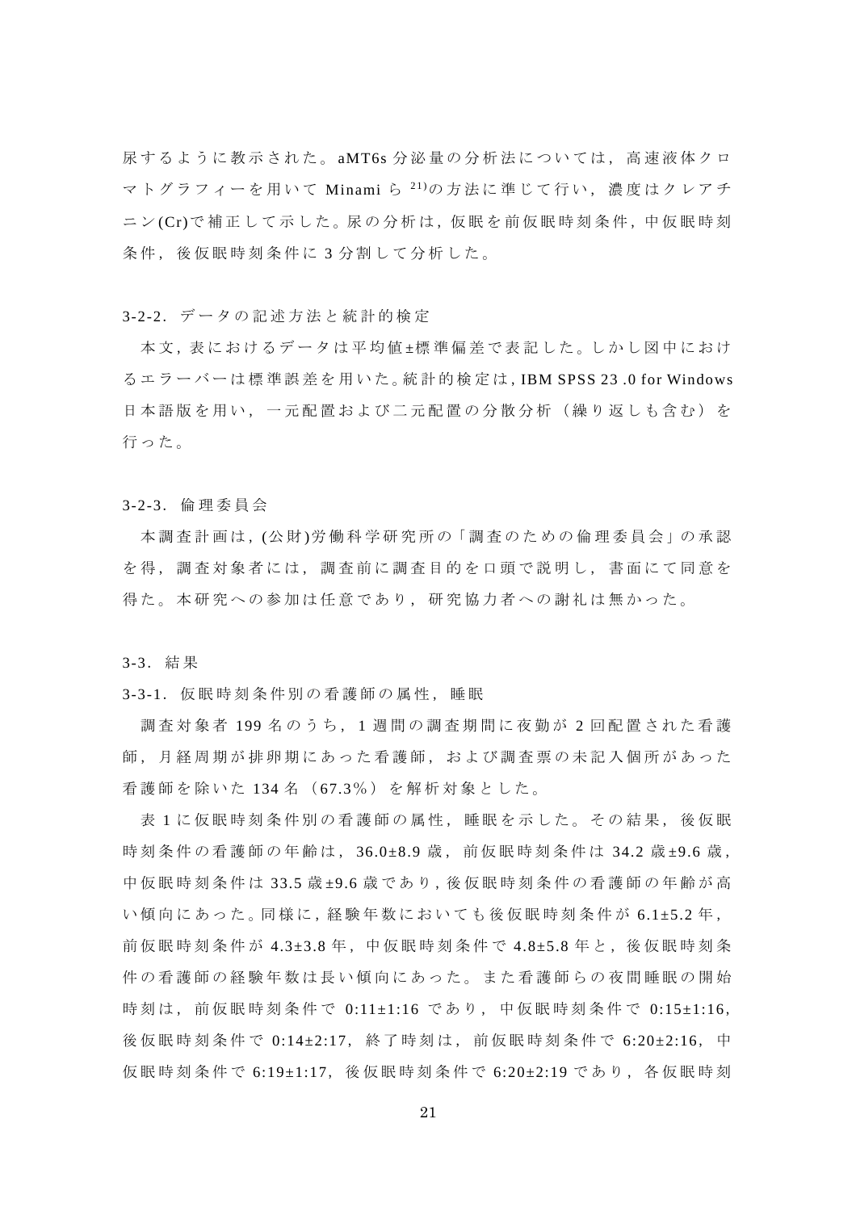尿するように教示された。aMT6s 分泌量の分析法については，高速液体クロマトグラフィーを用いて Minami ら [21]の方法に準じて行い，濃度はクレアチニン(Cr)で補正して示した。尿の分析は，仮眠を前仮眠時刻条件，中仮眠時刻条件，後仮眠時刻条件に 3 分割して分析した。

### 3-2-2. データの記述方法と統計的検定

本文，表におけるデータは平均値±標準偏差で表記した。しかし図中におけるエラーバーは標準誤差を用いた。統計的検定は，IBM SPSS 23 .0 for Windows 日本語版を用い，一元配置および二元配置の分散分析（繰り返しも含む）を行った。

### 3-2-3. 倫理委員会

本調査計画は，(公財)労働科学研究所の「調査のための倫理委員会」の承認を得，調査対象者には，調査前に調査目的を口頭で説明し，書面にて同意を得た。本研究への参加は任意であり，研究協力者への謝礼は無かった。

## 3-3. 結果

### 3-3-1. 仮眠時刻条件別の看護師の属性，睡眠

調査対象者 199 名のうち，1 週間の調査期間に夜勤が 2 回配置された看護師，月経周期が排卵期にあった看護師，および調査票の未記入個所があった看護師を除いた 134 名（67.3%）を解析対象とした。

表 1 に仮眠時刻条件別の看護師の属性，睡眠を示した。その結果，後仮眠時刻条件の看護師の年齢は，36.0±8.9 歳，前仮眠時刻条件は 34.2 歳±9.6 歳，中仮眠時刻条件は 33.5 歳±9.6 歳であり，後仮眠時刻条件の看護師の年齢が高い傾向にあった。同様に，経験年数においても後仮眠時刻条件が 6.1±5.2 年，前仮眠時刻条件が 4.3±3.8 年，中仮眠時刻条件で 4.8±5.8 年と，後仮眠時刻条件の看護師の経験年数は長い傾向にあった。また看護師らの夜間睡眠の開始時刻は，前仮眠時刻条件で 0:11±1:16 であり，中仮眠時刻条件で 0:15±1:16，後仮眠時刻条件で 0:14±2:17，終了時刻は，前仮眠時刻条件で 6:20±2:16，中仮眠時刻条件で 6:19±1:17，後仮眠時刻条件で 6:20±2:19 であり，各仮眠時刻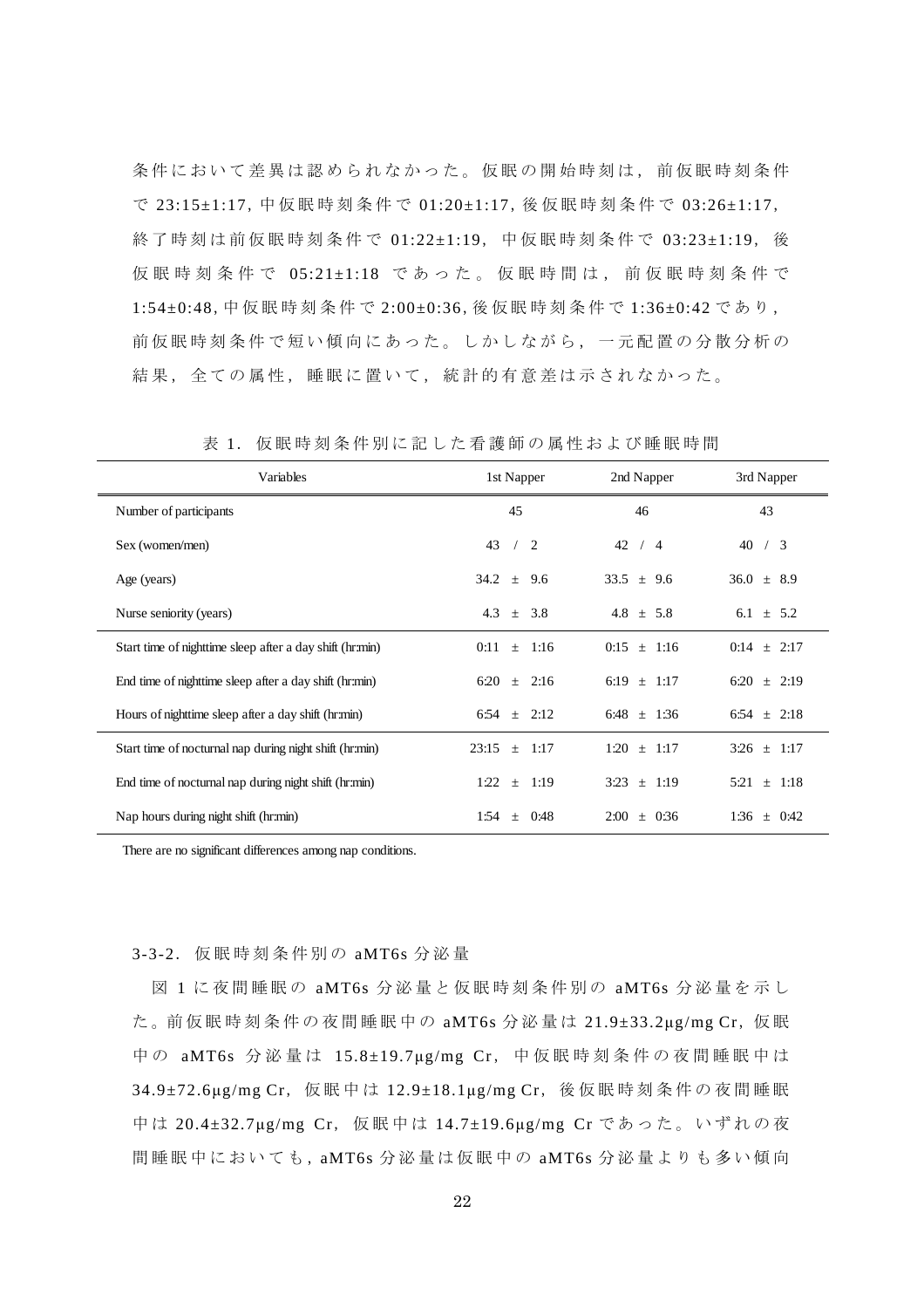条件において差異は認められなかった。仮眠の開始時刻は，前仮眠時刻条件で 23:15±1:17, 中仮眠時刻条件で 01:20±1:17, 後仮眠時刻条件で 03:26±1:17, 終了時刻は前仮眠時刻条件で 01:22±1:19，中仮眠時刻条件で 03:23±1:19，後仮眠時刻条件で 05:21±1:18 であった。仮眠時間は，前仮眠時刻条件で 1:54±0:48, 中仮眠時刻条件で 2:00±0:36, 後仮眠時刻条件で 1:36±0:42 であり，前仮眠時刻条件で短い傾向にあった。しかしながら，一元配置の分散分析の結果，全ての属性，睡眠に置いて，統計的有意差は示されなかった。

表 1．仮眠時刻条件別に記した看護師の属性および睡眠時間

| Variables | 1st Napper | 2nd Napper | 3rd Napper |
|---|---|---|---|
| Number of participants | 45 | 46 | 43 |
| Sex (women/men) | 43 / 2 | 42 / 4 | 40 / 3 |
| Age (years) | 34.2 ± 9.6 | 33.5 ± 9.6 | 36.0 ± 8.9 |
| Nurse seniority (years) | 4.3 ± 3.8 | 4.8 ± 5.8 | 6.1 ± 5.2 |
| Start time of nighttime sleep after a day shift (hr:min) | 0:11 ± 1:16 | 0:15 ± 1:16 | 0:14 ± 2:17 |
| End time of nighttime sleep after a day shift (hr:min) | 6:20 ± 2:16 | 6:19 ± 1:17 | 6:20 ± 2:19 |
| Hours of nighttime sleep after a day shift (hr:min) | 6:54 ± 2:12 | 6:48 ± 1:36 | 6:54 ± 2:18 |
| Start time of nocturnal nap during night shift (hr:min) | 23:15 ± 1:17 | 1:20 ± 1:17 | 3:26 ± 1:17 |
| End time of nocturnal nap during night shift (hr:min) | 1:22 ± 1:19 | 3:23 ± 1:19 | 5:21 ± 1:18 |
| Nap hours during night shift (hr:min) | 1:54 ± 0:48 | 2:00 ± 0:36 | 1:36 ± 0:42 |

There are no significant differences among nap conditions.

### 3-3-2．仮眠時刻条件別の aMT6s 分泌量

図 1 に夜間睡眠の aMT6s 分泌量と仮眠時刻条件別の aMT6s 分泌量を示した。前仮眠時刻条件の夜間睡眠中の aMT6s 分泌量は 21.9±33.2μg/mg Cr，仮眠中の aMT6s 分泌量は 15.8±19.7μg/mg Cr，中仮眠時刻条件の夜間睡眠中は 34.9±72.6μg/mg Cr，仮眠中は 12.9±18.1μg/mg Cr，後仮眠時刻条件の夜間睡眠中は 20.4±32.7μg/mg Cr，仮眠中は 14.7±19.6μg/mg Cr であった。いずれの夜間睡眠中においても，aMT6s 分泌量は仮眠中の aMT6s 分泌量よりも多い傾向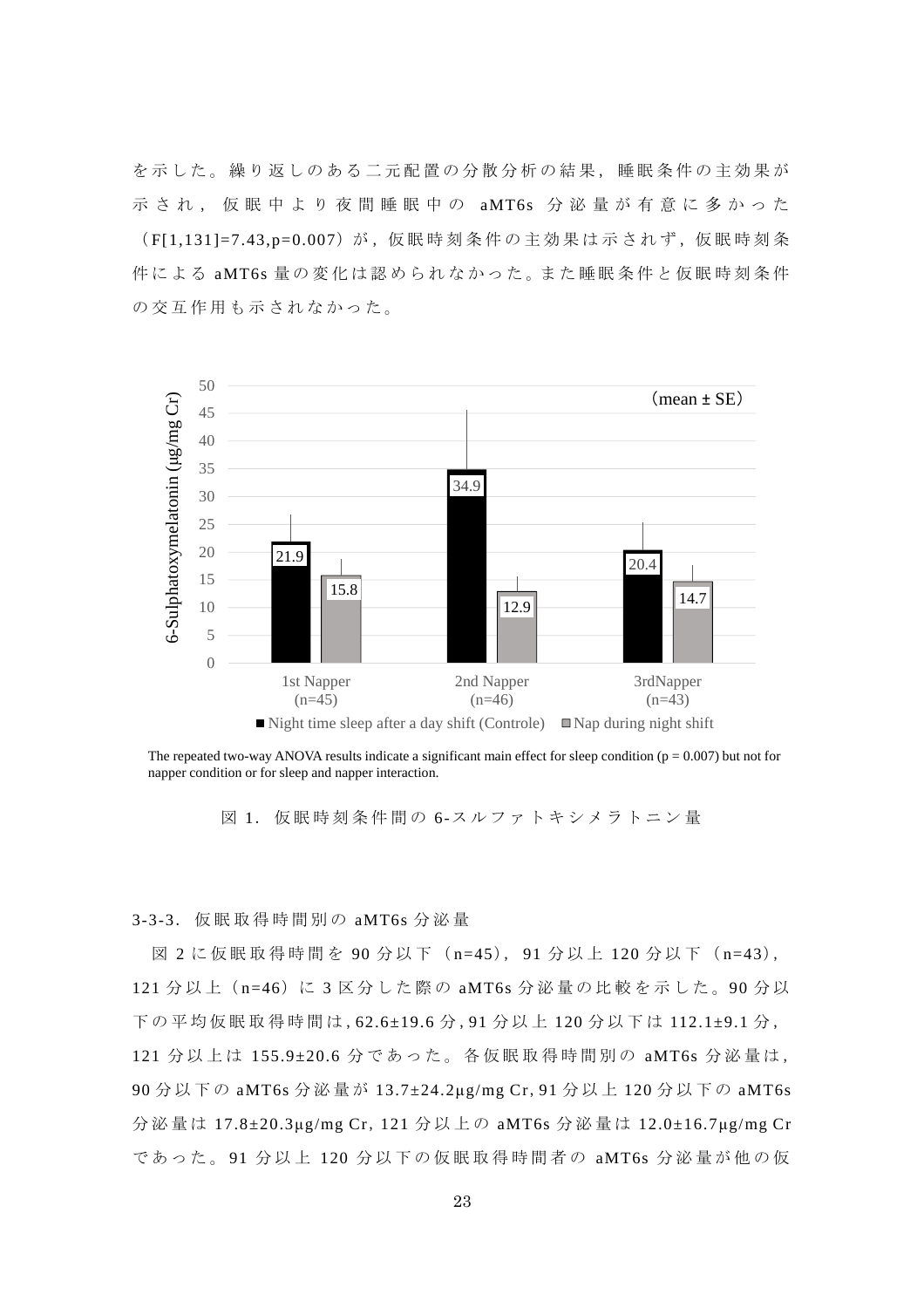を示した。繰り返しのある二元配置の分散分析の結果，睡眠条件の主効果が示され，仮眠中より夜間睡眠中の aMT6s 分泌量が有意に多かった（$F[1,131]=7.43, p=0.007$）が，仮眠時刻条件の主効果は示されず，仮眠時刻条件による aMT6s 量の変化は認められなかった。また睡眠条件と仮眠時刻条件の交互作用も示されなかった。

The repeated two-way ANOVA results indicate a significant main effect for sleep condition ($p = 0.007$) but not for napper condition or for sleep and napper interaction.

図 1．仮眠時刻条件間の 6-スルファトキシメラトニン量

### 3-3-3．仮眠取得時間別の aMT6s 分泌量

図 2 に仮眠取得時間を 90 分以下（n=45），91 分以上 120 分以下（n=43），121 分以上（n=46）に 3 区分した際の aMT6s 分泌量の比較を示した。90 分以下の平均仮眠取得時間は，62.6±19.6 分，91 分以上 120 分以下は 112.1±9.1 分，121 分以上は 155.9±20.6 分であった。各仮眠取得時間別の aMT6s 分泌量は，90 分以下の aMT6s 分泌量が 13.7±24.2μg/mg Cr，91 分以上 120 分以下の aMT6s 分泌量は 17.8±20.3μg/mg Cr，121 分以上の aMT6s 分泌量は 12.0±16.7μg/mg Cr であった。91 分以上 120 分以下の仮眠取得時間者の aMT6s 分泌量が他の仮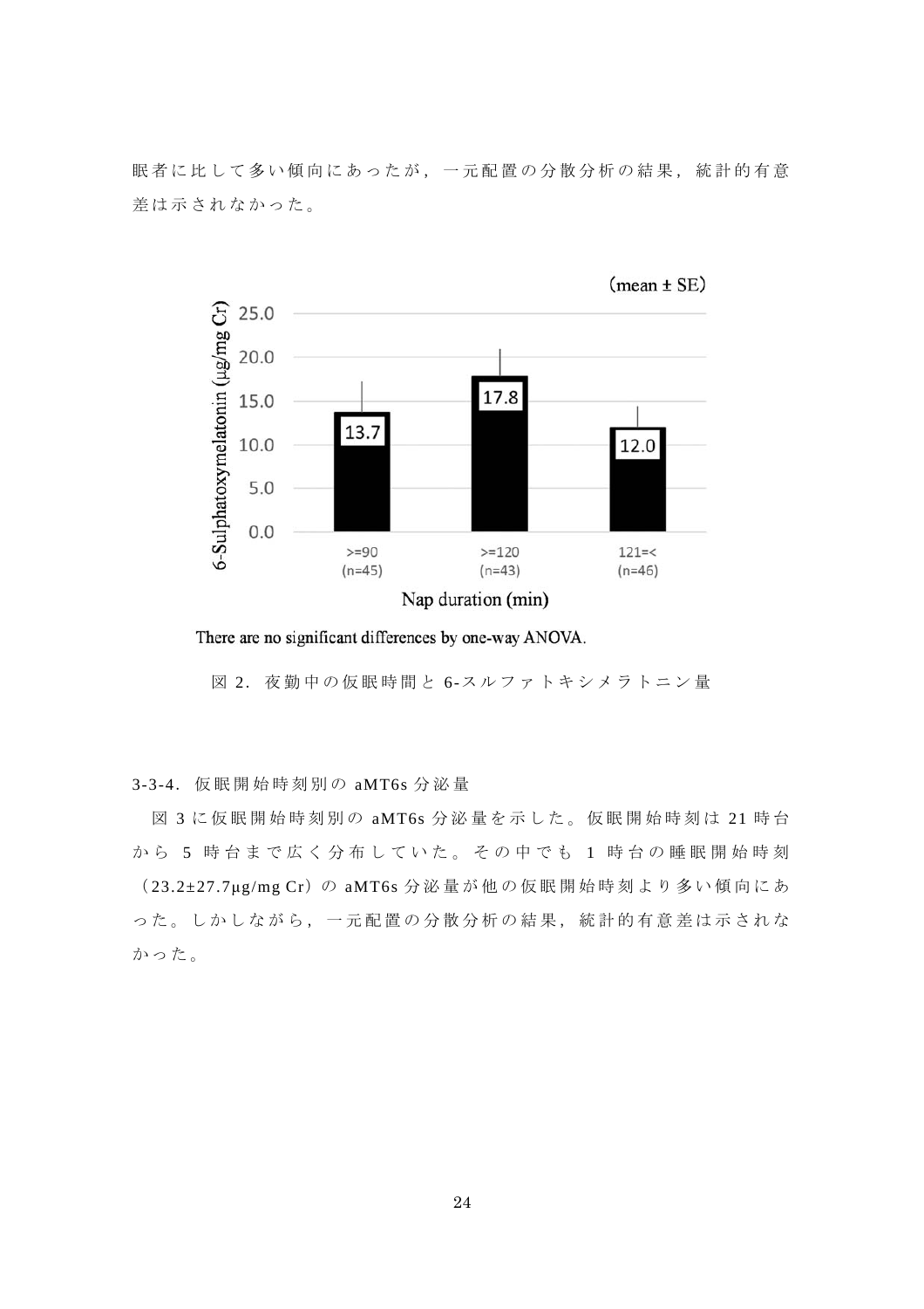眠者に比して多い傾向にあったが，一元配置の分散分析の結果，統計的有意差は示されなかった。

(mean ± SE)

| Nap duration (min) | 6-Sulphatoxymelatonin (μg/mg Cr) |
|---|---|
| >=90 (n=45) | 13.7 |
| >=120 (n=43) | 17.8 |
| 121=< (n=46) | 12.0 |

There are no significant differences by one-way ANOVA.

図 2．夜勤中の仮眠時間と 6-スルファトキシメラトニン量

3-3-4．仮眠開始時刻別の aMT6s 分泌量

図 3 に仮眠開始時刻別の aMT6s 分泌量を示した。仮眠開始時刻は 21 時台から 5 時台まで広く分布していた。その中でも 1 時台の睡眠開始時刻（23.2±27.7μg/mg Cr）の aMT6s 分泌量が他の仮眠開始時刻より多い傾向にあった。しかしながら，一元配置の分散分析の結果，統計的有意差は示されなかった。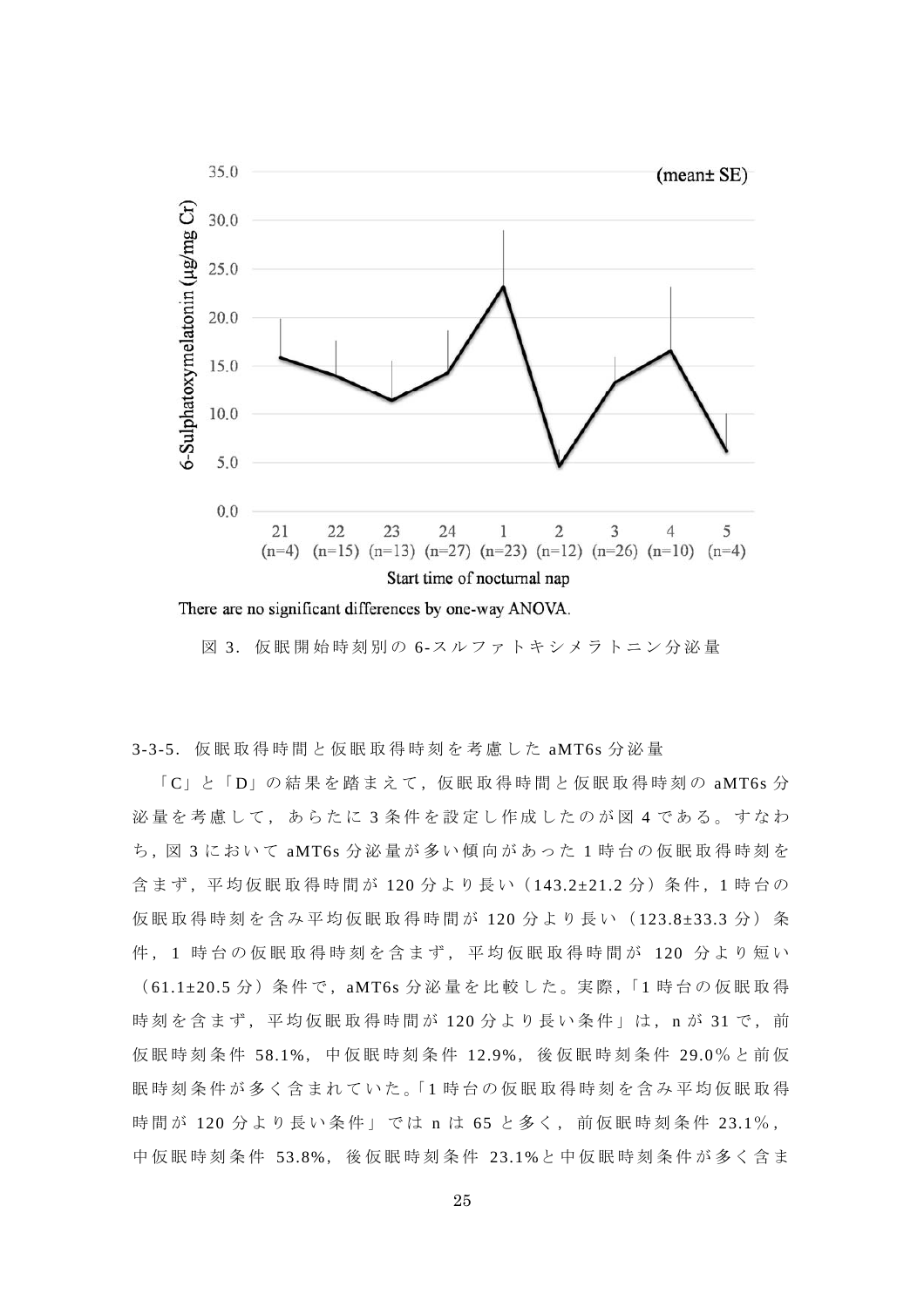(mean± SE)

6-Sulphatoxymelatonin (μg/mg Cr)

Start time of nocturnal nap: 21 (n=4), 22 (n=15), 23 (n=13), 24 (n=27), 1 (n=23), 2 (n=12), 3 (n=26), 4 (n=10), 5 (n=4)

There are no significant differences by one-way ANOVA.

図 3．仮眠開始時刻別の 6-スルファトキシメラトニン分泌量

3-3-5．仮眠取得時間と仮眠取得時刻を考慮した aMT6s 分泌量

「C」と「D」の結果を踏まえて，仮眠取得時間と仮眠取得時刻の aMT6s 分泌量を考慮して，あらたに 3 条件を設定し作成したのが図 4 である。すなわち，図 3 において aMT6s 分泌量が多い傾向があった 1 時台の仮眠取得時刻を含まず，平均仮眠取得時間が 120 分より長い（143.2±21.2 分）条件，1 時台の仮眠取得時刻を含み平均仮眠取得時間が 120 分より長い（123.8±33.3 分）条件，1 時台の仮眠取得時刻を含まず，平均仮眠取得時間が 120 分より短い（61.1±20.5 分）条件で，aMT6s 分泌量を比較した。実際，「1 時台の仮眠取得時刻を含まず，平均仮眠取得時間が 120 分より長い条件」は，n が 31 で，前仮眠時刻条件 58.1%，中仮眠時刻条件 12.9%，後仮眠時刻条件 29.0%と前仮眠時刻条件が多く含まれていた。「1 時台の仮眠取得時刻を含み平均仮眠取得時間が 120 分より長い条件」では n は 65 と多く，前仮眠時刻条件 23.1%，中仮眠時刻条件 53.8%，後仮眠時刻条件 23.1%と中仮眠時刻条件が多く含ま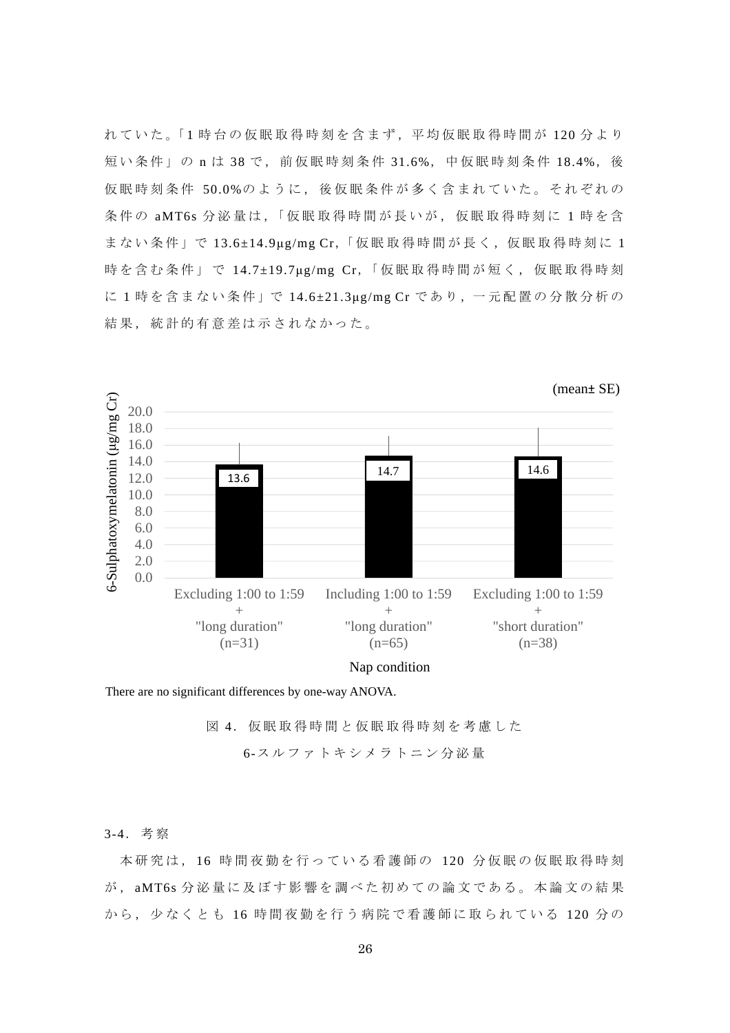れていた。「1 時台の仮眠取得時刻を含まず，平均仮眠取得時間が 120 分より短い条件」の n は 38 で，前仮眠時刻条件 31.6%，中仮眠時刻条件 18.4%，後仮眠時刻条件 50.0%のように，後仮眠条件が多く含まれていた。それぞれの条件の aMT6s 分泌量は，「仮眠取得時間が長いが，仮眠取得時刻に 1 時を含まない条件」で 13.6±14.9μg/mg Cr,「仮眠取得時間が長く，仮眠取得時刻に 1 時を含む条件」で 14.7±19.7μg/mg Cr,「仮眠取得時間が短く，仮眠取得時刻に 1 時を含まない条件」で 14.6±21.3μg/mg Cr であり，一元配置の分散分析の結果，統計的有意差は示されなかった。

(mean± SE)

| Nap condition | 6-Sulphatoxymelatonin (μg/mg Cr) |
|---|---|
| Excluding 1:00 to 1:59 + "long duration" (n=31) | 13.6 |
| Including 1:00 to 1:59 + "long duration" (n=65) | 14.7 |
| Excluding 1:00 to 1:59 + "short duration" (n=38) | 14.6 |

There are no significant differences by one-way ANOVA.

図 4．仮眠取得時間と仮眠取得時刻を考慮した 6-スルファトキシメラトニン分泌量

### 3-4．考察

本研究は，16 時間夜勤を行っている看護師の 120 分仮眠の仮眠取得時刻が，aMT6s 分泌量に及ぼす影響を調べた初めての論文である。本論文の結果から，少なくとも 16 時間夜勤を行う病院で看護師に取られている 120 分の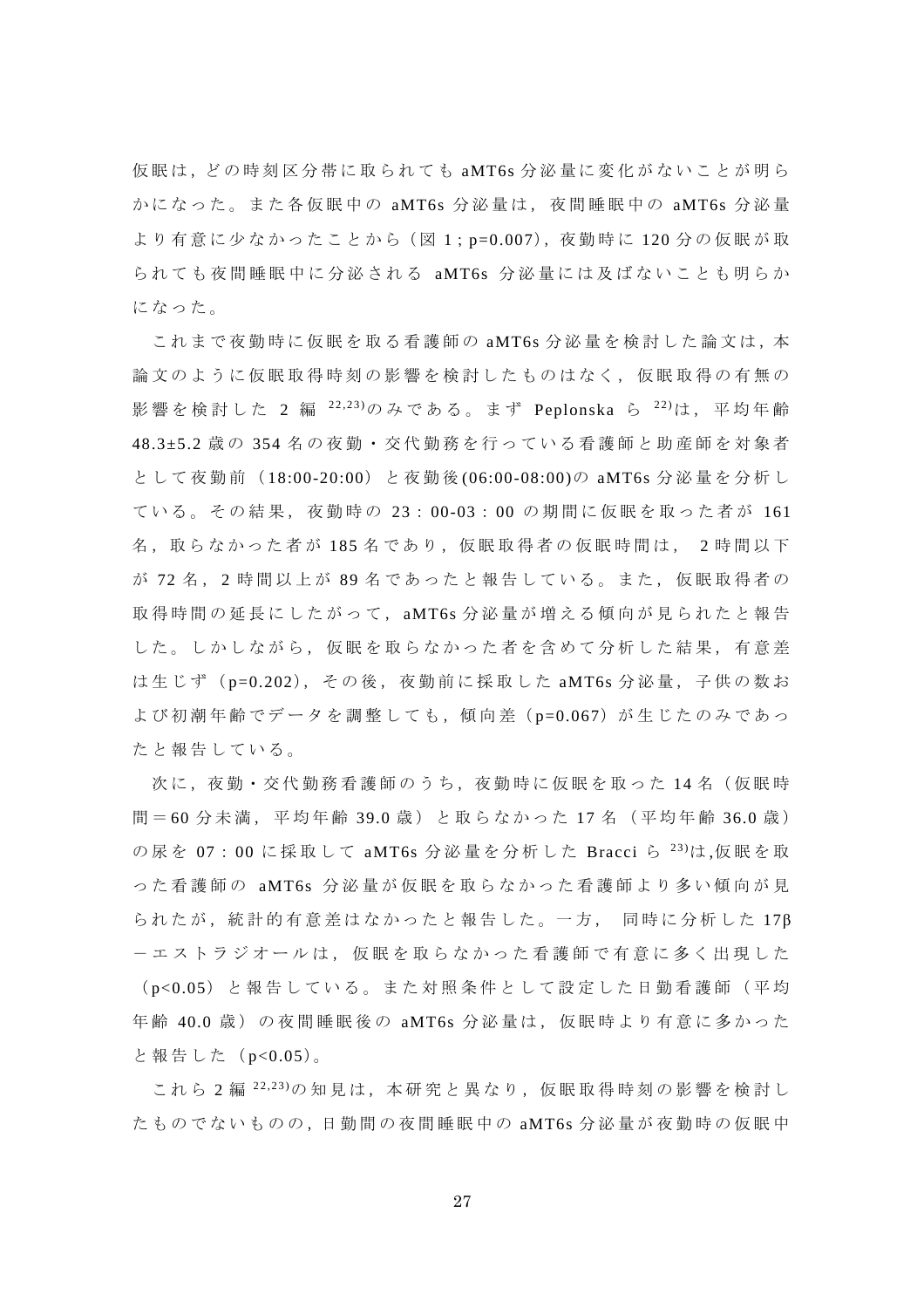仮眠は，どの時刻区分帯に取られても aMT6s 分泌量に変化がないことが明らかになった。また各仮眠中の aMT6s 分泌量は，夜間睡眠中の aMT6s 分泌量より有意に少なかったことから（図 1 ; p=0.007)，夜勤時に 120 分の仮眠が取られても夜間睡眠中に分泌される aMT6s 分泌量には及ばないことも明らかになった。

これまで夜勤時に仮眠を取る看護師の aMT6s 分泌量を検討した論文は，本論文のように仮眠取得時刻の影響を検討したものはなく，仮眠取得の有無の影響を検討した 2 編 [22,23]のみである。まず Peplonska ら [22]は，平均年齢 48.3±5.2 歳の 354 名の夜勤・交代勤務を行っている看護師と助産師を対象者として夜勤前（18:00-20:00）と夜勤後(06:00-08:00)の aMT6s 分泌量を分析している。その結果，夜勤時の 23：00-03：00 の期間に仮眠を取った者が 161 名，取らなかった者が 185 名であり，仮眠取得者の仮眠時間は， 2 時間以下が 72 名，2 時間以上が 89 名であったと報告している。また，仮眠取得者の取得時間の延長にしたがって，aMT6s 分泌量が増える傾向が見られたと報告した。しかしながら，仮眠を取らなかった者を含めて分析した結果，有意差は生じず（p=0.202)，その後，夜勤前に採取した aMT6s 分泌量，子供の数および初潮年齢でデータを調整しても，傾向差（p=0.067）が生じたのみであったと報告している。

次に，夜勤・交代勤務看護師のうち，夜勤時に仮眠を取った 14 名（仮眠時間＝60 分未満，平均年齢 39.0 歳）と取らなかった 17 名（平均年齢 36.0 歳）の尿を 07：00 に採取して aMT6s 分泌量を分析した Bracci ら [23]は,仮眠を取った看護師の aMT6s 分泌量が仮眠を取らなかった看護師より多い傾向が見られたが，統計的有意差はなかったと報告した。一方， 同時に分析した 17β－エストラジオールは，仮眠を取らなかった看護師で有意に多く出現した（p<0.05）と報告している。また対照条件として設定した日勤看護師（平均年齢 40.0 歳）の夜間睡眠後の aMT6s 分泌量は，仮眠時より有意に多かったと報告した（p<0.05)。

これら 2 編 [22,23]の知見は，本研究と異なり，仮眠取得時刻の影響を検討したものでないものの，日勤間の夜間睡眠中の aMT6s 分泌量が夜勤時の仮眠中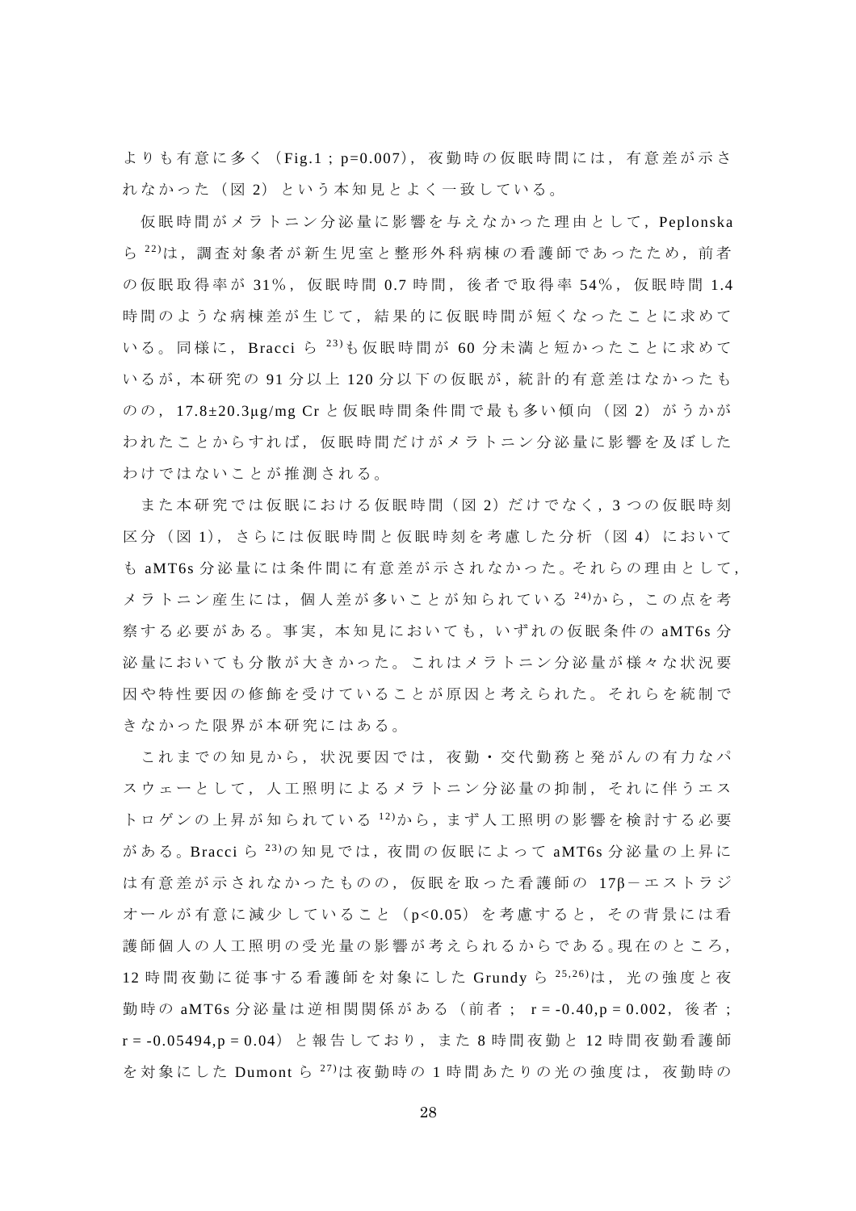よりも有意に多く（Fig.1；p=0.007），夜勤時の仮眠時間には，有意差が示されなかった（図 2）という本知見とよく一致している。

仮眠時間がメラトニン分泌量に影響を与えなかった理由として，Peplonska ら[22]は，調査対象者が新生児室と整形外科病棟の看護師であったため，前者の仮眠取得率が 31%，仮眠時間 0.7 時間，後者で取得率 54%，仮眠時間 1.4 時間のような病棟差が生じて，結果的に仮眠時間が短くなったことに求めている。同様に，Bracci ら[23]も仮眠時間が 60 分未満と短かったことに求めているが，本研究の 91 分以上 120 分以下の仮眠が，統計的有意差はなかったものの，17.8±20.3μg/mg Cr と仮眠時間条件間で最も多い傾向（図 2）がうかがわれたことからすれば，仮眠時間だけがメラトニン分泌量に影響を及ぼしたわけではないことが推測される。

また本研究では仮眠における仮眠時間（図 2）だけでなく，3 つの仮眠時刻区分（図 1），さらには仮眠時間と仮眠時刻を考慮した分析（図 4）においても aMT6s 分泌量には条件間に有意差が示されなかった。それらの理由として，メラトニン産生には，個人差が多いことが知られている[24]から，この点を考察する必要がある。事実，本知見においても，いずれの仮眠条件の aMT6s 分泌量においても分散が大きかった。これはメラトニン分泌量が様々な状況要因や特性要因の修飾を受けていることが原因と考えられた。それらを統制できなかった限界が本研究にはある。

これまでの知見から，状況要因では，夜勤・交代勤務と発がんの有力なパスウェーとして，人工照明によるメラトニン分泌量の抑制，それに伴うエストロゲンの上昇が知られている[12]から，まず人工照明の影響を検討する必要がある。Bracci ら[23]の知見では，夜間の仮眠によって aMT6s 分泌量の上昇には有意差が示されなかったものの，仮眠を取った看護師の 17β－エストラジオールが有意に減少していること（$p<0.05$）を考慮すると，その背景には看護師個人の人工照明の受光量の影響が考えられるからである。現在のところ，12 時間夜勤に従事する看護師を対象にした Grundy ら[25,26]は，光の強度と夜勤時の aMT6s 分泌量は逆相関関係がある（前者； $r = -0.40, p = 0.002$，後者；$r = -0.05494, p = 0.04$）と報告しており，また 8 時間夜勤と 12 時間夜勤看護師を対象にした Dumont ら[27]は夜勤時の 1 時間あたりの光の強度は，夜勤時の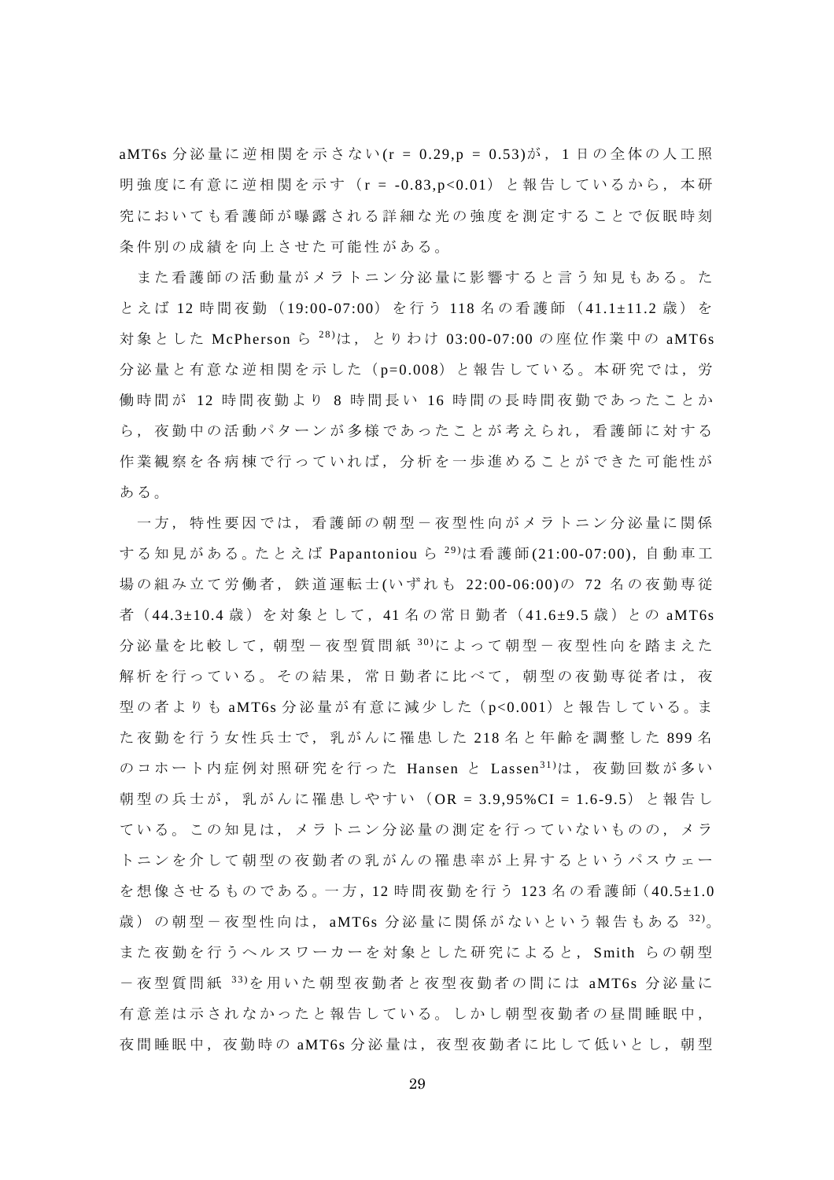aMT6s 分泌量に逆相関を示さない(r = 0.29,p = 0.53)が，1 日の全体の人工照明強度に有意に逆相関を示す（r = -0.83,p<0.01）と報告しているから，本研究においても看護師が曝露される詳細な光の強度を測定することで仮眠時刻条件別の成績を向上させた可能性がある。

また看護師の活動量がメラトニン分泌量に影響すると言う知見もある。たとえば 12 時間夜勤（19:00-07:00）を行う 118 名の看護師（41.1±11.2 歳）を対象とした McPherson ら[28]は，とりわけ 03:00-07:00 の座位作業中の aMT6s 分泌量と有意な逆相関を示した（p=0.008）と報告している。本研究では，労働時間が 12 時間夜勤より 8 時間長い 16 時間の長時間夜勤であったことから，夜勤中の活動パターンが多様であったことが考えられ，看護師に対する作業観察を各病棟で行っていれば，分析を一歩進めることができた可能性がある。

一方，特性要因では，看護師の朝型－夜型性向がメラトニン分泌量に関係する知見がある。たとえば Papantoniou ら[29]は看護師(21:00-07:00)，自動車工場の組み立て労働者，鉄道運転士(いずれも 22:00-06:00)の 72 名の夜勤専従者（44.3±10.4 歳）を対象として，41 名の常日勤者（41.6±9.5 歳）との aMT6s 分泌量を比較して，朝型－夜型質問紙[30]によって朝型－夜型性向を踏まえた解析を行っている。その結果，常日勤者に比べて，朝型の夜勤専従者は，夜型の者よりも aMT6s 分泌量が有意に減少した（p<0.001）と報告している。また夜勤を行う女性兵士で，乳がんに罹患した 218 名と年齢を調整した 899 名のコホート内症例対照研究を行った Hansen と Lassen[31]は，夜勤回数が多い朝型の兵士が，乳がんに罹患しやすい（OR = 3.9,95%CI = 1.6-9.5）と報告している。この知見は，メラトニン分泌量の測定を行っていないものの，メラトニンを介して朝型の夜勤者の乳がんの罹患率が上昇するというパスウェーを想像させるものである。一方，12 時間夜勤を行う 123 名の看護師（40.5±1.0 歳）の朝型－夜型性向は，aMT6s 分泌量に関係がないという報告もある[32]。また夜勤を行うヘルスワーカーを対象とした研究によると，Smith らの朝型－夜型質問紙[33]を用いた朝型夜勤者と夜型夜勤者の間には aMT6s 分泌量に有意差は示されなかったと報告している。しかし朝型夜勤者の昼間睡眠中，夜間睡眠中，夜勤時の aMT6s 分泌量は，夜型夜勤者に比して低いとし，朝型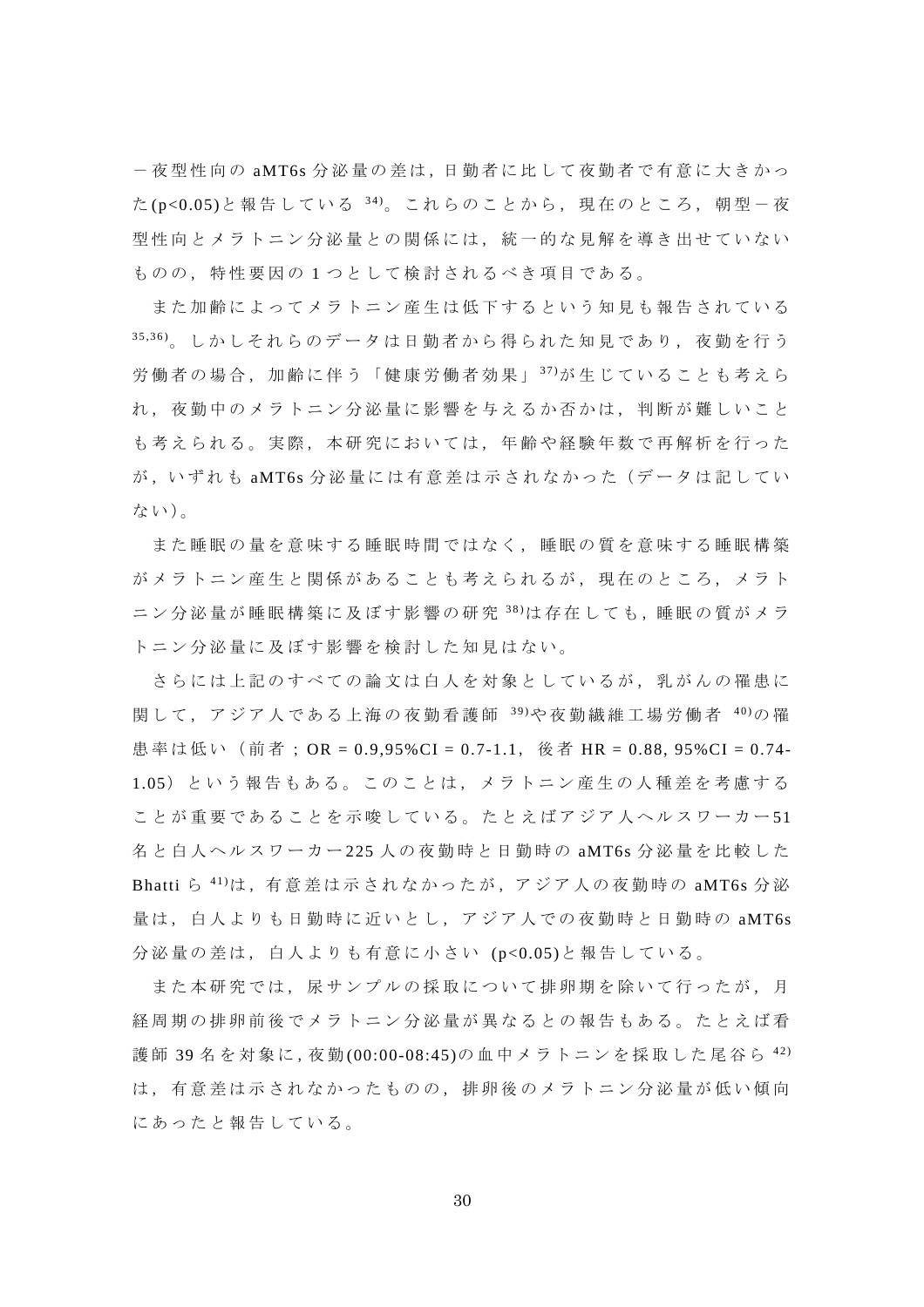－夜型性向の aMT6s 分泌量の差は，日勤者に比して夜勤者で有意に大きかった($p<0.05$)と報告している[34]。これらのことから，現在のところ，朝型－夜型性向とメラトニン分泌量との関係には，統一的な見解を導き出せていないものの，特性要因の 1 つとして検討されるべき項目である。

また加齢によってメラトニン産生は低下するという知見も報告されている[35,36]。しかしそれらのデータは日勤者から得られた知見であり，夜勤を行う労働者の場合，加齢に伴う「健康労働者効果」[37]が生じていることも考えられ，夜勤中のメラトニン分泌量に影響を与えるか否かは，判断が難しいことも考えられる。実際，本研究においては，年齢や経験年数で再解析を行ったが，いずれも aMT6s 分泌量には有意差は示されなかった（データは記していない)。

また睡眠の量を意味する睡眠時間ではなく，睡眠の質を意味する睡眠構築がメラトニン産生と関係があることも考えられるが，現在のところ，メラトニン分泌量が睡眠構築に及ぼす影響の研究[38]は存在しても，睡眠の質がメラトニン分泌量に及ぼす影響を検討した知見はない。

さらには上記のすべての論文は白人を対象としているが，乳がんの罹患に関して，アジア人である上海の夜勤看護師[39]や夜勤繊維工場労働者[40]の罹患率は低い（前者；OR = 0.9,95%CI = 0.7-1.1，後者 HR = 0.88, 95%CI = 0.74-1.05）という報告もある。このことは，メラトニン産生の人種差を考慮することが重要であることを示唆している。たとえばアジア人ヘルスワーカー51 名と白人ヘルスワーカー225 人の夜勤時と日勤時の aMT6s 分泌量を比較した Bhatti ら[41]は，有意差は示されなかったが，アジア人の夜勤時の aMT6s 分泌量は，白人よりも日勤時に近いとし，アジア人での夜勤時と日勤時の aMT6s 分泌量の差は，白人よりも有意に小さい ($p<0.05$)と報告している。

また本研究では，尿サンプルの採取について排卵期を除いて行ったが，月経周期の排卵前後でメラトニン分泌量が異なるとの報告もある。たとえば看護師 39 名を対象に，夜勤(00:00-08:45)の血中メラトニンを採取した尾谷ら[42]は，有意差は示されなかったものの，排卵後のメラトニン分泌量が低い傾向にあったと報告している。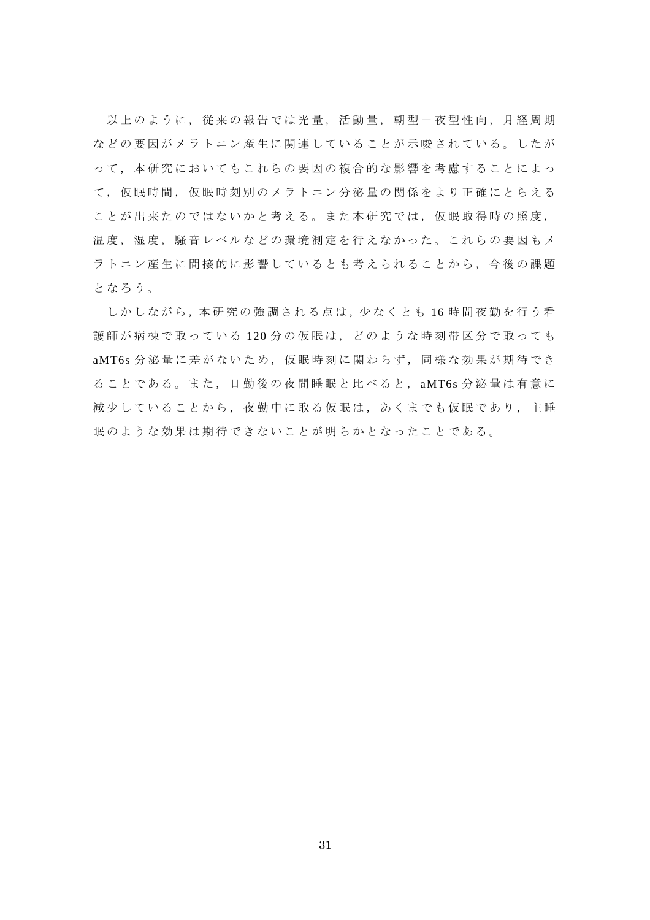以上のように，従来の報告では光量，活動量，朝型－夜型性向，月経周期などの要因がメラトニン産生に関連していることが示唆されている。したがって，本研究においてもこれらの要因の複合的な影響を考慮することによって，仮眠時間，仮眠時刻別のメラトニン分泌量の関係をより正確にとらえることが出来たのではないかと考える。また本研究では，仮眠取得時の照度，温度，湿度，騒音レベルなどの環境測定を行えなかった。これらの要因もメラトニン産生に間接的に影響しているとも考えられることから，今後の課題となろう。

しかしながら，本研究の強調される点は，少なくとも 16 時間夜勤を行う看護師が病棟で取っている 120 分の仮眠は，どのような時刻帯区分で取っても aMT6s 分泌量に差がないため，仮眠時刻に関わらず，同様な効果が期待できることである。また，日勤後の夜間睡眠と比べると，aMT6s 分泌量は有意に減少していることから，夜勤中に取る仮眠は，あくまでも仮眠であり，主睡眠のような効果は期待できないことが明らかとなったことである。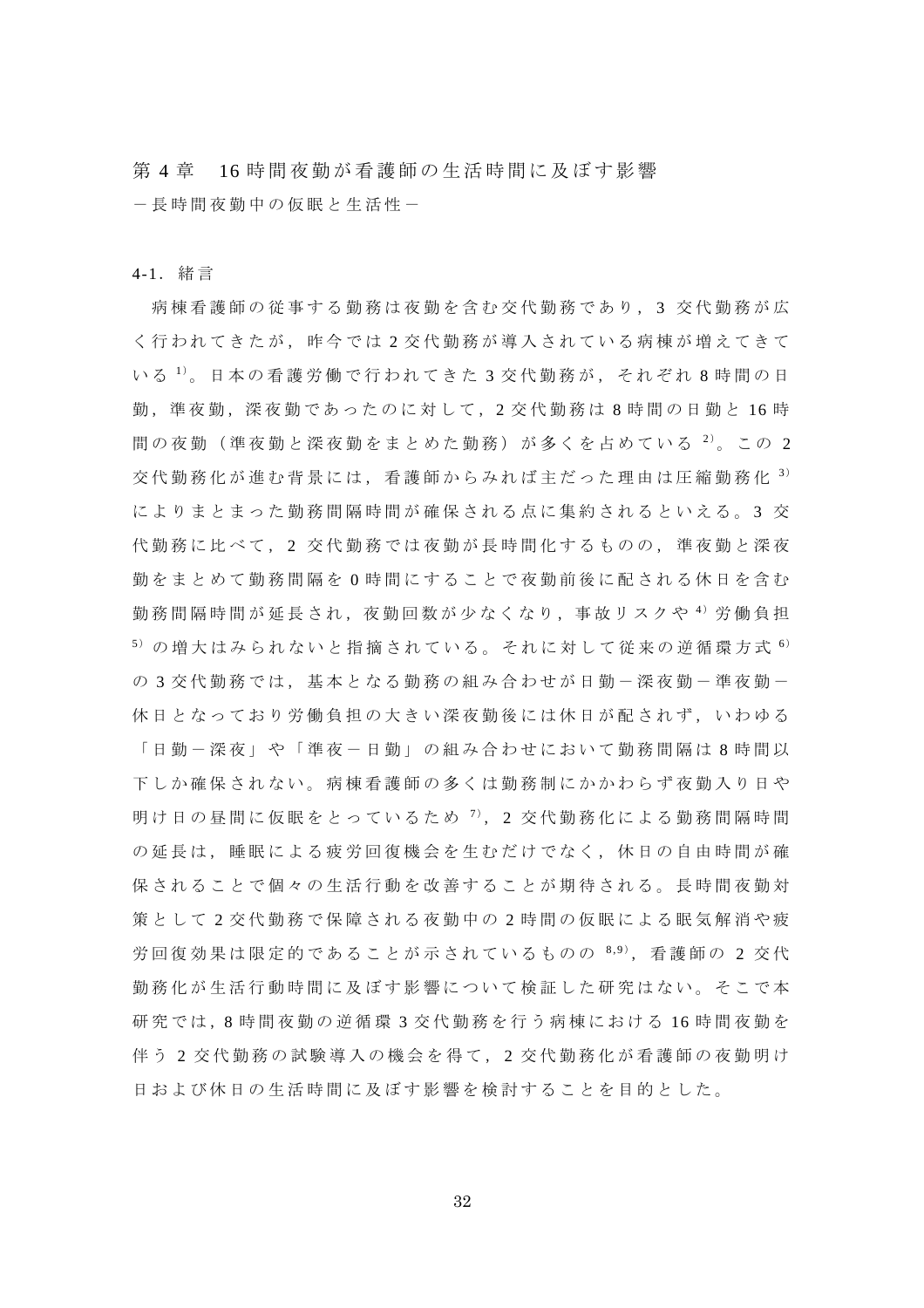# 第 4 章　16 時間夜勤が看護師の生活時間に及ぼす影響

－長時間夜勤中の仮眠と生活性－

## 4-1. 緒言

病棟看護師の従事する勤務は夜勤を含む交代勤務であり，3 交代勤務が広く行われてきたが，昨今では 2 交代勤務が導入されている病棟が増えてきている [1]。日本の看護労働で行われてきた 3 交代勤務が，それぞれ 8 時間の日勤，準夜勤，深夜勤であったのに対して，2 交代勤務は 8 時間の日勤と 16 時間の夜勤（準夜勤と深夜勤をまとめた勤務）が多くを占めている [2]。この 2 交代勤務化が進む背景には，看護師からみれば主だった理由は圧縮勤務化 [3] によりまとまった勤務間隔時間が確保される点に集約されるといえる。3 交代勤務に比べて，2 交代勤務では夜勤が長時間化するものの，準夜勤と深夜勤をまとめて勤務間隔を 0 時間にすることで夜勤前後に配される休日を含む勤務間隔時間が延長され，夜勤回数が少なくなり，事故リスクや [4] 労働負担 [5] の増大はみられないと指摘されている。それに対して従来の逆循環方式 [6] の 3 交代勤務では，基本となる勤務の組み合わせが日勤－深夜勤－準夜勤－休日となっており労働負担の大きい深夜勤後には休日が配されず，いわゆる「日勤－深夜」や「準夜－日勤」の組み合わせにおいて勤務間隔は 8 時間以下しか確保されない。病棟看護師の多くは勤務制にかかわらず夜勤入り日や明け日の昼間に仮眠をとっているため [7]，2 交代勤務化による勤務間隔時間の延長は，睡眠による疲労回復機会を生むだけでなく，休日の自由時間が確保されることで個々の生活行動を改善することが期待される。長時間夜勤対策として 2 交代勤務で保障される夜勤中の 2 時間の仮眠による眠気解消や疲労回復効果は限定的であることが示されているものの [8,9]，看護師の 2 交代勤務化が生活行動時間に及ぼす影響について検証した研究はない。そこで本研究では，8 時間夜勤の逆循環 3 交代勤務を行う病棟における 16 時間夜勤を伴う 2 交代勤務の試験導入の機会を得て，2 交代勤務化が看護師の夜勤明け日および休日の生活時間に及ぼす影響を検討することを目的とした。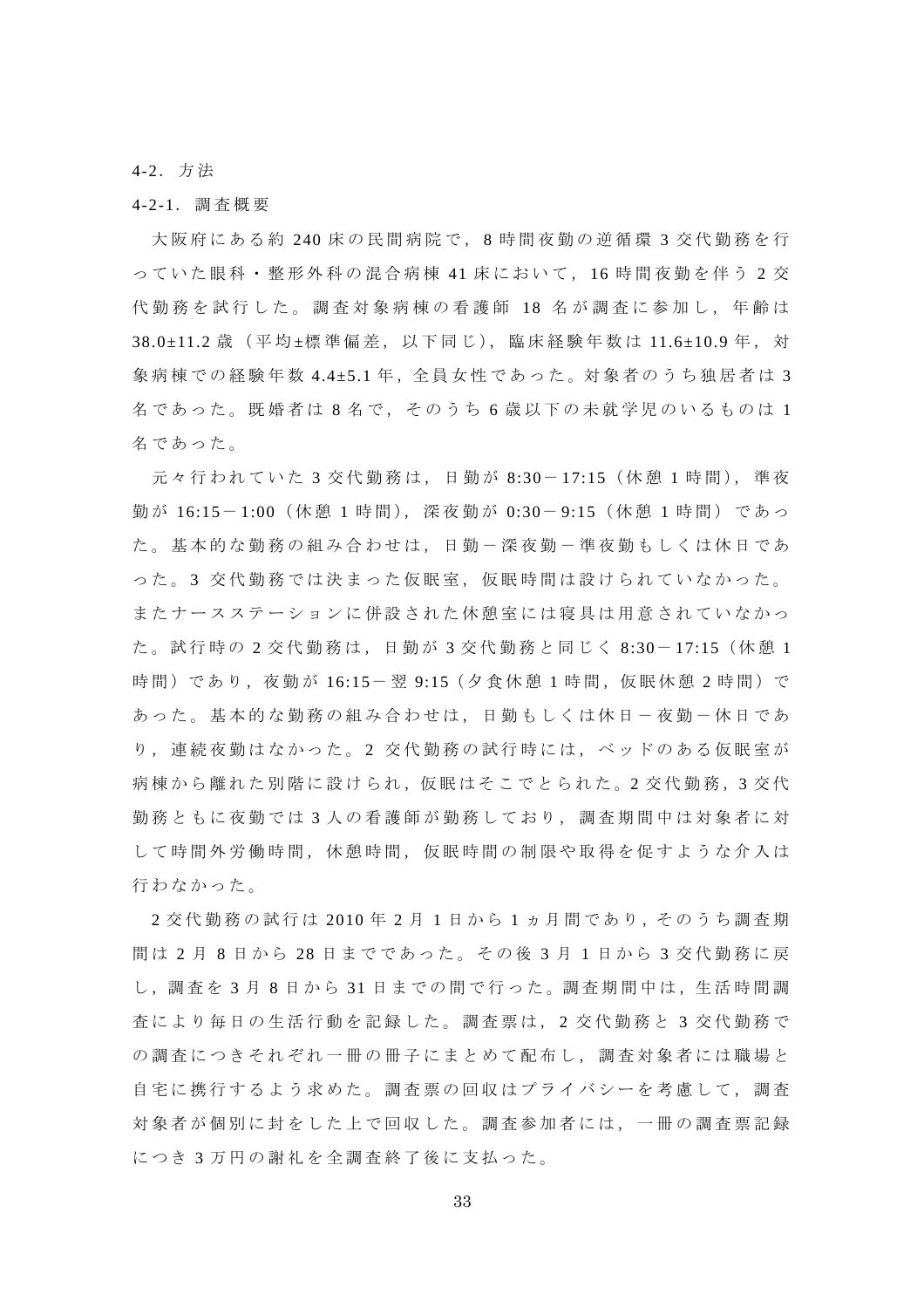### 4-2．方法

#### 4-2-1．調査概要

大阪府にある約 240 床の民間病院で，8 時間夜勤の逆循環 3 交代勤務を行っていた眼科・整形外科の混合病棟 41 床において，16 時間夜勤を伴う 2 交代勤務を試行した。調査対象病棟の看護師 18 名が調査に参加し，年齢は 38.0±11.2 歳（平均±標準偏差，以下同じ），臨床経験年数は 11.6±10.9 年，対象病棟での経験年数 4.4±5.1 年，全員女性であった。対象者のうち独居者は 3 名であった。既婚者は 8 名で，そのうち 6 歳以下の未就学児のいるものは 1 名であった。

元々行われていた 3 交代勤務は，日勤が 8:30－17:15（休憩 1 時間），準夜勤が 16:15－1:00（休憩 1 時間），深夜勤が 0:30－9:15（休憩 1 時間）であった。基本的な勤務の組み合わせは，日勤－深夜勤－準夜勤もしくは休日であった。3 交代勤務では決まった仮眠室，仮眠時間は設けられていなかった。またナースステーションに併設された休憩室には寝具は用意されていなかった。試行時の 2 交代勤務は，日勤が 3 交代勤務と同じく 8:30－17:15（休憩 1 時間）であり，夜勤が 16:15－翌 9:15（夕食休憩 1 時間，仮眠休憩 2 時間）であった。基本的な勤務の組み合わせは，日勤もしくは休日－夜勤－休日であり，連続夜勤はなかった。2 交代勤務の試行時には，ベッドのある仮眠室が病棟から離れた別階に設けられ，仮眠はそこでとられた。2 交代勤務，3 交代勤務ともに夜勤では 3 人の看護師が勤務しており，調査期間中は対象者に対して時間外労働時間，休憩時間，仮眠時間の制限や取得を促すような介入は行わなかった。

2 交代勤務の試行は 2010 年 2 月 1 日から 1 ヵ月間であり，そのうち調査期間は 2 月 8 日から 28 日までであった。その後 3 月 1 日から 3 交代勤務に戻し，調査を 3 月 8 日から 31 日までの間で行った。調査期間中は，生活時間調査により毎日の生活行動を記録した。調査票は，2 交代勤務と 3 交代勤務での調査につきそれぞれ一冊の冊子にまとめて配布し，調査対象者には職場と自宅に携行するよう求めた。調査票の回収はプライバシーを考慮して，調査対象者が個別に封をした上で回収した。調査参加者には，一冊の調査票記録につき 3 万円の謝礼を全調査終了後に支払った。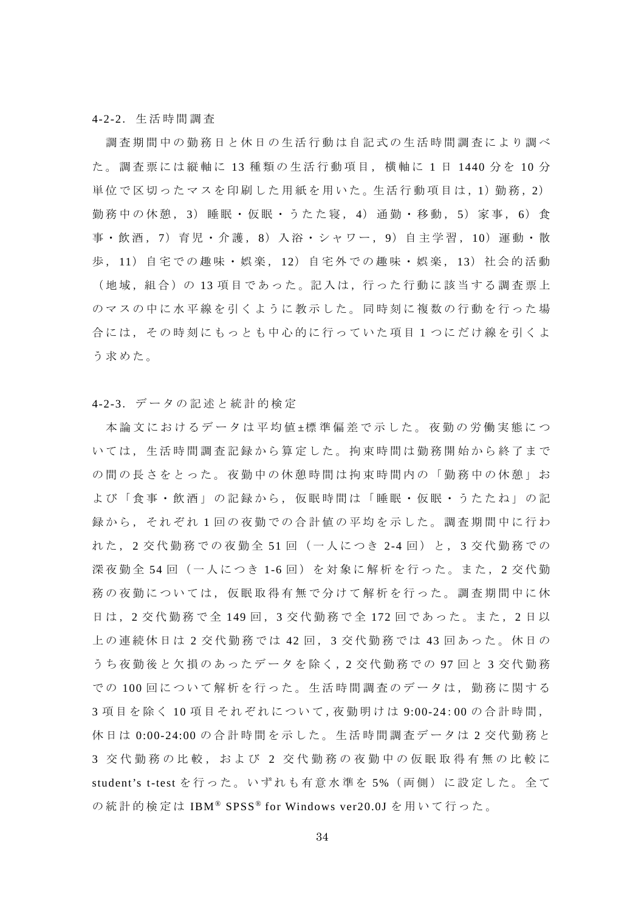### 4-2-2. 生活時間調査

調査期間中の勤務日と休日の生活行動は自記式の生活時間調査により調べた。調査票には縦軸に 13 種類の生活行動項目，横軸に 1 日 1440 分を 10 分単位で区切ったマスを印刷した用紙を用いた。生活行動項目は，1）勤務，2）勤務中の休憩，3）睡眠・仮眠・うたた寝，4）通勤・移動，5）家事，6）食事・飲酒，7）育児・介護，8）入浴・シャワー，9）自主学習，10）運動・散歩，11）自宅での趣味・娯楽，12）自宅外での趣味・娯楽，13）社会的活動（地域，組合）の 13 項目であった。記入は，行った行動に該当する調査票上のマスの中に水平線を引くように教示した。同時刻に複数の行動を行った場合には，その時刻にもっとも中心的に行っていた項目 1 つにだけ線を引くよう求めた。

### 4-2-3. データの記述と統計的検定

本論文におけるデータは平均値±標準偏差で示した。夜勤の労働実態については，生活時間調査記録から算定した。拘束時間は勤務開始から終了までの間の長さをとった。夜勤中の休憩時間は拘束時間内の「勤務中の休憩」および「食事・飲酒」の記録から，仮眠時間は「睡眠・仮眠・うたたね」の記録から，それぞれ 1 回の夜勤での合計値の平均を示した。調査期間中に行われた，2 交代勤務での夜勤全 51 回（一人につき 2-4 回）と，3 交代勤務での深夜勤全 54 回（一人につき 1-6 回）を対象に解析を行った。また，2 交代勤務の夜勤については，仮眠取得有無で分けて解析を行った。調査期間中に休日は，2 交代勤務で全 149 回，3 交代勤務で全 172 回であった。また，2 日以上の連続休日は 2 交代勤務では 42 回，3 交代勤務では 43 回あった。休日のうち夜勤後と欠損のあったデータを除く，2 交代勤務での 97 回と 3 交代勤務での 100 回について解析を行った。生活時間調査のデータは，勤務に関する 3 項目を除く 10 項目それぞれについて，夜勤明けは 9:00-24:00 の合計時間，休日は 0:00-24:00 の合計時間を示した。生活時間調査データは 2 交代勤務と 3 交代勤務の比較，および 2 交代勤務の夜勤中の仮眠取得有無の比較に student's t-test を行った。いずれも有意水準を 5%（両側）に設定した。全ての統計的検定は IBM® SPSS® for Windows ver20.0J を用いて行った。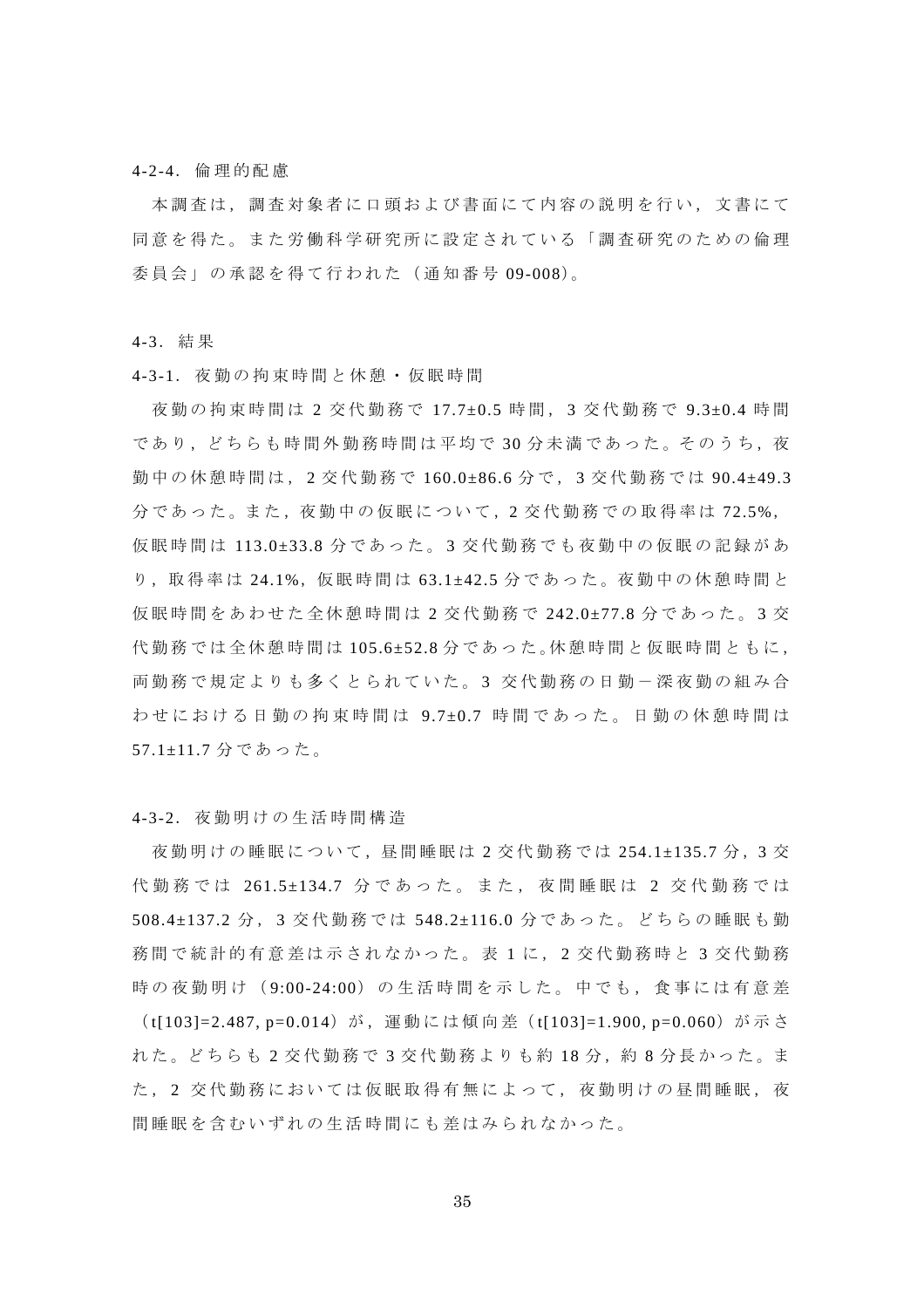#### 4-2-4．倫理的配慮

本調査は，調査対象者に口頭および書面にて内容の説明を行い，文書にて同意を得た。また労働科学研究所に設定されている「調査研究のための倫理委員会」の承認を得て行われた（通知番号 09-008)。

### 4-3．結果

#### 4-3-1．夜勤の拘束時間と休憩・仮眠時間

夜勤の拘束時間は 2 交代勤務で 17.7±0.5 時間，3 交代勤務で 9.3±0.4 時間であり，どちらも時間外勤務時間は平均で 30 分未満であった。そのうち，夜勤中の休憩時間は，2 交代勤務で 160.0±86.6 分で，3 交代勤務では 90.4±49.3 分であった。また，夜勤中の仮眠について，2 交代勤務での取得率は 72.5%，仮眠時間は 113.0±33.8 分であった。3 交代勤務でも夜勤中の仮眠の記録があり，取得率は 24.1%，仮眠時間は 63.1±42.5 分であった。夜勤中の休憩時間と仮眠時間をあわせた全休憩時間は 2 交代勤務で 242.0±77.8 分であった。3 交代勤務では全休憩時間は 105.6±52.8 分であった。休憩時間と仮眠時間ともに，両勤務で規定よりも多くとられていた。3 交代勤務の日勤－深夜勤の組み合わせにおける日勤の拘束時間は 9.7±0.7 時間であった。日勤の休憩時間は 57.1±11.7 分であった。

#### 4-3-2．夜勤明けの生活時間構造

夜勤明けの睡眠について，昼間睡眠は 2 交代勤務では 254.1±135.7 分，3 交代勤務では 261.5±134.7 分であった。また，夜間睡眠は 2 交代勤務では 508.4±137.2 分，3 交代勤務では 548.2±116.0 分であった。どちらの睡眠も勤務間で統計的有意差は示されなかった。表 1 に，2 交代勤務時と 3 交代勤務時の夜勤明け（9:00-24:00）の生活時間を示した。中でも，食事には有意差（$t[103]=2.487$, $p=0.014$）が，運動には傾向差（$t[103]=1.900$, $p=0.060$）が示された。どちらも 2 交代勤務で 3 交代勤務よりも約 18 分，約 8 分長かった。また，2 交代勤務においては仮眠取得有無によって，夜勤明けの昼間睡眠，夜間睡眠を含むいずれの生活時間にも差はみられなかった。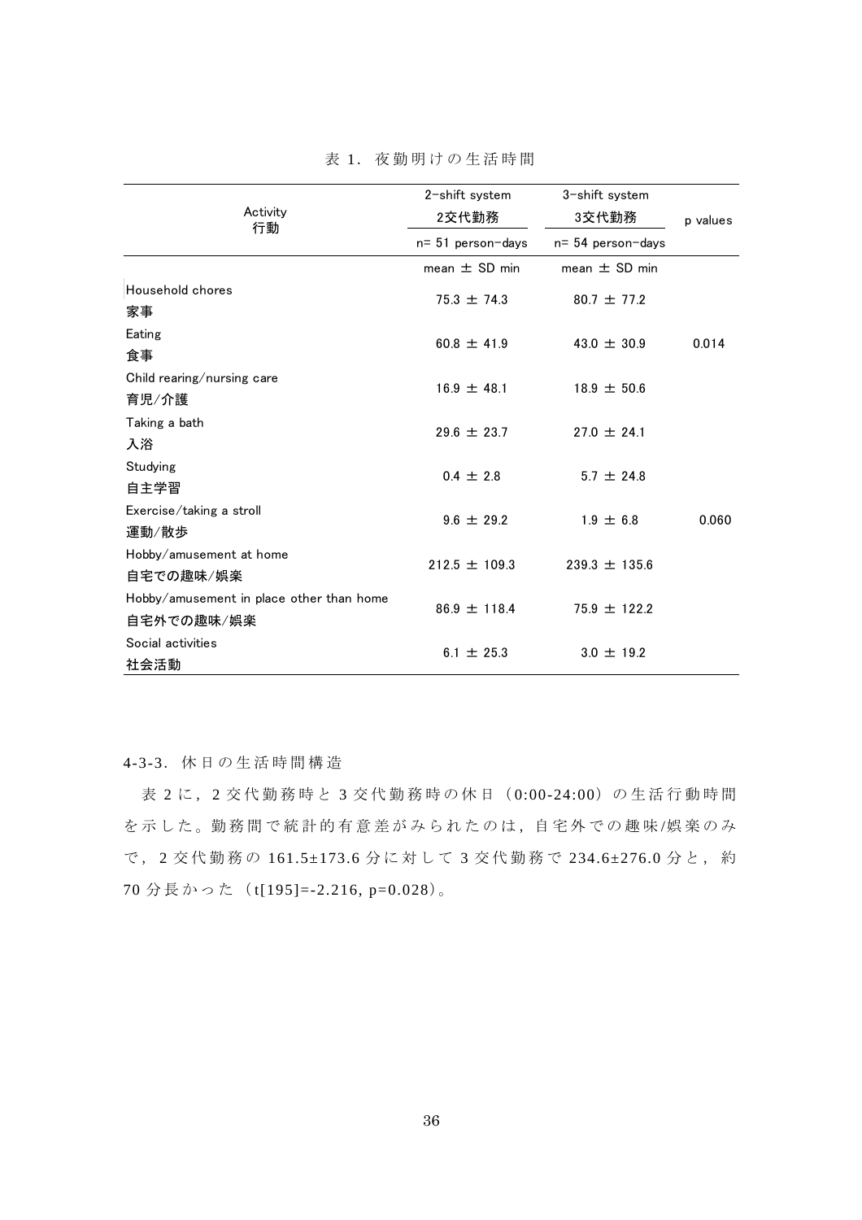表 1．夜勤明けの生活時間

| Activity<br>行動 | 2-shift system<br>2交代勤務 | 3-shift system<br>3交代勤務 | p values |
|---|---|---|---|
| | n= 51 person-days | n= 54 person-days | |
| | mean ± SD min | mean ± SD min | |
| Household chores<br>家事 | 75.3 ± 74.3 | 80.7 ± 77.2 | |
| Eating<br>食事 | 60.8 ± 41.9 | 43.0 ± 30.9 | 0.014 |
| Child rearing/nursing care<br>育児/介護 | 16.9 ± 48.1 | 18.9 ± 50.6 | |
| Taking a bath<br>入浴 | 29.6 ± 23.7 | 27.0 ± 24.1 | |
| Studying<br>自主学習 | 0.4 ± 2.8 | 5.7 ± 24.8 | |
| Exercise/taking a stroll<br>運動/散歩 | 9.6 ± 29.2 | 1.9 ± 6.8 | 0.060 |
| Hobby/amusement at home<br>自宅での趣味/娯楽 | 212.5 ± 109.3 | 239.3 ± 135.6 | |
| Hobby/amusement in place other than home<br>自宅外での趣味/娯楽 | 86.9 ± 118.4 | 75.9 ± 122.2 | |
| Social activities<br>社会活動 | 6.1 ± 25.3 | 3.0 ± 19.2 | |

4-3-3．休日の生活時間構造

表 2 に，2 交代勤務時と 3 交代勤務時の休日（0:00-24:00）の生活行動時間を示した。勤務間で統計的有意差がみられたのは，自宅外での趣味/娯楽のみで，2 交代勤務の 161.5±173.6 分に対して 3 交代勤務で 234.6±276.0 分と，約 70 分長かった（$t[195]=-2.216$, $p=0.028$）。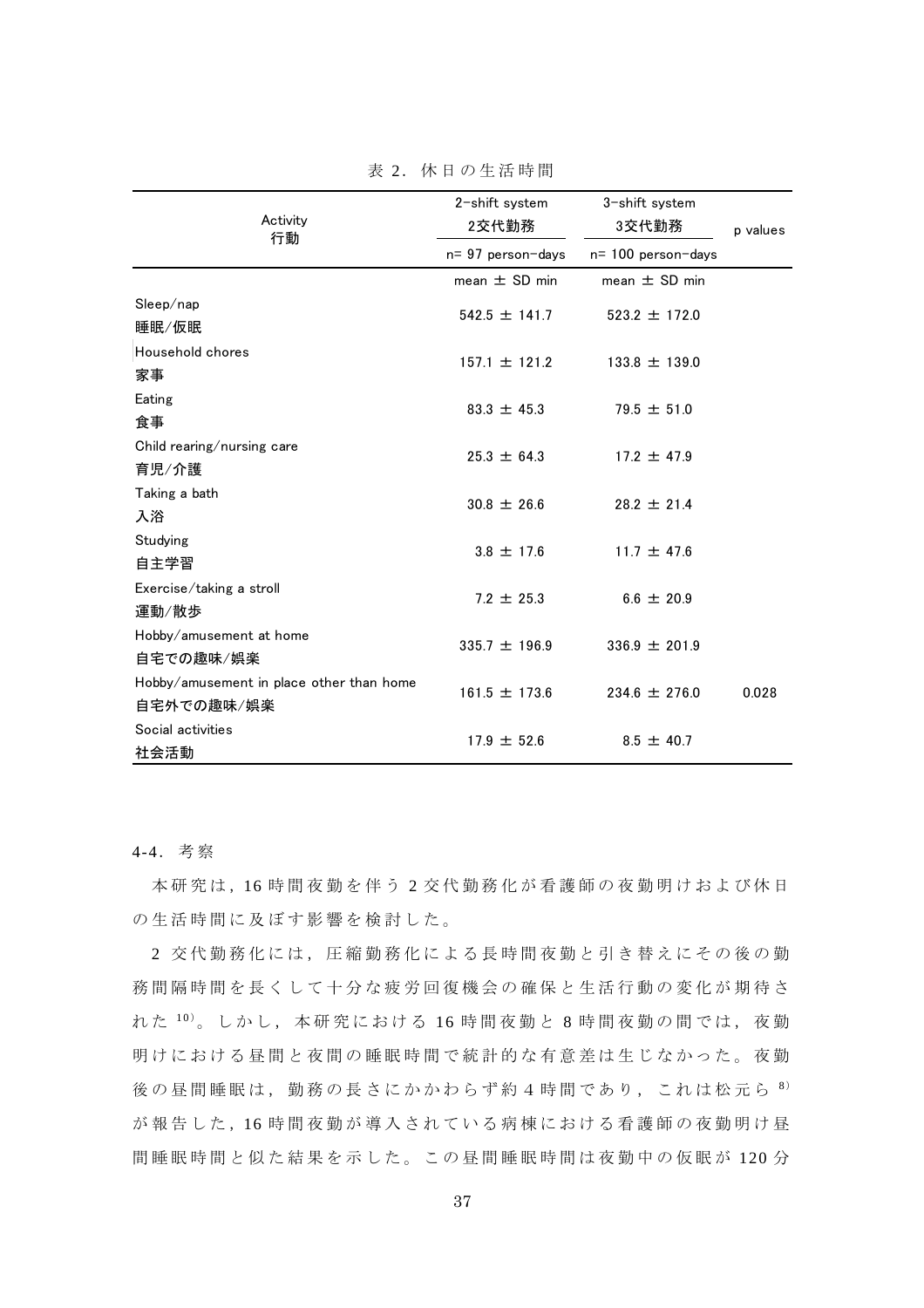表 2．休日の生活時間

| Activity<br>行動 | 2-shift system<br>2交代勤務 | 3-shift system<br>3交代勤務 | p values |
|---|---|---|---|
| | n= 97 person-days | n= 100 person-days | |
| | mean ± SD min | mean ± SD min | |
| Sleep/nap<br>睡眠/仮眠 | 542.5 ± 141.7 | 523.2 ± 172.0 | |
| Household chores<br>家事 | 157.1 ± 121.2 | 133.8 ± 139.0 | |
| Eating<br>食事 | 83.3 ± 45.3 | 79.5 ± 51.0 | |
| Child rearing/nursing care<br>育児/介護 | 25.3 ± 64.3 | 17.2 ± 47.9 | |
| Taking a bath<br>入浴 | 30.8 ± 26.6 | 28.2 ± 21.4 | |
| Studying<br>自主学習 | 3.8 ± 17.6 | 11.7 ± 47.6 | |
| Exercise/taking a stroll<br>運動/散歩 | 7.2 ± 25.3 | 6.6 ± 20.9 | |
| Hobby/amusement at home<br>自宅での趣味/娯楽 | 335.7 ± 196.9 | 336.9 ± 201.9 | |
| Hobby/amusement in place other than home<br>自宅外での趣味/娯楽 | 161.5 ± 173.6 | 234.6 ± 276.0 | 0.028 |
| Social activities<br>社会活動 | 17.9 ± 52.6 | 8.5 ± 40.7 | |

4-4．考察

本研究は，16 時間夜勤を伴う 2 交代勤務化が看護師の夜勤明けおよび休日の生活時間に及ぼす影響を検討した。

2 交代勤務化には，圧縮勤務化による長時間夜勤と引き替えにその後の勤務間隔時間を長くして十分な疲労回復機会の確保と生活行動の変化が期待された [10]。しかし，本研究における 16 時間夜勤と 8 時間夜勤の間では，夜勤明けにおける昼間と夜間の睡眠時間で統計的な有意差は生じなかった。夜勤後の昼間睡眠は，勤務の長さにかかわらず約 4 時間であり，これは松元ら [8] が報告した，16 時間夜勤が導入されている病棟における看護師の夜勤明け昼間睡眠時間と似た結果を示した。この昼間睡眠時間は夜勤中の仮眠が 120 分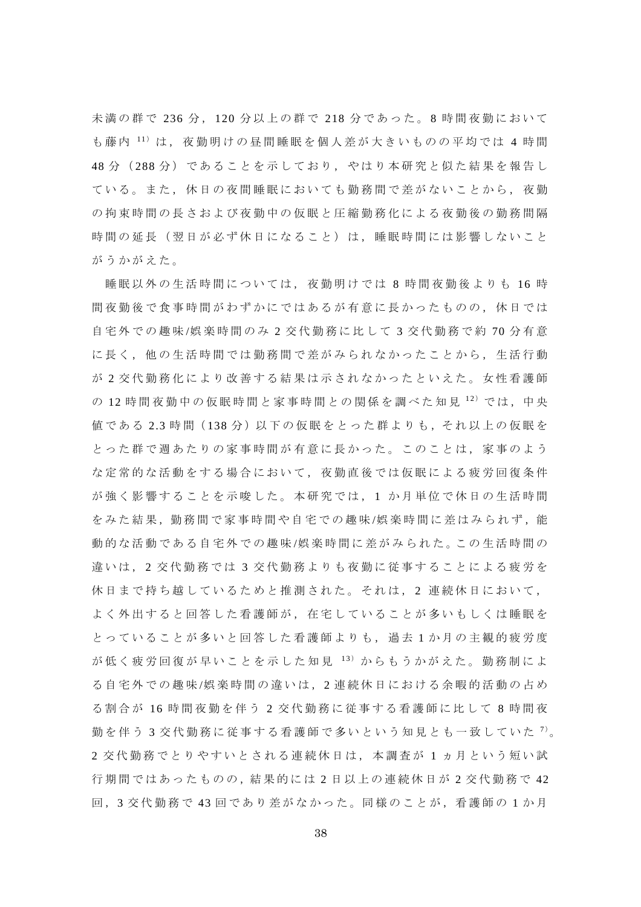未満の群で 236 分，120 分以上の群で 218 分であった。8 時間夜勤においても藤内[11]は，夜勤明けの昼間睡眠を個人差が大きいものの平均では 4 時間 48 分（288 分）であることを示しており，やはり本研究と似た結果を報告している。また，休日の夜間睡眠においても勤務間で差がないことから，夜勤の拘束時間の長さおよび夜勤中の仮眠と圧縮勤務化による夜勤後の勤務間隔時間の延長（翌日が必ず休日になること）は，睡眠時間には影響しないことがうかがえた。

睡眠以外の生活時間については，夜勤明けでは 8 時間夜勤後よりも 16 時間夜勤後で食事時間がわずかにではあるが有意に長かったものの，休日では自宅外での趣味/娯楽時間のみ 2 交代勤務に比して 3 交代勤務で約 70 分有意に長く，他の生活時間では勤務間で差がみられなかったことから，生活行動が 2 交代勤務化により改善する結果は示されなかったといえた。女性看護師の 12 時間夜勤中の仮眠時間と家事時間との関係を調べた知見[12]では，中央値である 2.3 時間（138 分）以下の仮眠をとった群よりも，それ以上の仮眠をとった群で週あたりの家事時間が有意に長かった。このことは，家事のような定常的な活動をする場合において，夜勤直後では仮眠による疲労回復条件が強く影響することを示唆した。本研究では，1 か月単位で休日の生活時間をみた結果，勤務間で家事時間や自宅での趣味/娯楽時間に差はみられず，能動的な活動である自宅外での趣味/娯楽時間に差がみられた。この生活時間の違いは，2 交代勤務では 3 交代勤務よりも夜勤に従事することによる疲労を休日まで持ち越しているためと推測された。それは，2 連続休日において，よく外出すると回答した看護師が，在宅していることが多いもしくは睡眠をとっていることが多いと回答した看護師よりも，過去 1 か月の主観的疲労度が低く疲労回復が早いことを示した知見[13]からもうかがえた。勤務制による自宅外での趣味/娯楽時間の違いは，2 連続休日における余暇的活動の占める割合が 16 時間夜勤を伴う 2 交代勤務に従事する看護師に比して 8 時間夜勤を伴う 3 交代勤務に従事する看護師で多いという知見とも一致していた[7]。2 交代勤務でとりやすいとされる連続休日は，本調査が 1 ヵ月という短い試行期間ではあったものの，結果的には 2 日以上の連続休日が 2 交代勤務で 42 回，3 交代勤務で 43 回であり差がなかった。同様のことが，看護師の 1 か月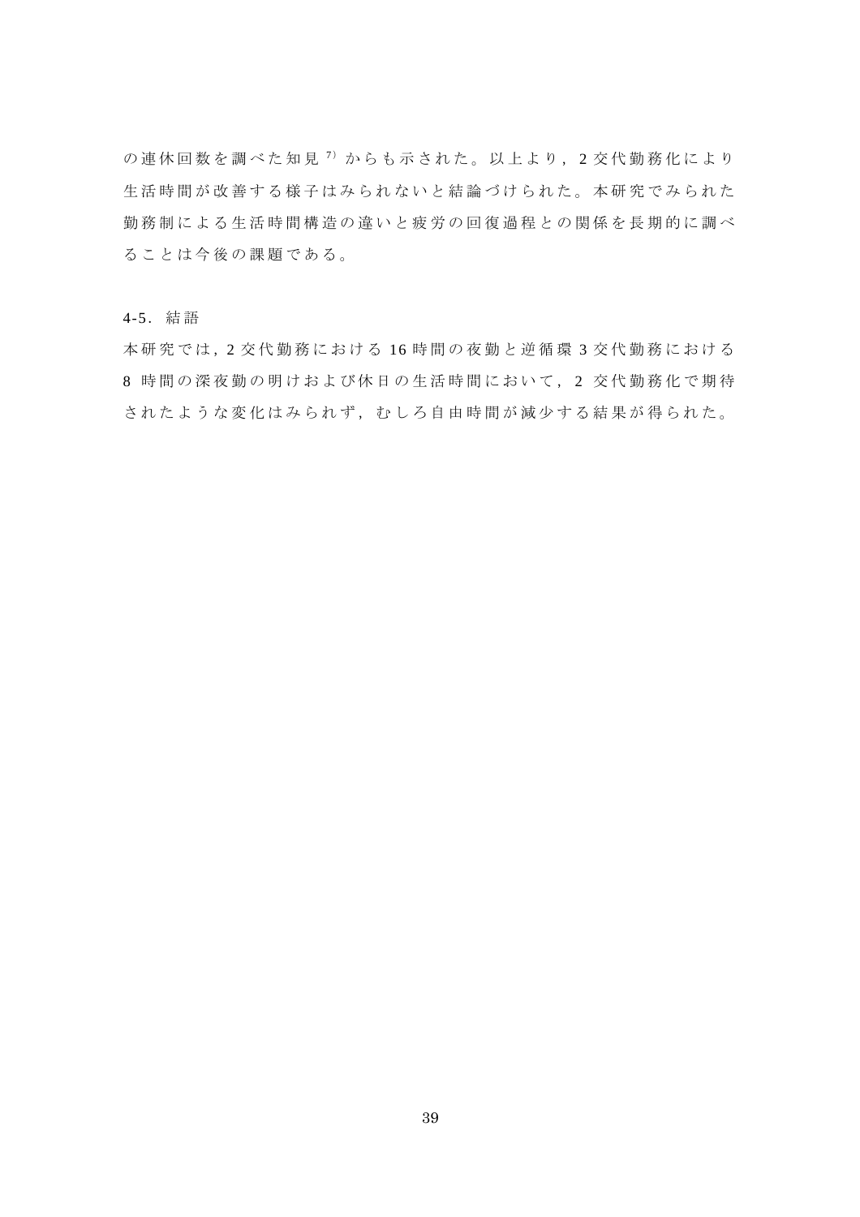の連休回数を調べた知見[7]からも示された。以上より，2交代勤務化により生活時間が改善する様子はみられないと結論づけられた。本研究でみられた勤務制による生活時間構造の違いと疲労の回復過程との関係を長期的に調べることは今後の課題である。

### 4-5. 結語

本研究では，2交代勤務における16時間の夜勤と逆循環3交代勤務における8時間の深夜勤の明けおよび休日の生活時間において，2交代勤務化で期待されたような変化はみられず，むしろ自由時間が減少する結果が得られた。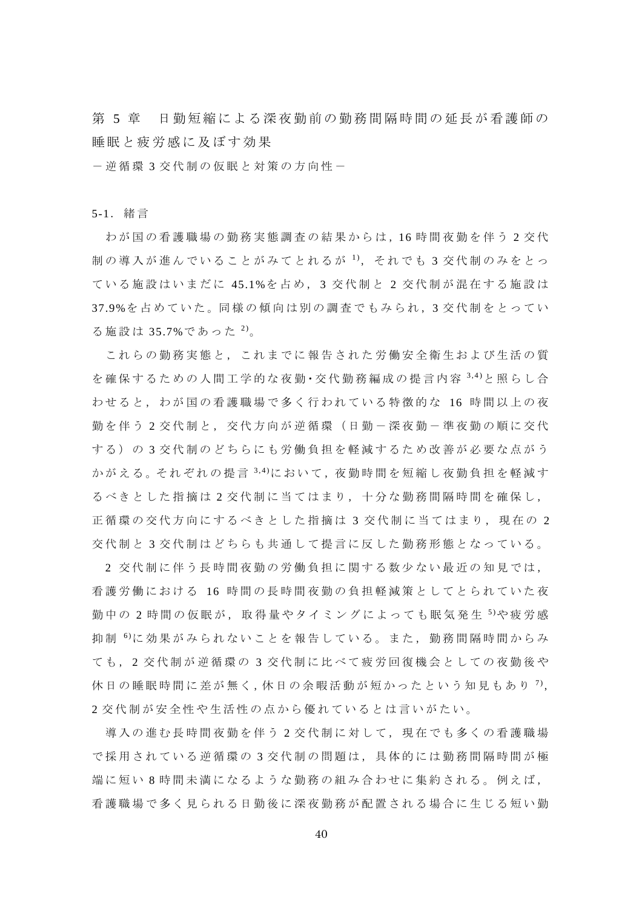# 第 5 章　日勤短縮による深夜勤前の勤務間隔時間の延長が看護師の睡眠と疲労感に及ぼす効果

－逆循環 3 交代制の仮眠と対策の方向性－

## 5-1. 緒言

わが国の看護職場の勤務実態調査の結果からは，16 時間夜勤を伴う 2 交代制の導入が進んでいることがみてとれるが [1]，それでも 3 交代制のみをとっている施設はいまだに 45.1%を占め，3 交代制と 2 交代制が混在する施設は 37.9%を占めていた。同様の傾向は別の調査でもみられ，3 交代制をとっている施設は 35.7%であった [2]。

これらの勤務実態と，これまでに報告された労働安全衛生および生活の質を確保するための人間工学的な夜勤･交代勤務編成の提言内容 [3,4]と照らし合わせると，わが国の看護職場で多く行われている特徴的な 16 時間以上の夜勤を伴う 2 交代制と，交代方向が逆循環（日勤－深夜勤－準夜勤の順に交代する）の 3 交代制のどちらにも労働負担を軽減するため改善が必要な点がうかがえる。それぞれの提言 [3,4]において，夜勤時間を短縮し夜勤負担を軽減するべきとした指摘は 2 交代制に当てはまり，十分な勤務間隔時間を確保し，正循環の交代方向にするべきとした指摘は 3 交代制に当てはまり，現在の 2 交代制と 3 交代制はどちらも共通して提言に反した勤務形態となっている。

2 交代制に伴う長時間夜勤の労働負担に関する数少ない最近の知見では，看護労働における 16 時間の長時間夜勤の負担軽減策としてとられていた夜勤中の 2 時間の仮眠が，取得量やタイミングによっても眠気発生 [5]や疲労感抑制 [6]に効果がみられないことを報告している。また，勤務間隔時間からみても，2 交代制が逆循環の 3 交代制に比べて疲労回復機会としての夜勤後や休日の睡眠時間に差が無く，休日の余暇活動が短かったという知見もあり [7]，2 交代制が安全性や生活性の点から優れているとは言いがたい。

導入の進む長時間夜勤を伴う 2 交代制に対して，現在でも多くの看護職場で採用されている逆循環の 3 交代制の問題は，具体的には勤務間隔時間が極端に短い 8 時間未満になるような勤務の組み合わせに集約される。例えば，看護職場で多く見られる日勤後に深夜勤務が配置される場合に生じる短い勤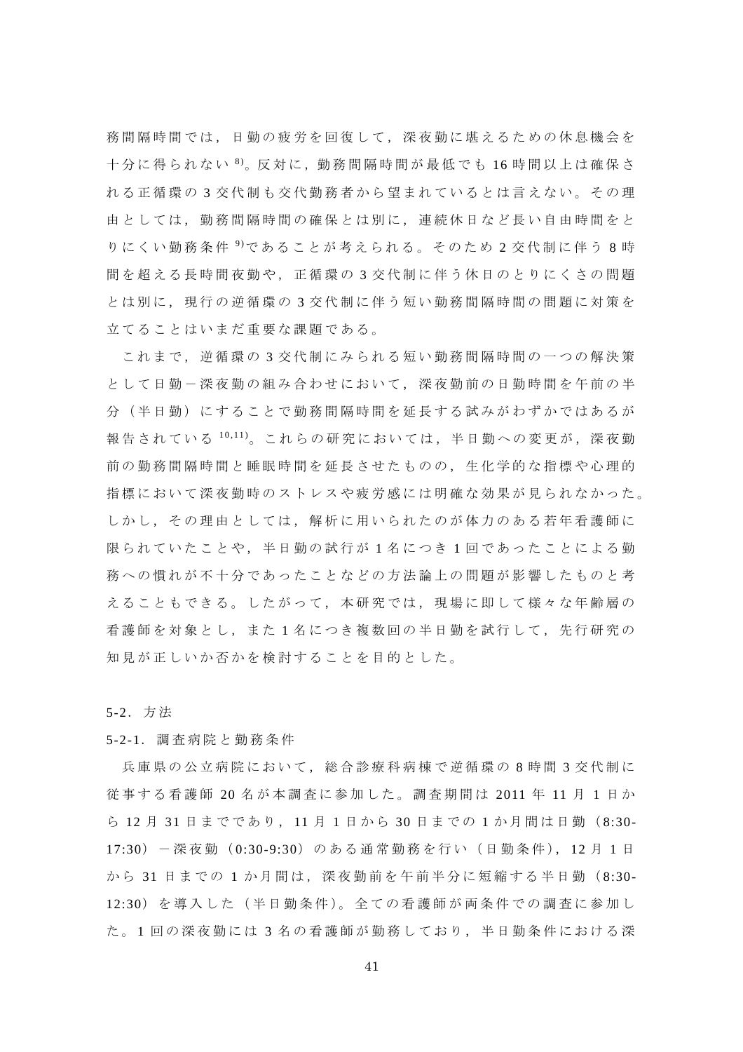務間隔時間では，日勤の疲労を回復して，深夜勤に堪えるための休息機会を十分に得られない[8)]。反対に，勤務間隔時間が最低でも 16 時間以上は確保される正循環の 3 交代制も交代勤務者から望まれているとは言えない。その理由としては，勤務間隔時間の確保とは別に，連続休日など長い自由時間をとりにくい勤務条件[9)]であることが考えられる。そのため 2 交代制に伴う 8 時間を超える長時間夜勤や，正循環の 3 交代制に伴う休日のとりにくさの問題とは別に，現行の逆循環の 3 交代制に伴う短い勤務間隔時間の問題に対策を立てることはいまだ重要な課題である。

これまで，逆循環の 3 交代制にみられる短い勤務間隔時間の一つの解決策として日勤－深夜勤の組み合わせにおいて，深夜勤前の日勤時間を午前の半分（半日勤）にすることで勤務間隔時間を延長する試みがわずかではあるが報告されている[10,11)]。これらの研究においては，半日勤への変更が，深夜勤前の勤務間隔時間と睡眠時間を延長させたものの，生化学的な指標や心理的指標において深夜勤時のストレスや疲労感には明確な効果が見られなかった。しかし，その理由としては，解析に用いられたのが体力のある若年看護師に限られていたことや，半日勤の試行が 1 名につき 1 回であったことによる勤務への慣れが不十分であったことなどの方法論上の問題が影響したものと考えることもできる。したがって，本研究では，現場に即して様々な年齢層の看護師を対象とし，また 1 名につき複数回の半日勤を試行して，先行研究の知見が正しいか否かを検討することを目的とした。

## 5-2. 方法

### 5-2-1. 調査病院と勤務条件

兵庫県の公立病院において，総合診療科病棟で逆循環の 8 時間 3 交代制に従事する看護師 20 名が本調査に参加した。調査期間は 2011 年 11 月 1 日から 12 月 31 日までであり，11 月 1 日から 30 日までの 1 か月間は日勤（8:30-17:30）－深夜勤（0:30-9:30）のある通常勤務を行い（日勤条件），12 月 1 日から 31 日までの 1 か月間は，深夜勤前を午前半分に短縮する半日勤（8:30-12:30）を導入した（半日勤条件）。全ての看護師が両条件での調査に参加した。1 回の深夜勤には 3 名の看護師が勤務しており，半日勤条件における深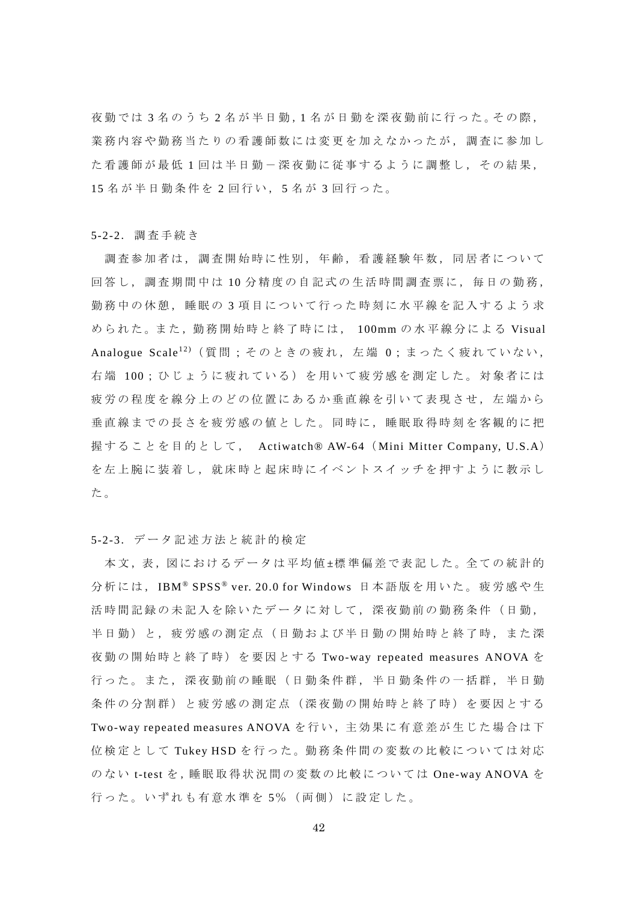夜勤では3名のうち2名が半日勤，1名が日勤を深夜勤前に行った。その際，業務内容や勤務当たりの看護師数には変更を加えなかったが，調査に参加した看護師が最低1回は半日勤－深夜勤に従事するように調整し，その結果，15名が半日勤条件を2回行い，5名が3回行った。

### 5-2-2. 調査手続き

調査参加者は，調査開始時に性別，年齢，看護経験年数，同居者について回答し，調査期間中は10分精度の自記式の生活時間調査票に，毎日の勤務，勤務中の休憩，睡眠の3項目について行った時刻に水平線を記入するよう求められた。また，勤務開始時と終了時には，100mmの水平線分による Visual Analogue Scale[12]（質問；そのときの疲れ，左端 0；まったく疲れていない，右端 100；ひじょうに疲れている）を用いて疲労感を測定した。対象者には疲労の程度を線分上のどの位置にあるか垂直線を引いて表現させ，左端から垂直線までの長さを疲労感の値とした。同時に，睡眠取得時刻を客観的に把握することを目的として， Actiwatch® AW-64（Mini Mitter Company, U.S.A）を左上腕に装着し，就床時と起床時にイベントスイッチを押すように教示した。

### 5-2-3. データ記述方法と統計的検定

本文，表，図におけるデータは平均値±標準偏差で表記した。全ての統計的分析には，IBM® SPSS® ver. 20.0 for Windows 日本語版を用いた。疲労感や生活時間記録の未記入を除いたデータに対して，深夜勤前の勤務条件（日勤，半日勤）と，疲労感の測定点（日勤および半日勤の開始時と終了時，また深夜勤の開始時と終了時）を要因とする Two-way repeated measures ANOVA を行った。また，深夜勤前の睡眠（日勤条件群，半日勤条件の一括群，半日勤条件の分割群）と疲労感の測定点（深夜勤の開始時と終了時）を要因とする Two-way repeated measures ANOVA を行い，主効果に有意差が生じた場合は下位検定として Tukey HSD を行った。勤務条件間の変数の比較については対応のない t-test を，睡眠取得状況間の変数の比較については One-way ANOVA を行った。いずれも有意水準を5%（両側）に設定した。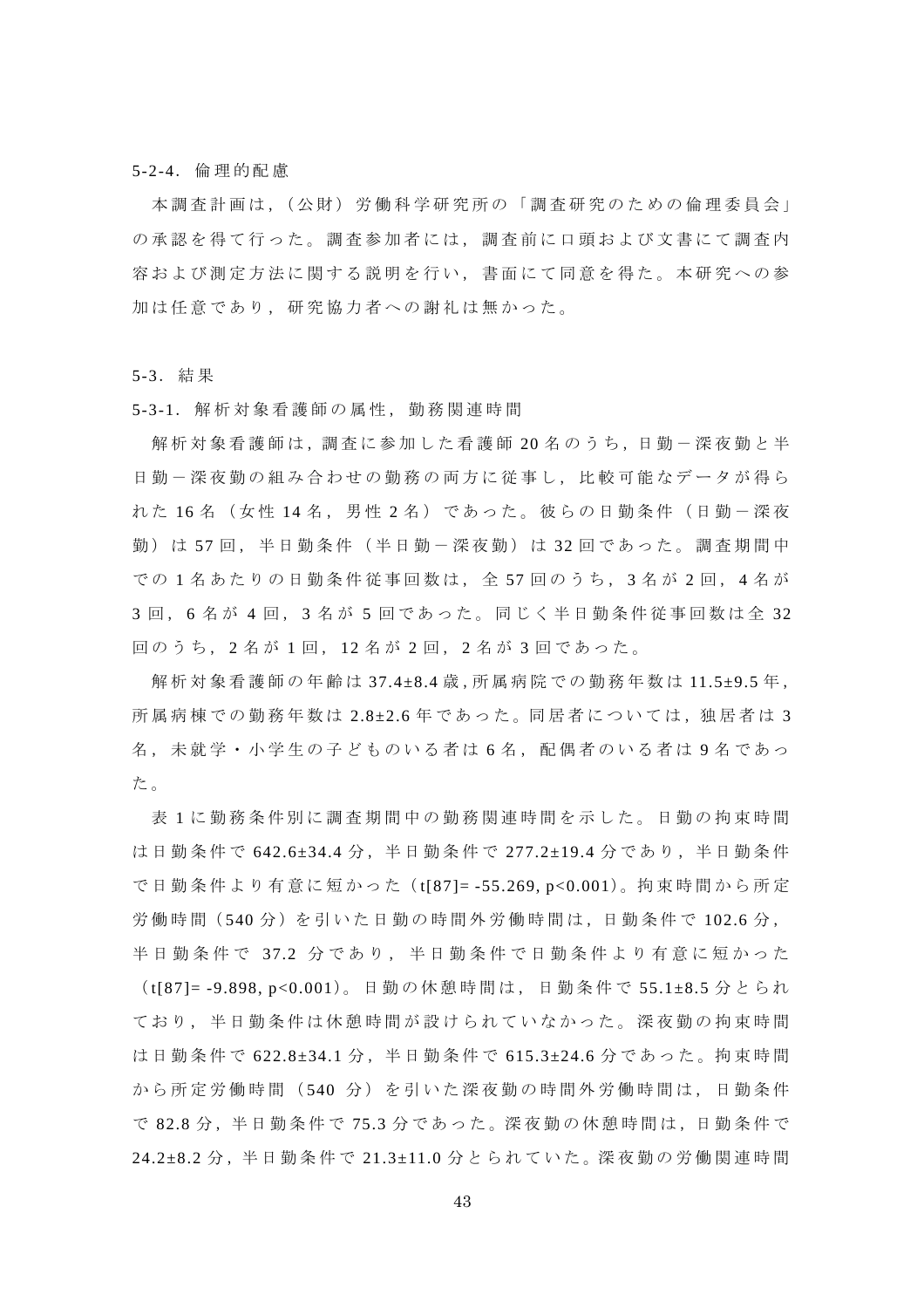#### 5-2-4. 倫理的配慮

本調査計画は，（公財）労働科学研究所の「調査研究のための倫理委員会」の承認を得て行った。調査参加者には，調査前に口頭および文書にて調査内容および測定方法に関する説明を行い，書面にて同意を得た。本研究への参加は任意であり，研究協力者への謝礼は無かった。

## 5-3. 結果

### 5-3-1. 解析対象看護師の属性，勤務関連時間

解析対象看護師は，調査に参加した看護師 20 名のうち，日勤－深夜勤と半日勤－深夜勤の組み合わせの勤務の両方に従事し，比較可能なデータが得られた 16 名（女性 14 名，男性 2 名）であった。彼らの日勤条件（日勤－深夜勤）は 57 回，半日勤条件（半日勤－深夜勤）は 32 回であった。調査期間中での 1 名あたりの日勤条件従事回数は，全 57 回のうち，3 名が 2 回，4 名が 3 回，6 名が 4 回，3 名が 5 回であった。同じく半日勤条件従事回数は全 32 回のうち，2 名が 1 回，12 名が 2 回，2 名が 3 回であった。

解析対象看護師の年齢は 37.4±8.4 歳，所属病院での勤務年数は 11.5±9.5 年，所属病棟での勤務年数は 2.8±2.6 年であった。同居者については，独居者は 3 名，未就学・小学生の子どものいる者は 6 名，配偶者のいる者は 9 名であった。

表 1 に勤務条件別に調査期間中の勤務関連時間を示した。日勤の拘束時間は日勤条件で 642.6±34.4 分，半日勤条件で 277.2±19.4 分であり，半日勤条件で日勤条件より有意に短かった（$t[87]= -55.269$, $p<0.001$）。拘束時間から所定労働時間（540 分）を引いた日勤の時間外労働時間は，日勤条件で 102.6 分，半日勤条件で 37.2 分であり，半日勤条件で日勤条件より有意に短かった（$t[87]= -9.898$, $p<0.001$）。日勤の休憩時間は，日勤条件で 55.1±8.5 分とられており，半日勤条件は休憩時間が設けられていなかった。深夜勤の拘束時間は日勤条件で 622.8±34.1 分，半日勤条件で 615.3±24.6 分であった。拘束時間から所定労働時間（540 分）を引いた深夜勤の時間外労働時間は，日勤条件で 82.8 分，半日勤条件で 75.3 分であった。深夜勤の休憩時間は，日勤条件で 24.2±8.2 分，半日勤条件で 21.3±11.0 分とられていた。深夜勤の労働関連時間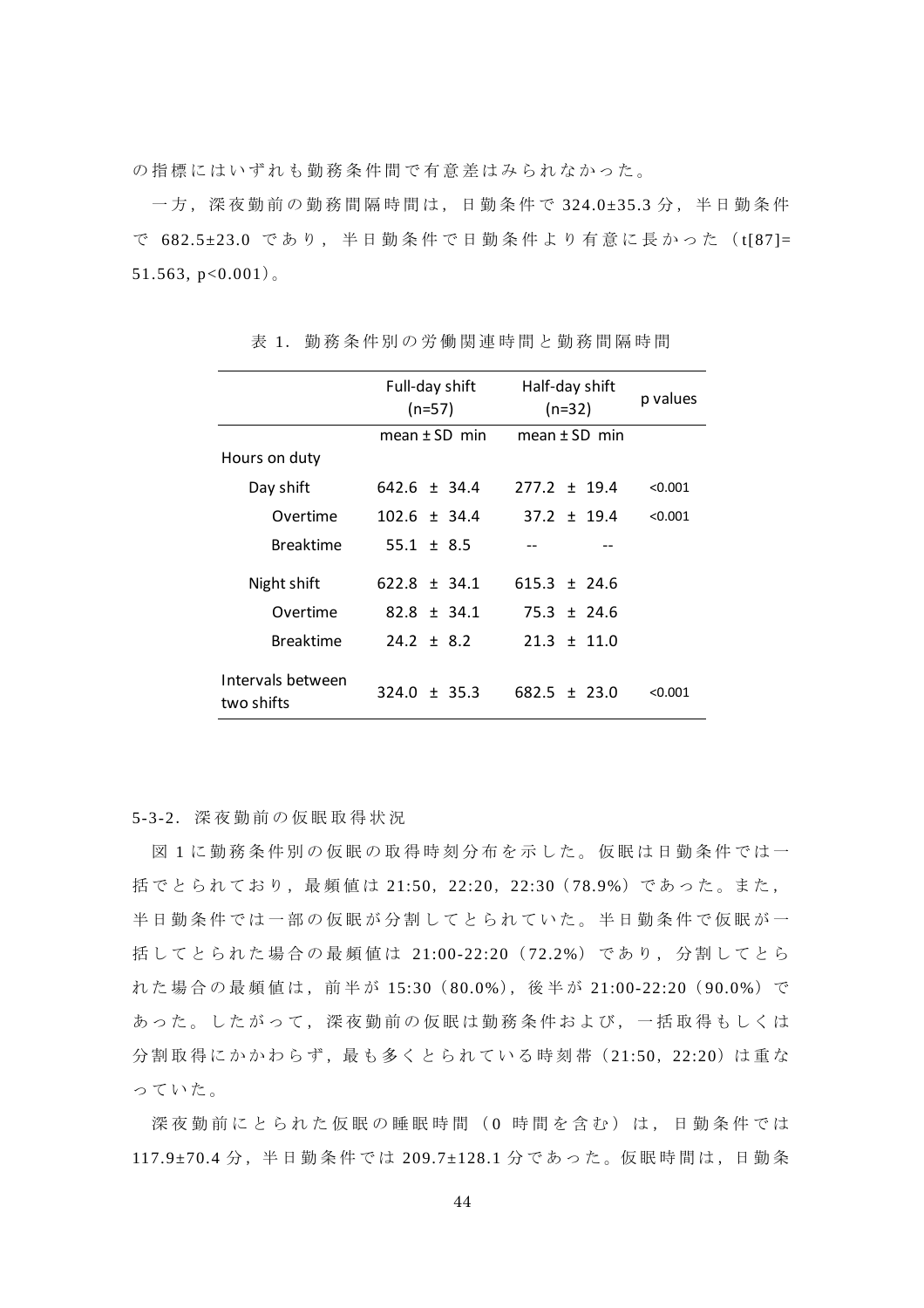の指標にはいずれも勤務条件間で有意差はみられなかった。

一方，深夜勤前の勤務間隔時間は，日勤条件で 324.0±35.3 分，半日勤条件で 682.5±23.0 であり，半日勤条件で日勤条件より有意に長かった（t[87]= 51.563, p<0.001）。

表 1．勤務条件別の労働関連時間と勤務間隔時間

| | Full-day shift (n=57) | Half-day shift (n=32) | p values |
|---|---|---|---|
| | mean ± SD min | mean ± SD min | |
| Hours on duty | | | |
| Day shift | 642.6 ± 34.4 | 277.2 ± 19.4 | <0.001 |
| Overtime | 102.6 ± 34.4 | 37.2 ± 19.4 | <0.001 |
| Breaktime | 55.1 ± 8.5 | -- -- | |
| Night shift | 622.8 ± 34.1 | 615.3 ± 24.6 | |
| Overtime | 82.8 ± 34.1 | 75.3 ± 24.6 | |
| Breaktime | 24.2 ± 8.2 | 21.3 ± 11.0 | |
| Intervals between two shifts | 324.0 ± 35.3 | 682.5 ± 23.0 | <0.001 |

5-3-2．深夜勤前の仮眠取得状況

図 1 に勤務条件別の仮眠の取得時刻分布を示した。仮眠は日勤条件では一括でとられており，最頻値は 21:50，22:20，22:30（78.9%）であった。また，半日勤条件では一部の仮眠が分割してとられていた。半日勤条件で仮眠が一括してとられた場合の最頻値は 21:00-22:20（72.2%）であり，分割してとられた場合の最頻値は，前半が 15:30（80.0%），後半が 21:00-22:20（90.0%）であった。したがって，深夜勤前の仮眠は勤務条件および，一括取得もしくは分割取得にかかわらず，最も多くとられている時刻帯（21:50，22:20）は重なっていた。

深夜勤前にとられた仮眠の睡眠時間（0 時間を含む）は，日勤条件では 117.9±70.4 分，半日勤条件では 209.7±128.1 分であった。仮眠時間は，日勤条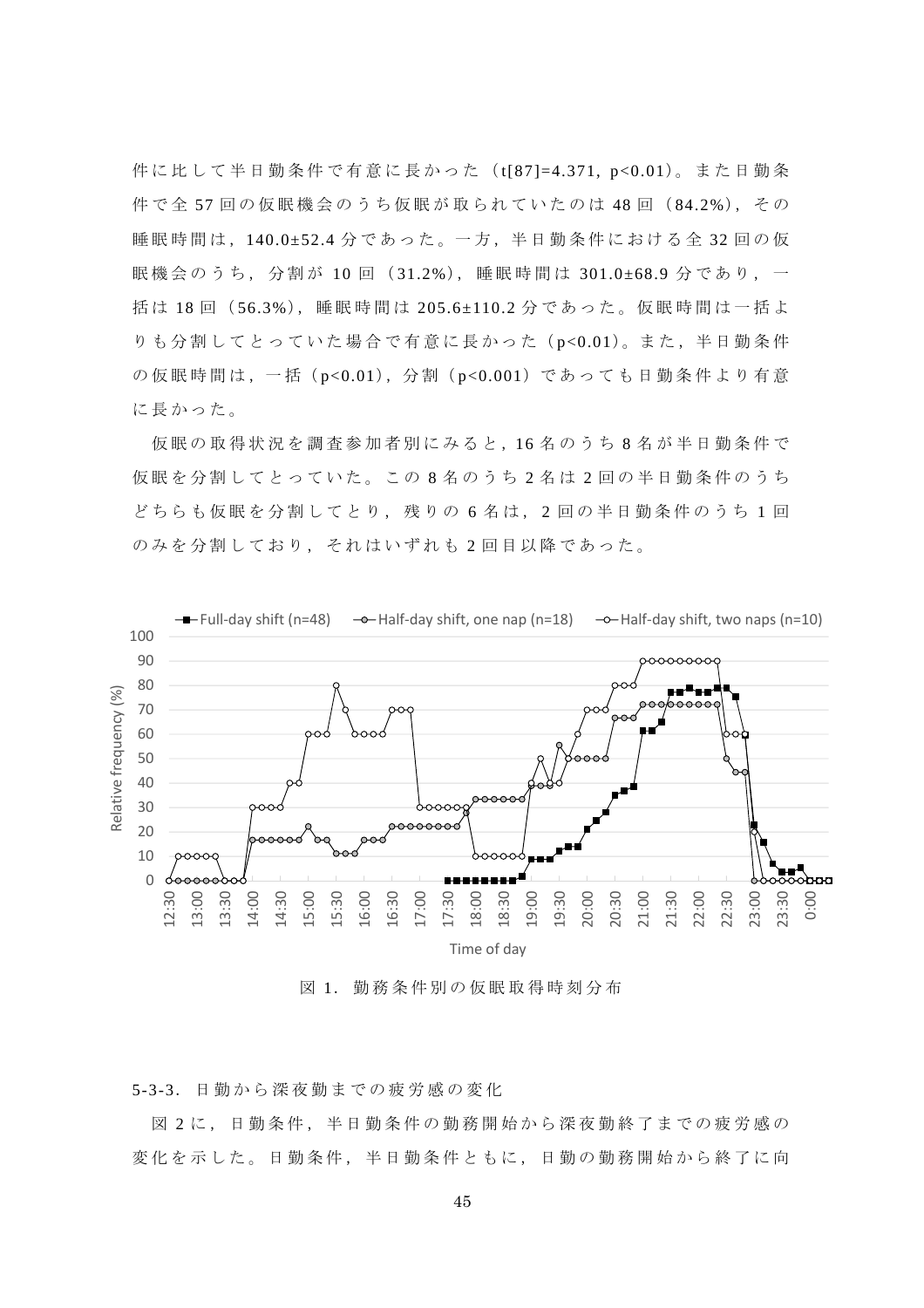件に比して半日勤条件で有意に長かった（$t[87]=4.371$, $p<0.01$）。また日勤条件で全 57 回の仮眠機会のうち仮眠が取られていたのは 48 回（84.2%），その睡眠時間は，140.0±52.4 分であった。一方，半日勤条件における全 32 回の仮眠機会のうち，分割が 10 回（31.2%），睡眠時間は 301.0±68.9 分であり，一括は 18 回（56.3%），睡眠時間は 205.6±110.2 分であった。仮眠時間は一括よりも分割してとっていた場合で有意に長かった（$p<0.01$）。また，半日勤条件の仮眠時間は，一括（$p<0.01$），分割（$p<0.001$）であっても日勤条件より有意に長かった。

仮眠の取得状況を調査参加者別にみると，16 名のうち 8 名が半日勤条件で仮眠を分割してとっていた。この 8 名のうち 2 名は 2 回の半日勤条件のうちどちらも仮眠を分割してとり，残りの 6 名は，2 回の半日勤条件のうち 1 回のみを分割しており，それはいずれも 2 回目以降であった。

図 1．勤務条件別の仮眠取得時刻分布

5-3-3．日勤から深夜勤までの疲労感の変化

図 2 に，日勤条件，半日勤条件の勤務開始から深夜勤終了までの疲労感の変化を示した。日勤条件，半日勤条件ともに，日勤の勤務開始から終了に向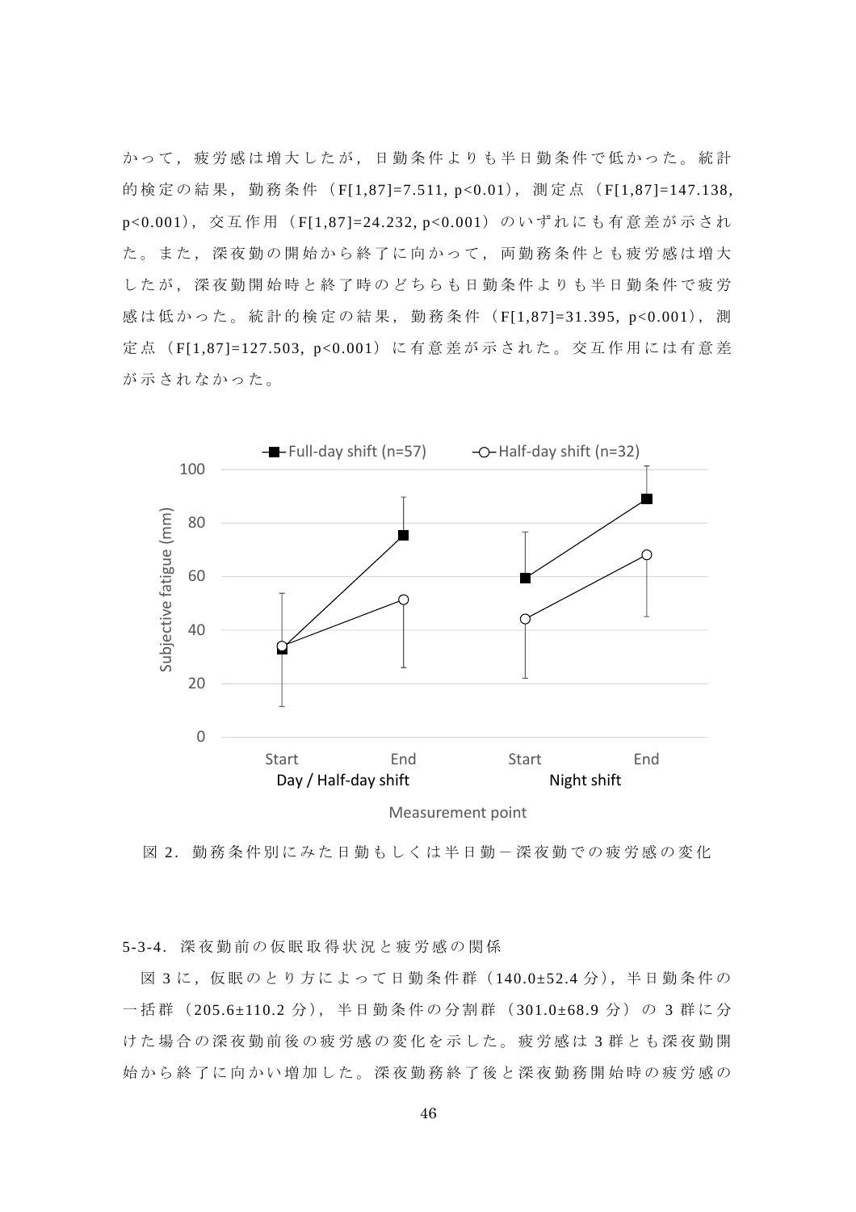かって，疲労感は増大したが，日勤条件よりも半日勤条件で低かった。統計的検定の結果，勤務条件（$F[1,87]=7.511$, $p<0.01$），測定点（$F[1,87]=147.138$, $p<0.001$），交互作用（$F[1,87]=24.232$, $p<0.001$）のいずれにも有意差が示された。また，深夜勤の開始から終了に向かって，両勤務条件とも疲労感は増大したが，深夜勤開始時と終了時のどちらも日勤条件よりも半日勤条件で疲労感は低かった。統計的検定の結果，勤務条件（$F[1,87]=31.395$, $p<0.001$），測定点（$F[1,87]=127.503$, $p<0.001$）に有意差が示された。交互作用には有意差が示されなかった。

図 2．勤務条件別にみた日勤もしくは半日勤－深夜勤での疲労感の変化

5-3-4．深夜勤前の仮眠取得状況と疲労感の関係

図 3 に，仮眠のとり方によって日勤条件群（140.0±52.4 分），半日勤条件の一括群（205.6±110.2 分），半日勤条件の分割群（301.0±68.9 分）の 3 群に分けた場合の深夜勤前後の疲労感の変化を示した。疲労感は 3 群とも深夜勤開始から終了に向かい増加した。深夜勤務終了後と深夜勤務開始時の疲労感の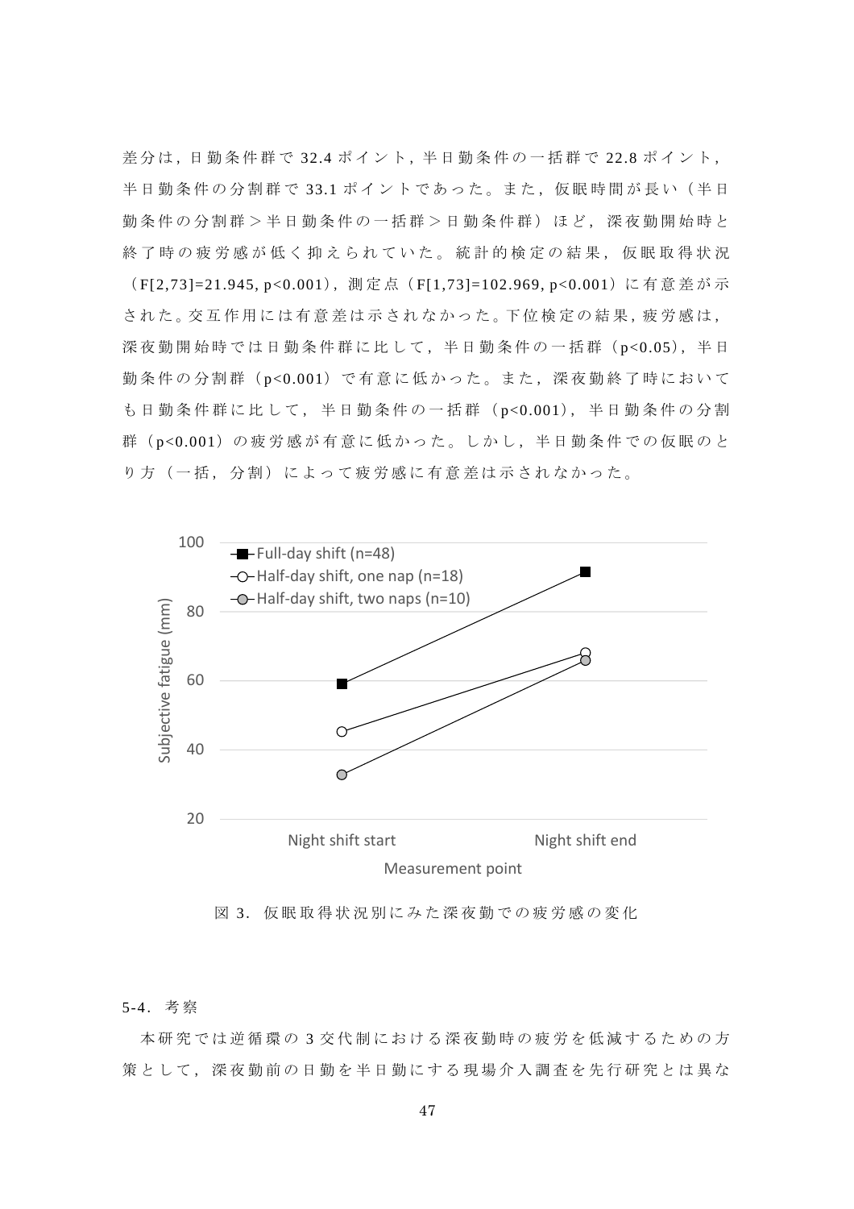差分は，日勤条件群で 32.4 ポイント，半日勤条件の一括群で 22.8 ポイント，半日勤条件の分割群で 33.1 ポイントであった。また，仮眠時間が長い（半日勤条件の分割群＞半日勤条件の一括群＞日勤条件群）ほど，深夜勤開始時と終了時の疲労感が低く抑えられていた。統計的検定の結果，仮眠取得状況（$F[2,73]=21.945, p<0.001$），測定点（$F[1,73]=102.969, p<0.001$）に有意差が示された。交互作用には有意差は示されなかった。下位検定の結果，疲労感は，深夜勤開始時では日勤条件群に比して，半日勤条件の一括群（$p<0.05$），半日勤条件の分割群（$p<0.001$）で有意に低かった。また，深夜勤終了時においても日勤条件群に比して，半日勤条件の一括群（$p<0.001$），半日勤条件の分割群（$p<0.001$）の疲労感が有意に低かった。しかし，半日勤条件での仮眠のとり方（一括，分割）によって疲労感に有意差は示されなかった。

図 3．仮眠取得状況別にみた深夜勤での疲労感の変化

### 5-4．考察

本研究では逆循環の 3 交代制における深夜勤時の疲労を低減するための方策として，深夜勤前の日勤を半日勤にする現場介入調査を先行研究とは異な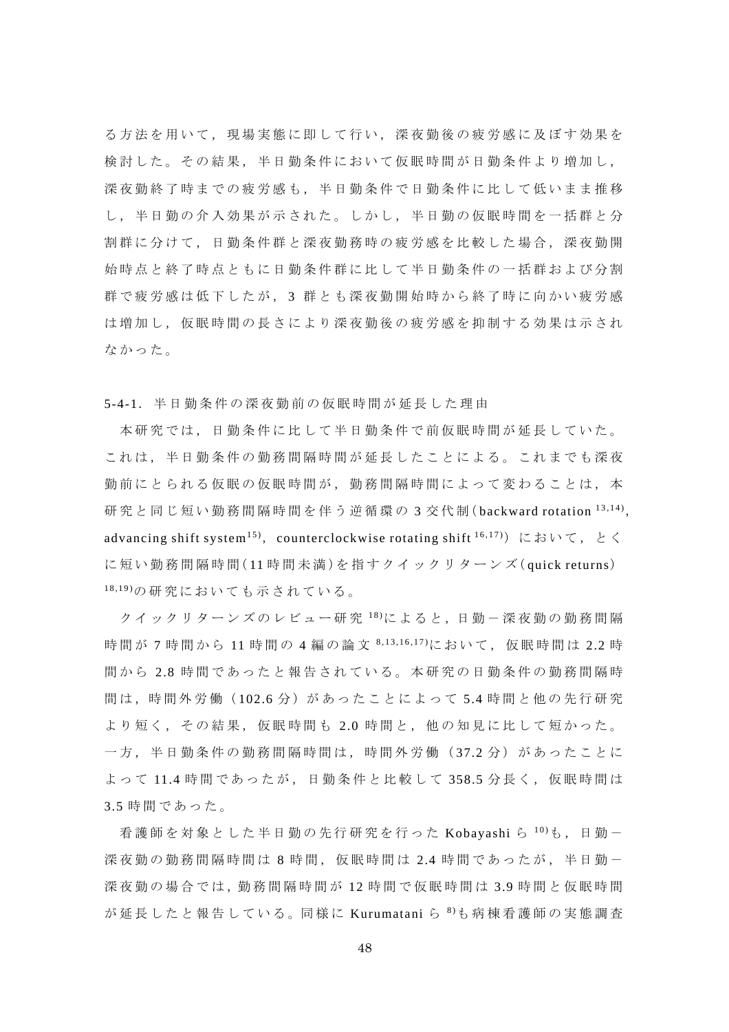る方法を用いて，現場実態に即して行い，深夜勤後の疲労感に及ぼす効果を検討した。その結果，半日勤条件において仮眠時間が日勤条件より増加し，深夜勤終了時までの疲労感も，半日勤条件で日勤条件に比して低いまま推移し，半日勤の介入効果が示された。しかし，半日勤の仮眠時間を一括群と分割群に分けて，日勤条件群と深夜勤務時の疲労感を比較した場合，深夜勤開始時点と終了時点ともに日勤条件群に比して半日勤条件の一括群および分割群で疲労感は低下したが，3 群とも深夜勤開始時から終了時に向かい疲労感は増加し，仮眠時間の長さにより深夜勤後の疲労感を抑制する効果は示されなかった。

### 5-4-1. 半日勤条件の深夜勤前の仮眠時間が延長した理由

本研究では，日勤条件に比して半日勤条件で前仮眠時間が延長していた。これは，半日勤条件の勤務間隔時間が延長したことによる。これまでも深夜勤前にとられる仮眠の仮眠時間が，勤務間隔時間によって変わることは，本研究と同じ短い勤務間隔時間を伴う逆循環の 3 交代制（backward rotation [13,14]，advancing shift system[15]，counterclockwise rotating shift [16,17]）において，とくに短い勤務間隔時間（11 時間未満）を指すクイックリターンズ（quick returns）[18,19]の研究においても示されている。

クイックリターンズのレビュー研究 [18]によると，日勤－深夜勤の勤務間隔時間が 7 時間から 11 時間の 4 編の論文 [8,13,16,17]において，仮眠時間は 2.2 時間から 2.8 時間であったと報告されている。本研究の日勤条件の勤務間隔時間は，時間外労働（102.6 分）があったことによって 5.4 時間と他の先行研究より短く，その結果，仮眠時間も 2.0 時間と，他の知見に比して短かった。一方，半日勤条件の勤務間隔時間は，時間外労働（37.2 分）があったことによって 11.4 時間であったが，日勤条件と比較して 358.5 分長く，仮眠時間は 3.5 時間であった。

看護師を対象とした半日勤の先行研究を行った Kobayashi ら [10]も，日勤－深夜勤の勤務間隔時間は 8 時間，仮眠時間は 2.4 時間であったが，半日勤－深夜勤の場合では，勤務間隔時間が 12 時間で仮眠時間は 3.9 時間と仮眠時間が延長したと報告している。同様に Kurumatani ら [8]も病棟看護師の実態調査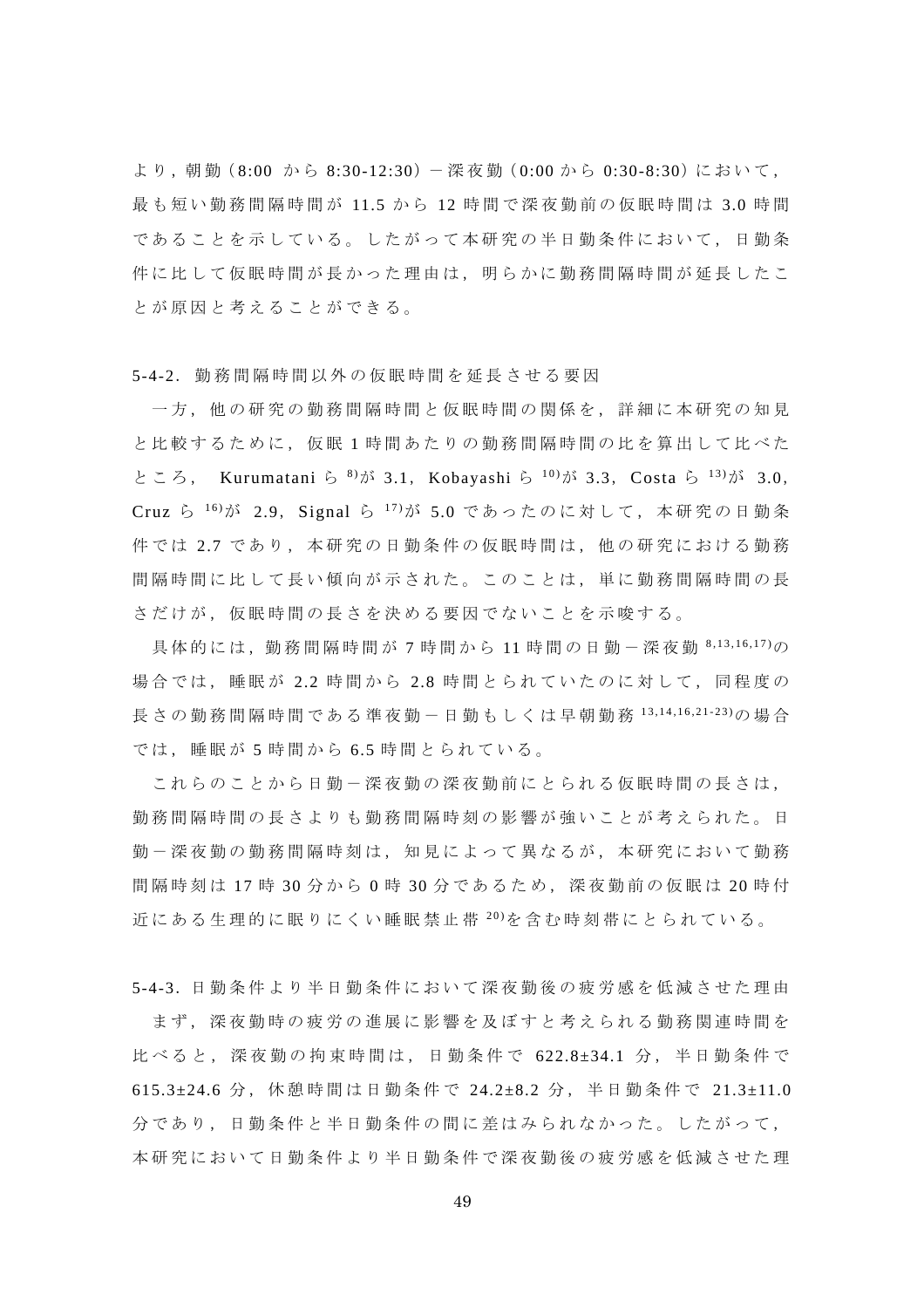より，朝勤（8:00 から 8:30-12:30）－深夜勤（0:00 から 0:30-8:30）において，最も短い勤務間隔時間が 11.5 から 12 時間で深夜勤前の仮眠時間は 3.0 時間であることを示している。したがって本研究の半日勤条件において，日勤条件に比して仮眠時間が長かった理由は，明らかに勤務間隔時間が延長したことが原因と考えることができる。

### 5-4-2. 勤務間隔時間以外の仮眠時間を延長させる要因

一方，他の研究の勤務間隔時間と仮眠時間の関係を，詳細に本研究の知見と比較するために，仮眠 1 時間あたりの勤務間隔時間の比を算出して比べたところ， Kurumatani ら[8]が 3.1，Kobayashi ら[10]が 3.3，Costa ら[13]が 3.0，Cruz ら[16]が 2.9，Signal ら[17]が 5.0 であったのに対して，本研究の日勤条件では 2.7 であり，本研究の日勤条件の仮眠時間は，他の研究における勤務間隔時間に比して長い傾向が示された。このことは，単に勤務間隔時間の長さだけが，仮眠時間の長さを決める要因でないことを示唆する。

具体的には，勤務間隔時間が 7 時間から 11 時間の日勤－深夜勤[8,13,16,17]の場合では，睡眠が 2.2 時間から 2.8 時間とられていたのに対して，同程度の長さの勤務間隔時間である準夜勤－日勤もしくは早朝勤務[13,14,16,21-23]の場合では，睡眠が 5 時間から 6.5 時間とられている。

これらのことから日勤－深夜勤の深夜勤前にとられる仮眠時間の長さは，勤務間隔時間の長さよりも勤務間隔時刻の影響が強いことが考えられた。日勤－深夜勤の勤務間隔時刻は，知見によって異なるが，本研究において勤務間隔時刻は 17 時 30 分から 0 時 30 分であるため，深夜勤前の仮眠は 20 時付近にある生理的に眠りにくい睡眠禁止帯[20]を含む時刻帯にとられている。

### 5-4-3. 日勤条件より半日勤条件において深夜勤後の疲労感を低減させた理由

まず，深夜勤時の疲労の進展に影響を及ぼすと考えられる勤務関連時間を比べると，深夜勤の拘束時間は，日勤条件で 622.8±34.1 分，半日勤条件で 615.3±24.6 分，休憩時間は日勤条件で 24.2±8.2 分，半日勤条件で 21.3±11.0 分であり，日勤条件と半日勤条件の間に差はみられなかった。したがって，本研究において日勤条件より半日勤条件で深夜勤後の疲労感を低減させた理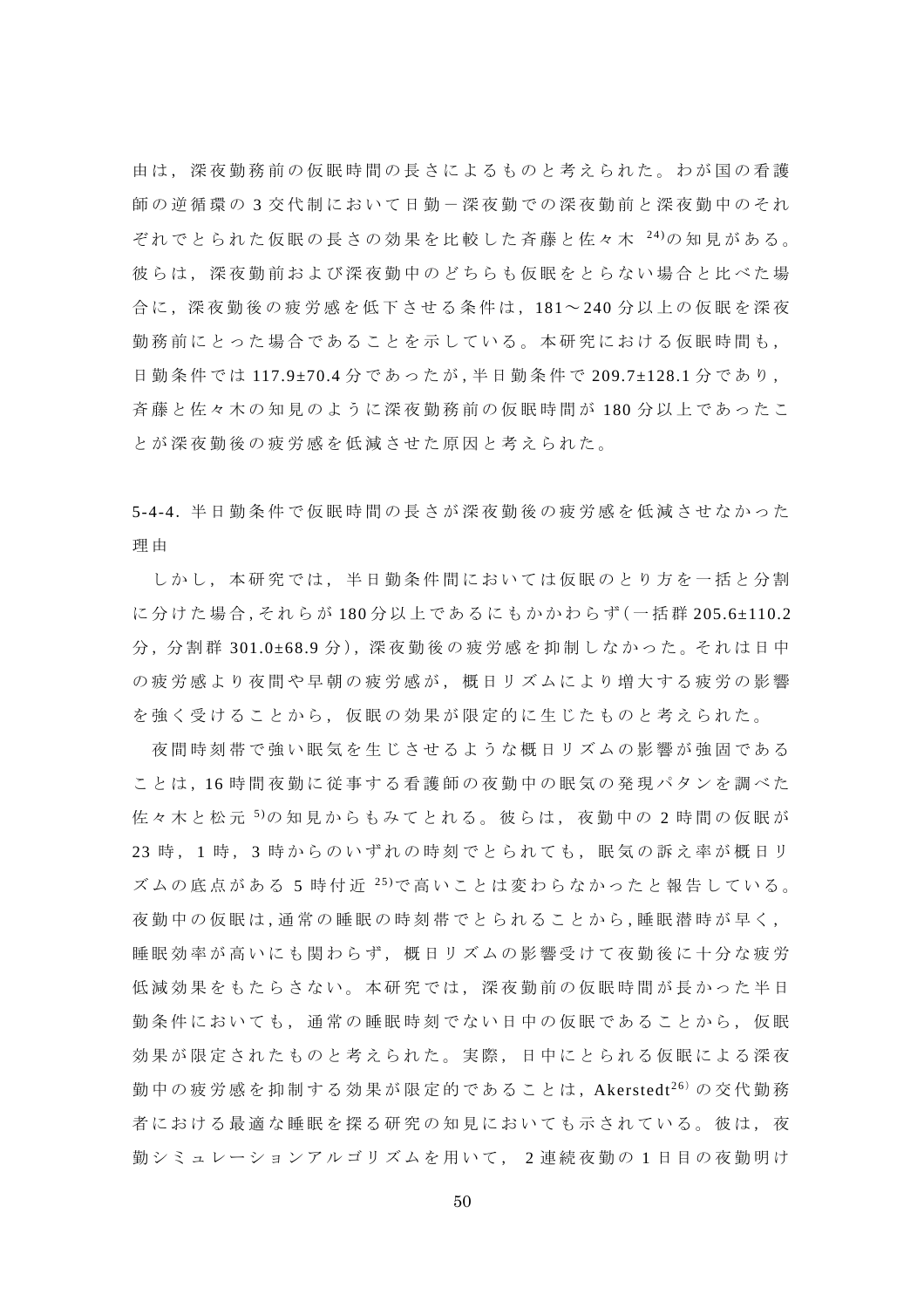由は，深夜勤務前の仮眠時間の長さによるものと考えられた。わが国の看護師の逆循環の 3 交代制において日勤－深夜勤での深夜勤前と深夜勤中のそれぞれでとられた仮眠の長さの効果を比較した斉藤と佐々木[24]の知見がある。彼らは，深夜勤前および深夜勤中のどちらも仮眠をとらない場合と比べた場合に，深夜勤後の疲労感を低下させる条件は，181～240 分以上の仮眠を深夜勤務前にとった場合であることを示している。本研究における仮眠時間も，日勤条件では 117.9±70.4 分であったが，半日勤条件で 209.7±128.1 分であり，斉藤と佐々木の知見のように深夜勤務前の仮眠時間が 180 分以上であったことが深夜勤後の疲労感を低減させた原因と考えられた。

### 5-4-4. 半日勤条件で仮眠時間の長さが深夜勤後の疲労感を低減させなかった理由

しかし，本研究では，半日勤条件間においては仮眠のとり方を一括と分割に分けた場合，それらが 180 分以上であるにもかかわらず（一括群 205.6±110.2 分，分割群 301.0±68.9 分），深夜勤後の疲労感を抑制しなかった。それは日中の疲労感より夜間や早朝の疲労感が，概日リズムにより増大する疲労の影響を強く受けることから，仮眠の効果が限定的に生じたものと考えられた。

夜間時刻帯で強い眠気を生じさせるような概日リズムの影響が強固であることは，16 時間夜勤に従事する看護師の夜勤中の眠気の発現パタンを調べた佐々木と松元[5]の知見からもみてとれる。彼らは，夜勤中の 2 時間の仮眠が 23 時，1 時，3 時からのいずれの時刻でとられても，眠気の訴え率が概日リズムの底点がある 5 時付近[25]で高いことは変わらなかったと報告している。夜勤中の仮眠は，通常の睡眠の時刻帯でとられることから，睡眠潜時が早く，睡眠効率が高いにも関わらず，概日リズムの影響受けて夜勤後に十分な疲労低減効果をもたらさない。本研究では，深夜勤前の仮眠時間が長かった半日勤条件においても，通常の睡眠時刻でない日中の仮眠であることから，仮眠効果が限定されたものと考えられた。実際，日中にとられる仮眠による深夜勤中の疲労感を抑制する効果が限定的であることは，Akerstedt[26] の交代勤務者における最適な睡眠を探る研究の知見においても示されている。彼は，夜勤シミュレーションアルゴリズムを用いて，2 連続夜勤の 1 日目の夜勤明け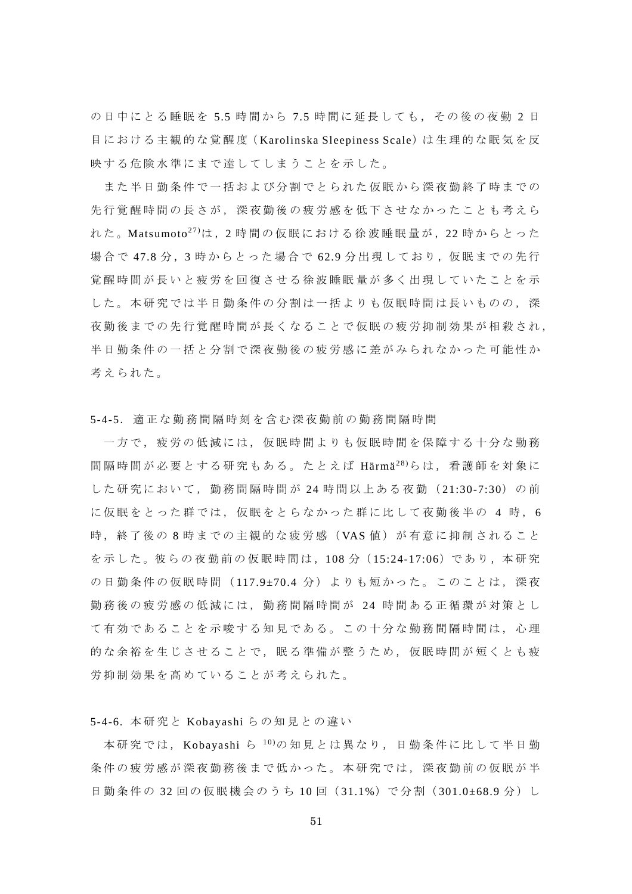の日中にとる睡眠を 5.5 時間から 7.5 時間に延長しても，その後の夜勤 2 日目における主観的な覚醒度（Karolinska Sleepiness Scale）は生理的な眠気を反映する危険水準にまで達してしまうことを示した。

また半日勤条件で一括および分割でとられた仮眠から深夜勤終了時までの先行覚醒時間の長さが，深夜勤後の疲労感を低下させなかったことも考えられた。Matsumoto[27]は，2 時間の仮眠における徐波睡眠量が，22 時からとった場合で 47.8 分，3 時からとった場合で 62.9 分出現しており，仮眠までの先行覚醒時間が長いと疲労を回復させる徐波睡眠量が多く出現していたことを示した。本研究では半日勤条件の分割は一括よりも仮眠時間は長いものの，深夜勤後までの先行覚醒時間が長くなることで仮眠の疲労抑制効果が相殺され，半日勤条件の一括と分割で深夜勤後の疲労感に差がみられなかった可能性か考えられた。

### 5-4-5. 適正な勤務間隔時刻を含む深夜勤前の勤務間隔時間

一方で，疲労の低減には，仮眠時間よりも仮眠時間を保障する十分な勤務間隔時間が必要とする研究もある。たとえば Härmä[28]らは，看護師を対象にした研究において，勤務間隔時間が 24 時間以上ある夜勤（21:30-7:30）の前に仮眠をとった群では，仮眠をとらなかった群に比して夜勤後半の 4 時，6 時，終了後の 8 時までの主観的な疲労感（VAS 値）が有意に抑制されることを示した。彼らの夜勤前の仮眠時間は，108 分（15:24-17:06）であり，本研究の日勤条件の仮眠時間（117.9±70.4 分）よりも短かった。このことは，深夜勤務後の疲労感の低減には，勤務間隔時間が 24 時間ある正循環が対策として有効であることを示唆する知見である。この十分な勤務間隔時間は，心理的な余裕を生じさせることで，眠る準備が整うため，仮眠時間が短くとも疲労抑制効果を高めていることが考えられた。

### 5-4-6. 本研究と Kobayashi らの知見との違い

本研究では，Kobayashi ら [10]の知見とは異なり，日勤条件に比して半日勤条件の疲労感が深夜勤務後まで低かった。本研究では，深夜勤前の仮眠が半日勤条件の 32 回の仮眠機会のうち 10 回（31.1%）で分割（301.0±68.9 分）し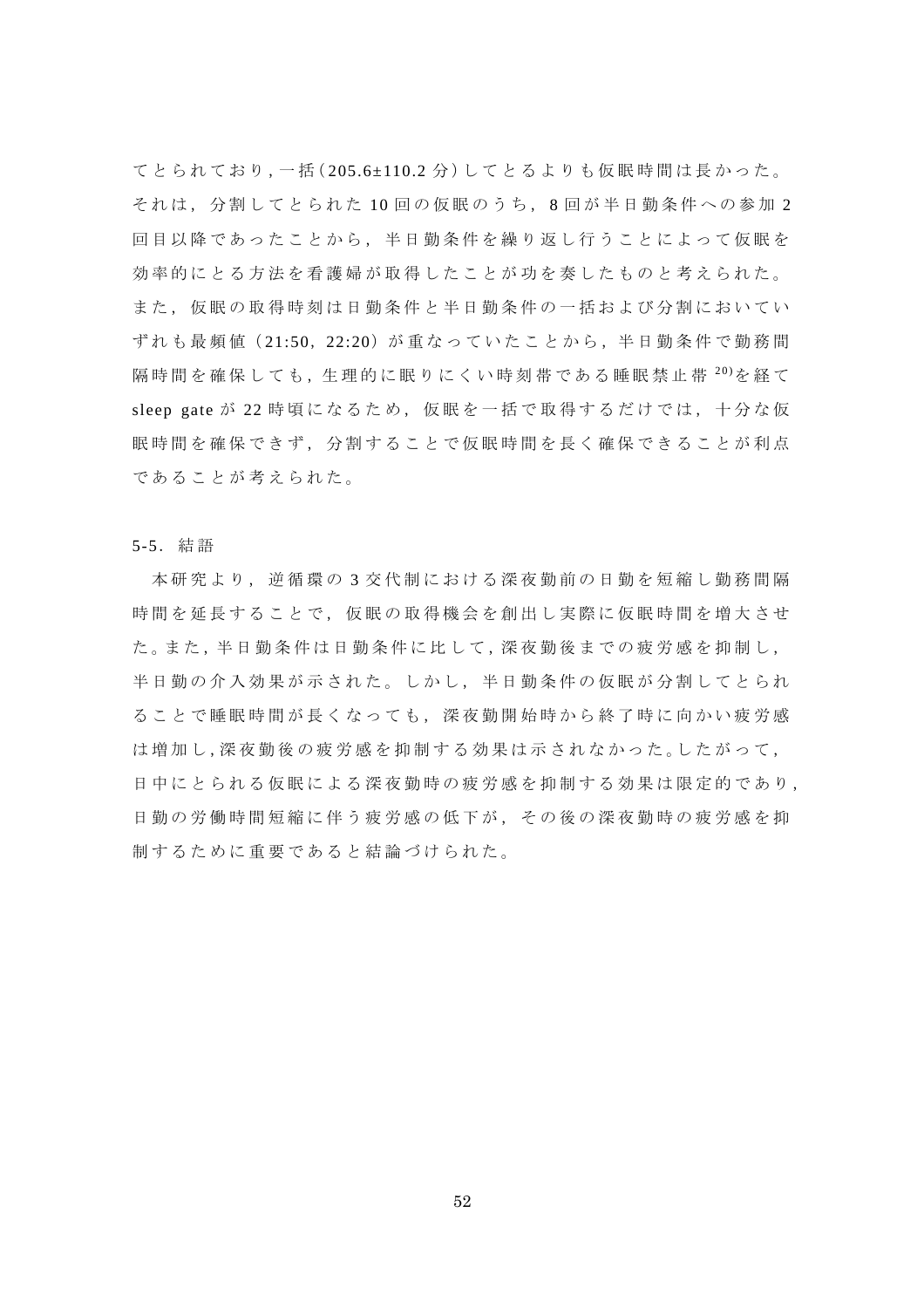てとられており，一括（205.6±110.2 分）してとるよりも仮眠時間は長かった。それは，分割してとられた 10 回の仮眠のうち，8 回が半日勤条件への参加 2 回目以降であったことから，半日勤条件を繰り返し行うことによって仮眠を効率的にとる方法を看護婦が取得したことが功を奏したものと考えられた。また，仮眠の取得時刻は日勤条件と半日勤条件の一括および分割においていずれも最頻値（21:50，22:20）が重なっていたことから，半日勤条件で勤務間隔時間を確保しても，生理的に眠りにくい時刻帯である睡眠禁止帯 [20]を経て sleep gate が 22 時頃になるため，仮眠を一括で取得するだけでは，十分な仮眠時間を確保できず，分割することで仮眠時間を長く確保できることが利点であることが考えられた。

### 5-5．結語

本研究より，逆循環の 3 交代制における深夜勤前の日勤を短縮し勤務間隔時間を延長することで，仮眠の取得機会を創出し実際に仮眠時間を増大させた。また，半日勤条件は日勤条件に比して，深夜勤後までの疲労感を抑制し，半日勤の介入効果が示された。しかし，半日勤条件の仮眠が分割してとられることで睡眠時間が長くなっても，深夜勤開始時から終了時に向かい疲労感は増加し，深夜勤後の疲労感を抑制する効果は示されなかった。したがって，日中にとられる仮眠による深夜勤時の疲労感を抑制する効果は限定的であり，日勤の労働時間短縮に伴う疲労感の低下が，その後の深夜勤時の疲労感を抑制するために重要であると結論づけられた。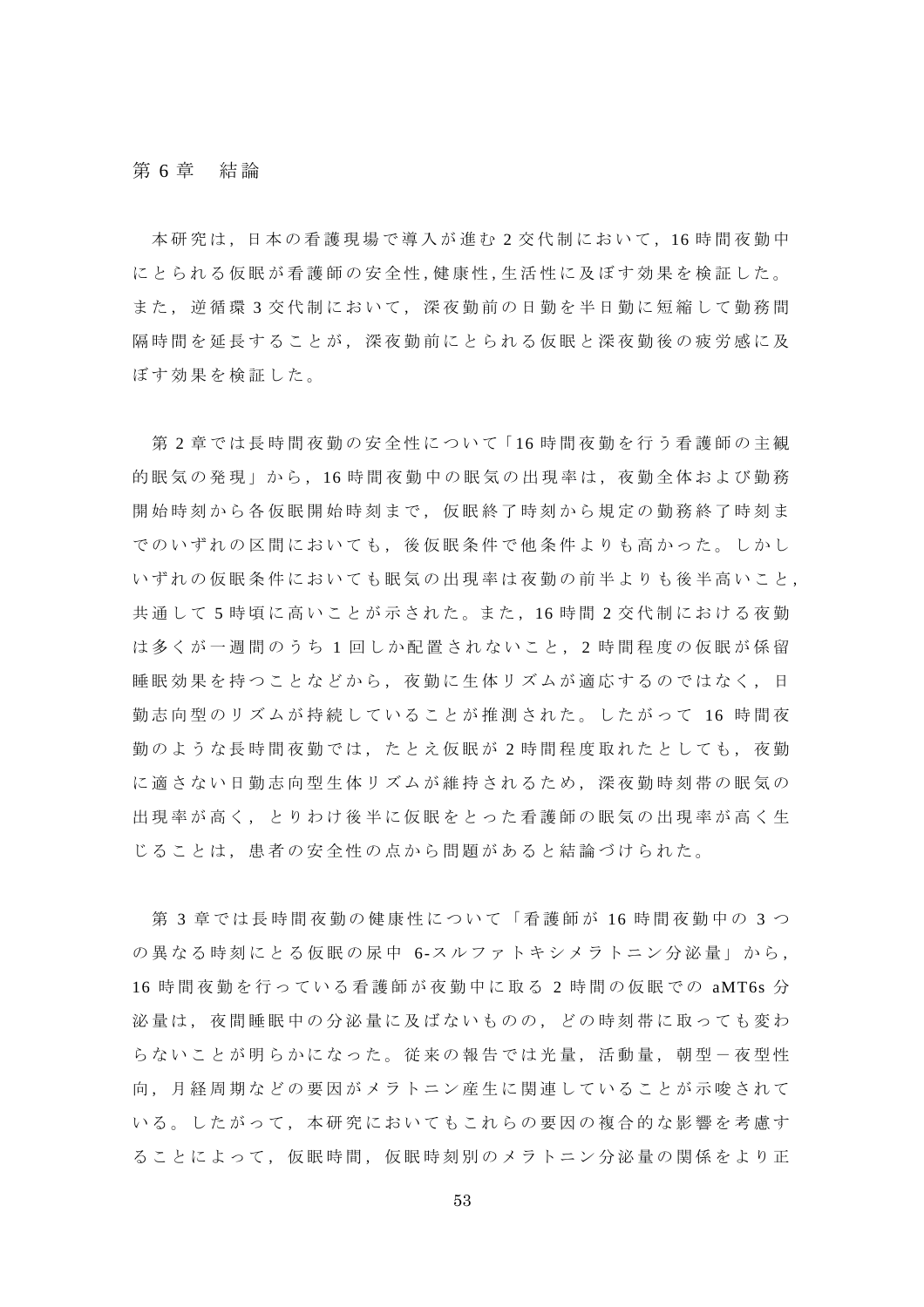# 第 6 章　結論

本研究は，日本の看護現場で導入が進む 2 交代制において，16 時間夜勤中にとられる仮眠が看護師の安全性,健康性,生活性に及ぼす効果を検証した。また，逆循環 3 交代制において，深夜勤前の日勤を半日勤に短縮して勤務間隔時間を延長することが，深夜勤前にとられる仮眠と深夜勤後の疲労感に及ぼす効果を検証した。

第 2 章では長時間夜勤の安全性について「16 時間夜勤を行う看護師の主観的眠気の発現」から，16 時間夜勤中の眠気の出現率は，夜勤全体および勤務開始時刻から各仮眠開始時刻まで，仮眠終了時刻から規定の勤務終了時刻までのいずれの区間においても，後仮眠条件で他条件よりも高かった。しかしいずれの仮眠条件においても眠気の出現率は夜勤の前半よりも後半高いこと，共通して 5 時頃に高いことが示された。また，16 時間 2 交代制における夜勤は多くが一週間のうち 1 回しか配置されないこと，2 時間程度の仮眠が係留睡眠効果を持つことなどから，夜勤に生体リズムが適応するのではなく，日勤志向型のリズムが持続していることが推測された。したがって 16 時間夜勤のような長時間夜勤では，たとえ仮眠が 2 時間程度取れたとしても，夜勤に適さない日勤志向型生体リズムが維持されるため，深夜勤時刻帯の眠気の出現率が高く，とりわけ後半に仮眠をとった看護師の眠気の出現率が高く生じることは，患者の安全性の点から問題があると結論づけられた。

第 3 章では長時間夜勤の健康性について「看護師が 16 時間夜勤中の 3 つの異なる時刻にとる仮眠の尿中 6-スルファトキシメラトニン分泌量」から，16 時間夜勤を行っている看護師が夜勤中に取る 2 時間の仮眠での aMT6s 分泌量は，夜間睡眠中の分泌量に及ばないものの，どの時刻帯に取っても変わらないことが明らかになった。従来の報告では光量，活動量，朝型－夜型性向，月経周期などの要因がメラトニン産生に関連していることが示唆されている。したがって，本研究においてもこれらの要因の複合的な影響を考慮することによって，仮眠時間，仮眠時刻別のメラトニン分泌量の関係をより正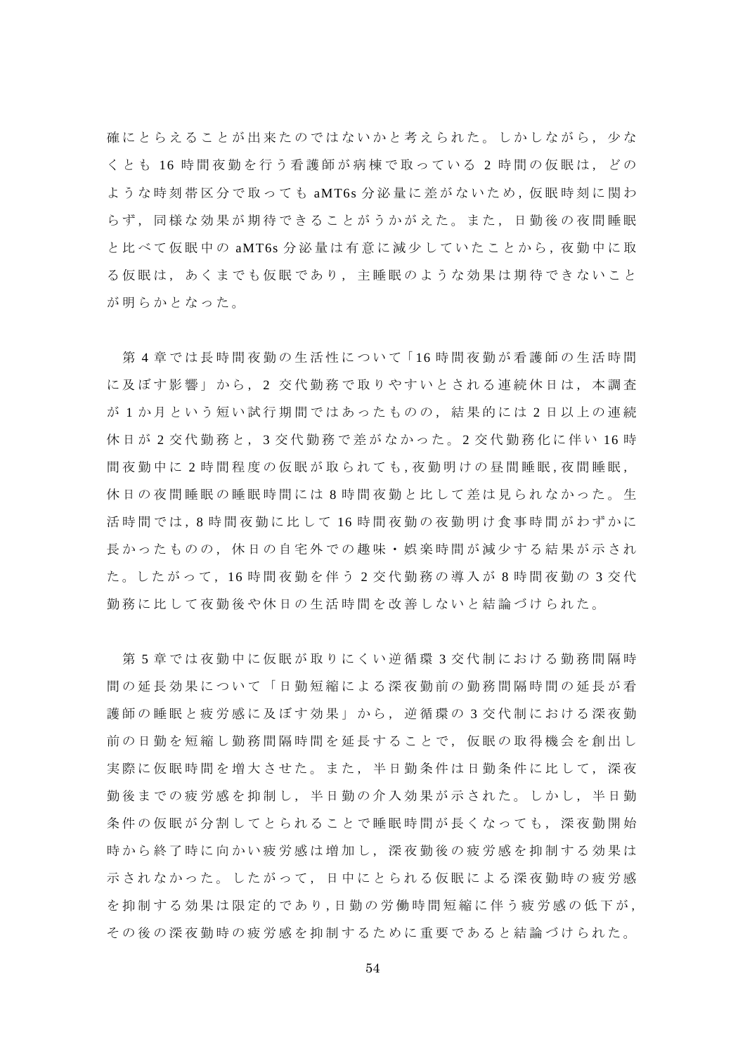確にとらえることが出来たのではないかと考えられた。しかしながら，少なくとも 16 時間夜勤を行う看護師が病棟で取っている 2 時間の仮眠は，どのような時刻帯区分で取っても aMT6s 分泌量に差がないため，仮眠時刻に関わらず，同様な効果が期待できることがうかがえた。また，日勤後の夜間睡眠と比べて仮眠中の aMT6s 分泌量は有意に減少していたことから，夜勤中に取る仮眠は，あくまでも仮眠であり，主睡眠のような効果は期待できないことが明らかとなった。

第 4 章では長時間夜勤の生活性について「16 時間夜勤が看護師の生活時間に及ぼす影響」から，2 交代勤務で取りやすいとされる連続休日は，本調査が 1 か月という短い試行期間ではあったものの，結果的には 2 日以上の連続休日が 2 交代勤務と，3 交代勤務で差がなかった。2 交代勤務化に伴い 16 時間夜勤中に 2 時間程度の仮眠が取られても，夜勤明けの昼間睡眠，夜間睡眠，休日の夜間睡眠の睡眠時間には 8 時間夜勤と比して差は見られなかった。生活時間では，8 時間夜勤に比して 16 時間夜勤の夜勤明け食事時間がわずかに長かったものの，休日の自宅外での趣味・娯楽時間が減少する結果が示された。したがって，16 時間夜勤を伴う 2 交代勤務の導入が 8 時間夜勤の 3 交代勤務に比して夜勤後や休日の生活時間を改善しないと結論づけられた。

第 5 章では夜勤中に仮眠が取りにくい逆循環 3 交代制における勤務間隔時間の延長効果について「日勤短縮による深夜勤前の勤務間隔時間の延長が看護師の睡眠と疲労感に及ぼす効果」から，逆循環の 3 交代制における深夜勤前の日勤を短縮し勤務間隔時間を延長することで，仮眠の取得機会を創出し実際に仮眠時間を増大させた。また，半日勤条件は日勤条件に比して，深夜勤後までの疲労感を抑制し，半日勤の介入効果が示された。しかし，半日勤条件の仮眠が分割してとられることで睡眠時間が長くなっても，深夜勤開始時から終了時に向かい疲労感は増加し，深夜勤後の疲労感を抑制する効果は示されなかった。したがって，日中にとられる仮眠による深夜勤時の疲労感を抑制する効果は限定的であり，日勤の労働時間短縮に伴う疲労感の低下が，その後の深夜勤時の疲労感を抑制するために重要であると結論づけられた。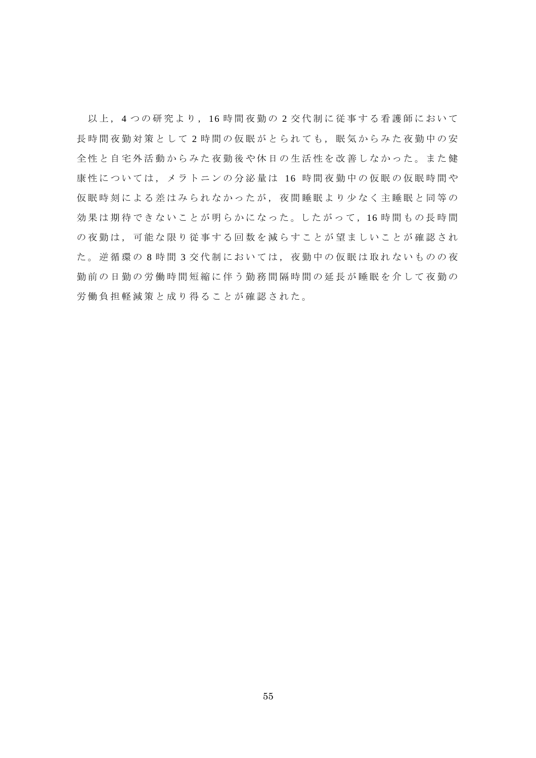以上，4つの研究より，16時間夜勤の2交代制に従事する看護師において長時間夜勤対策として2時間の仮眠がとられても，眠気からみた夜勤中の安全性と自宅外活動からみた夜勤後や休日の生活性を改善しなかった。また健康性については，メラトニンの分泌量は 16 時間夜勤中の仮眠の仮眠時間や仮眠時刻による差はみられなかったが，夜間睡眠より少なく主睡眠と同等の効果は期待できないことが明らかになった。したがって，16時間もの長時間の夜勤は，可能な限り従事する回数を減らすことが望ましいことが確認された。逆循環の8時間3交代制においては，夜勤中の仮眠は取れないものの夜勤前の日勤の労働時間短縮に伴う勤務間隔時間の延長が睡眠を介して夜勤の労働負担軽減策と成り得ることが確認された。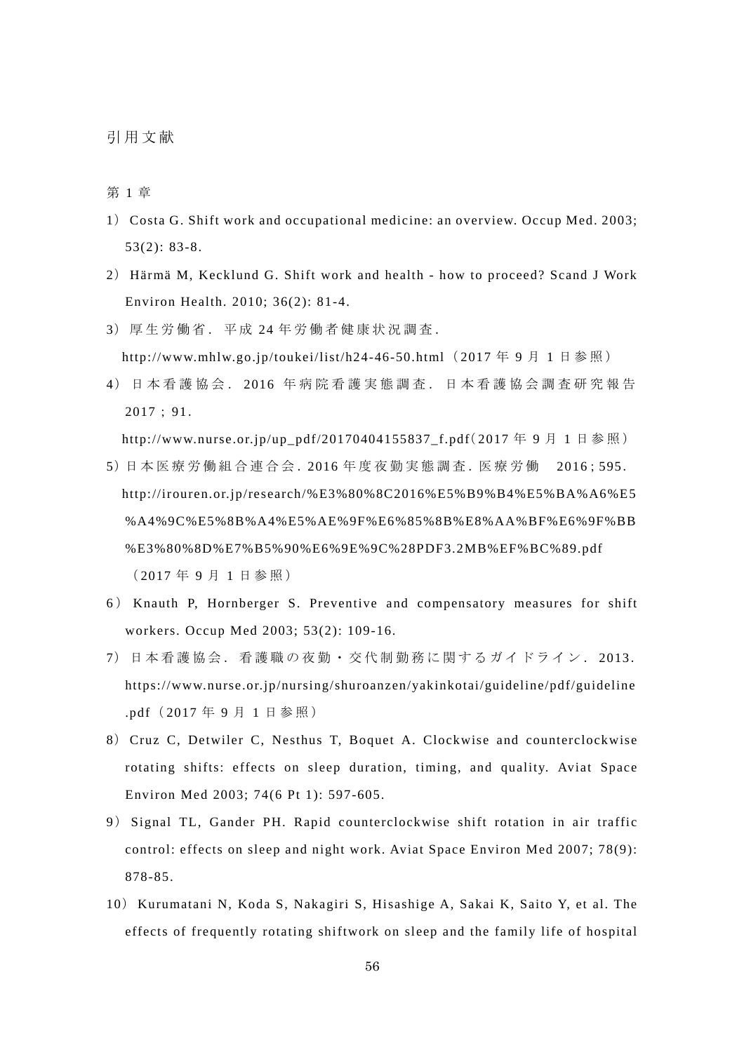# 引用文献

## 第 1 章

1）Costa G. Shift work and occupational medicine: an overview. Occup Med. 2003; 53(2): 83-8.

2）Härmä M, Kecklund G. Shift work and health - how to proceed? Scand J Work Environ Health. 2010; 36(2): 81-4.

3）厚生労働省．平成 24 年労働者健康状況調査.
http://www.mhlw.go.jp/toukei/list/h24-46-50.html（2017 年 9 月 1 日参照）

4）日本看護協会．2016 年病院看護実態調査．日本看護協会調査研究報告 2017；91.
http://www.nurse.or.jp/up_pdf/20170404155837_f.pdf（2017 年 9 月 1 日参照）

5）日本医療労働組合連合会. 2016 年度夜勤実態調査. 医療労働　2016；595.
http://irouren.or.jp/research/%E3%80%8C2016%E5%B9%B4%E5%BA%A6%E5%A4%9C%E5%8B%A4%E5%AE%9F%E6%85%8B%E8%AA%BF%E6%9F%BB%E3%80%8D%E7%B5%90%E6%9E%9C%28PDF3.2MB%EF%BC%89.pdf
（2017 年 9 月 1 日参照）

6）Knauth P, Hornberger S. Preventive and compensatory measures for shift workers. Occup Med 2003; 53(2): 109-16.

7）日本看護協会．看護職の夜勤・交代制勤務に関するガイドライン．2013.
https://www.nurse.or.jp/nursing/shuroanzen/yakinkotai/guideline/pdf/guideline.pdf（2017 年 9 月 1 日参照）

8）Cruz C, Detwiler C, Nesthus T, Boquet A. Clockwise and counterclockwise rotating shifts: effects on sleep duration, timing, and quality. Aviat Space Environ Med 2003; 74(6 Pt 1): 597-605.

9）Signal TL, Gander PH. Rapid counterclockwise shift rotation in air traffic control: effects on sleep and night work. Aviat Space Environ Med 2007; 78(9): 878-85.

10）Kurumatani N, Koda S, Nakagiri S, Hisashige A, Sakai K, Saito Y, et al. The effects of frequently rotating shiftwork on sleep and the family life of hospital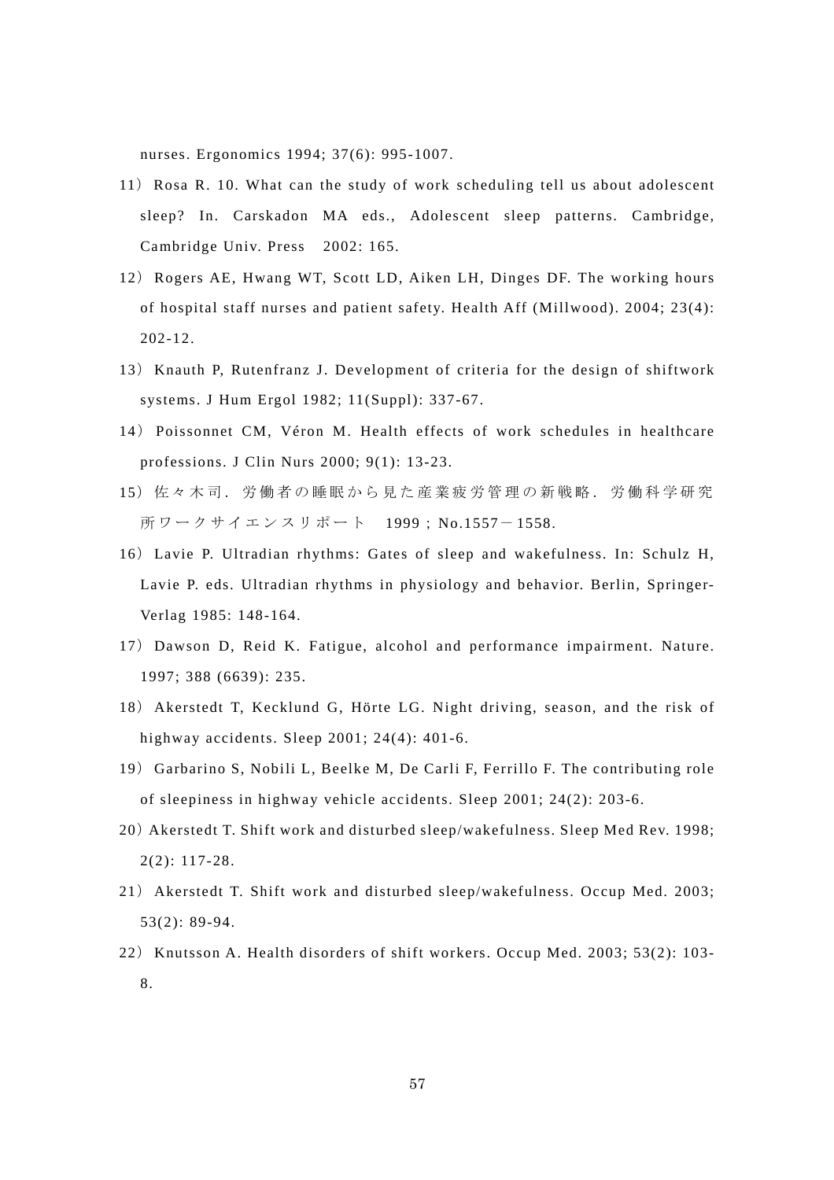nurses. Ergonomics 1994; 37(6): 995-1007.

11）Rosa R. 10. What can the study of work scheduling tell us about adolescent sleep? In. Carskadon MA eds., Adolescent sleep patterns. Cambridge, Cambridge Univ. Press　2002: 165.

12）Rogers AE, Hwang WT, Scott LD, Aiken LH, Dinges DF. The working hours of hospital staff nurses and patient safety. Health Aff (Millwood). 2004; 23(4): 202-12.

13）Knauth P, Rutenfranz J. Development of criteria for the design of shiftwork systems. J Hum Ergol 1982; 11(Suppl): 337-67.

14）Poissonnet CM, Véron M. Health effects of work schedules in healthcare professions. J Clin Nurs 2000; 9(1): 13-23.

15）佐々木司．労働者の睡眠から見た産業疲労管理の新戦略．労働科学研究所ワークサイエンスリポート　1999；No.1557－1558.

16）Lavie P. Ultradian rhythms: Gates of sleep and wakefulness. In: Schulz H, Lavie P. eds. Ultradian rhythms in physiology and behavior. Berlin, Springer-Verlag 1985: 148-164.

17）Dawson D, Reid K. Fatigue, alcohol and performance impairment. Nature. 1997; 388 (6639): 235.

18）Akerstedt T, Kecklund G, Hörte LG. Night driving, season, and the risk of highway accidents. Sleep 2001; 24(4): 401-6.

19）Garbarino S, Nobili L, Beelke M, De Carli F, Ferrillo F. The contributing role of sleepiness in highway vehicle accidents. Sleep 2001; 24(2): 203-6.

20）Akerstedt T. Shift work and disturbed sleep/wakefulness. Sleep Med Rev. 1998; 2(2): 117-28.

21）Akerstedt T. Shift work and disturbed sleep/wakefulness. Occup Med. 2003; 53(2): 89-94.

22）Knutsson A. Health disorders of shift workers. Occup Med. 2003; 53(2): 103-8.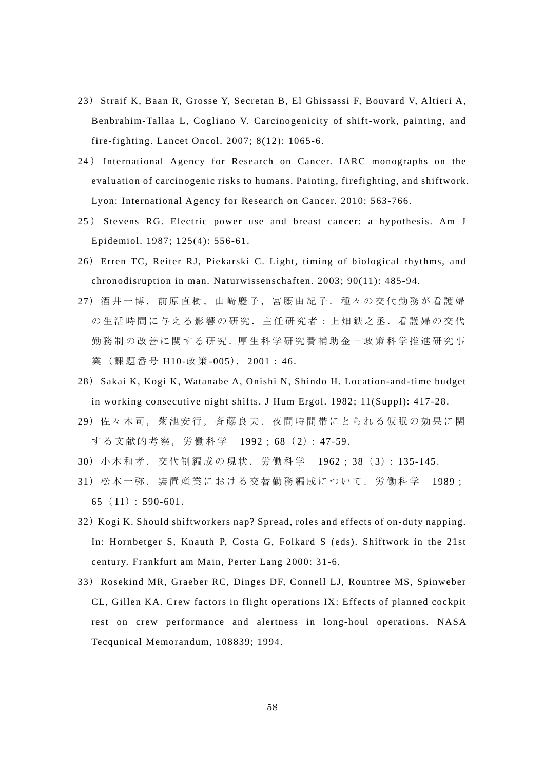23）Straif K, Baan R, Grosse Y, Secretan B, El Ghissassi F, Bouvard V, Altieri A, Benbrahim-Tallaa L, Cogliano V. Carcinogenicity of shift-work, painting, and fire-fighting. Lancet Oncol. 2007; 8(12): 1065-6.

24）International Agency for Research on Cancer. IARC monographs on the evaluation of carcinogenic risks to humans. Painting, firefighting, and shiftwork. Lyon: International Agency for Research on Cancer. 2010: 563-766.

25）Stevens RG. Electric power use and breast cancer: a hypothesis. Am J Epidemiol. 1987; 125(4): 556-61.

26）Erren TC, Reiter RJ, Piekarski C. Light, timing of biological rhythms, and chronodisruption in man. Naturwissenschaften. 2003; 90(11): 485-94.

27）酒井一博，前原直樹，山崎慶子，宮腰由紀子．種々の交代勤務が看護婦の生活時間に与える影響の研究．主任研究者：上畑鉄之丞．看護婦の交代勤務制の改善に関する研究．厚生科学研究費補助金－政策科学推進研究事業（課題番号 H10-政策-005），2001：46.

28）Sakai K, Kogi K, Watanabe A, Onishi N, Shindo H. Location-and-time budget in working consecutive night shifts. J Hum Ergol. 1982; 11(Suppl): 417-28.

29）佐々木司，菊池安行，斉藤良夫．夜間時間帯にとられる仮眠の効果に関する文献的考察，労働科学　1992；68（2）：47-59.

30）小木和孝．交代制編成の現状．労働科学　1962；38（3）：135-145.

31）松本一弥．装置産業における交替勤務編成について．労働科学　1989；65（11）：590-601.

32）Kogi K. Should shiftworkers nap? Spread, roles and effects of on-duty napping. In: Hornbetger S, Knauth P, Costa G, Folkard S (eds). Shiftwork in the 21st century. Frankfurt am Main, Perter Lang 2000: 31-6.

33）Rosekind MR, Graeber RC, Dinges DF, Connell LJ, Rountree MS, Spinweber CL, Gillen KA. Crew factors in flight operations IX: Effects of planned cockpit rest on crew performance and alertness in long-houl operations. NASA Tecqunical Memorandum, 108839; 1994.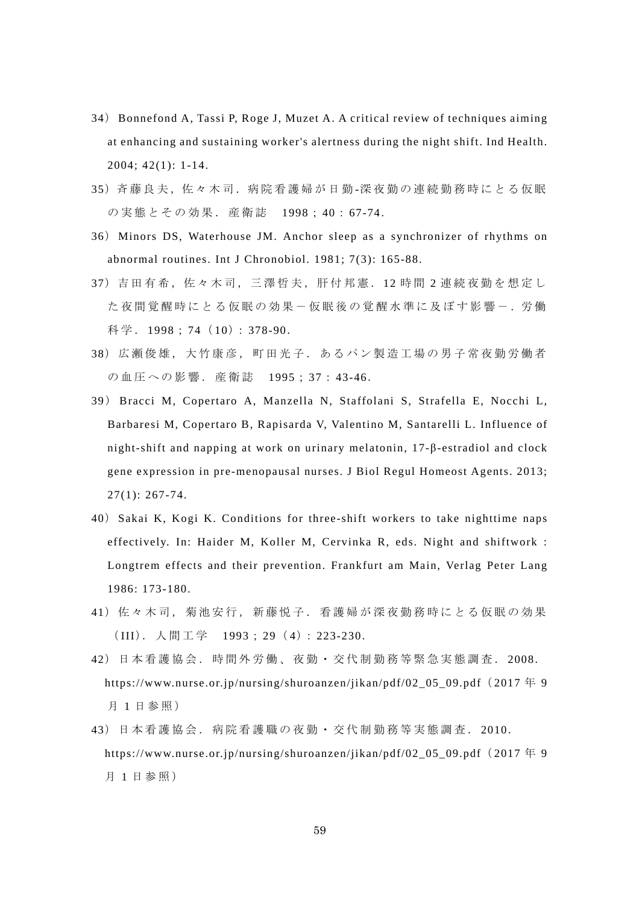34）Bonnefond A, Tassi P, Roge J, Muzet A. A critical review of techniques aiming at enhancing and sustaining worker's alertness during the night shift. Ind Health. 2004; 42(1): 1-14.

35）斉藤良夫，佐々木司．病院看護婦が日勤-深夜勤の連続勤務時にとる仮眠の実態とその効果．産衛誌　1998；40：67-74.

36）Minors DS, Waterhouse JM. Anchor sleep as a synchronizer of rhythms on abnormal routines. Int J Chronobiol. 1981; 7(3): 165-88.

37）吉田有希，佐々木司，三澤哲夫，肝付邦憲．12 時間 2 連続夜勤を想定した夜間覚醒時にとる仮眠の効果－仮眠後の覚醒水準に及ぼす影響－．労働科学．1998；74（10）：378-90.

38）広瀬俊雄，大竹康彦，町田光子．あるパン製造工場の男子常夜勤労働者の血圧への影響．産衛誌　1995；37：43-46.

39）Bracci M, Copertaro A, Manzella N, Staffolani S, Strafella E, Nocchi L, Barbaresi M, Copertaro B, Rapisarda V, Valentino M, Santarelli L. Influence of night-shift and napping at work on urinary melatonin, 17-β-estradiol and clock gene expression in pre-menopausal nurses. J Biol Regul Homeost Agents. 2013; 27(1): 267-74.

40）Sakai K, Kogi K. Conditions for three-shift workers to take nighttime naps effectively. In: Haider M, Koller M, Cervinka R, eds. Night and shiftwork : Longtrem effects and their prevention. Frankfurt am Main, Verlag Peter Lang 1986: 173-180.

41）佐々木司，菊池安行，新藤悦子．看護婦が深夜勤務時にとる仮眠の効果（III）．人間工学　1993；29（4）：223-230.

42）日本看護協会．時間外労働、夜勤・交代制勤務等緊急実態調査．2008. https://www.nurse.or.jp/nursing/shuroanzen/jikan/pdf/02_05_09.pdf（2017 年 9 月 1 日参照）

43）日本看護協会．病院看護職の夜勤・交代制勤務等実態調査．2010. https://www.nurse.or.jp/nursing/shuroanzen/jikan/pdf/02_05_09.pdf（2017 年 9 月 1 日参照）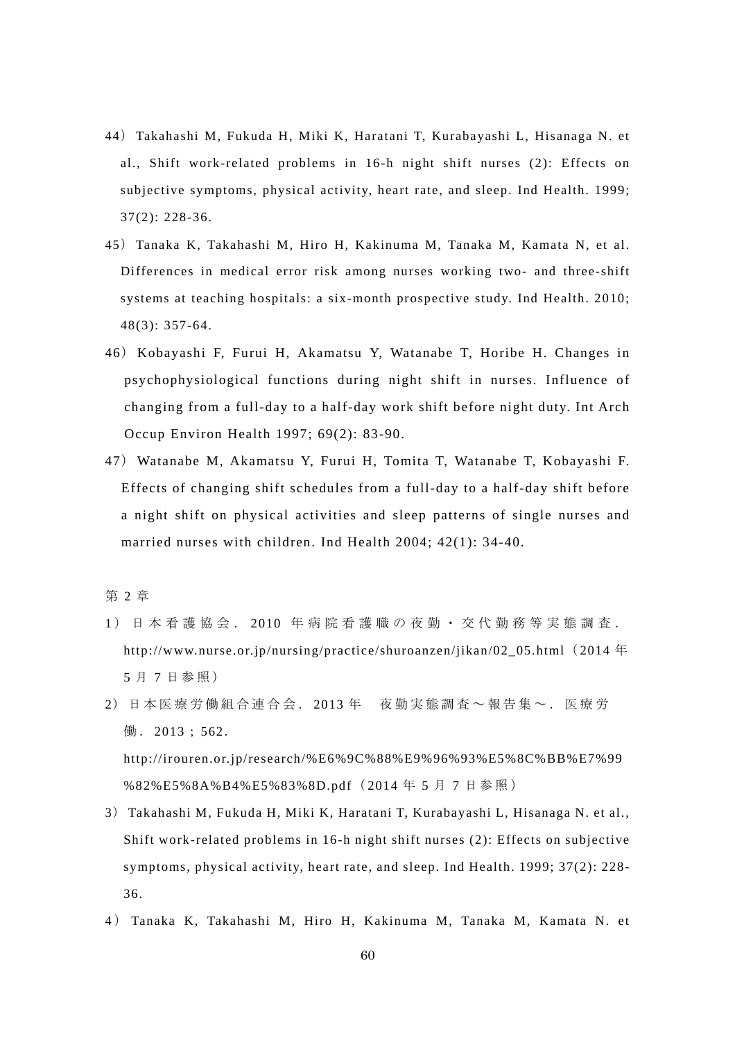44）Takahashi M, Fukuda H, Miki K, Haratani T, Kurabayashi L, Hisanaga N. et al., Shift work-related problems in 16-h night shift nurses (2): Effects on subjective symptoms, physical activity, heart rate, and sleep. Ind Health. 1999; 37(2): 228-36.

45）Tanaka K, Takahashi M, Hiro H, Kakinuma M, Tanaka M, Kamata N, et al. Differences in medical error risk among nurses working two- and three-shift systems at teaching hospitals: a six-month prospective study. Ind Health. 2010; 48(3): 357-64.

46）Kobayashi F, Furui H, Akamatsu Y, Watanabe T, Horibe H. Changes in psychophysiological functions during night shift in nurses. Influence of changing from a full-day to a half-day work shift before night duty. Int Arch Occup Environ Health 1997; 69(2): 83-90.

47）Watanabe M, Akamatsu Y, Furui H, Tomita T, Watanabe T, Kobayashi F. Effects of changing shift schedules from a full-day to a half-day shift before a night shift on physical activities and sleep patterns of single nurses and married nurses with children. Ind Health 2004; 42(1): 34-40.

第 2 章

1）日本看護協会. 2010 年病院看護職の夜勤・交代勤務等実態調査. http://www.nurse.or.jp/nursing/practice/shuroanzen/jikan/02_05.html（2014 年 5 月 7 日参照）

2）日本医療労働組合連合会. 2013 年　夜勤実態調査～報告集～. 医療労働. 2013 ; 562. http://irouren.or.jp/research/%E6%9C%88%E9%96%93%E5%8C%BB%E7%99%82%E5%8A%B4%E5%83%8D.pdf（2014 年 5 月 7 日参照）

3）Takahashi M, Fukuda H, Miki K, Haratani T, Kurabayashi L, Hisanaga N. et al., Shift work-related problems in 16-h night shift nurses (2): Effects on subjective symptoms, physical activity, heart rate, and sleep. Ind Health. 1999; 37(2): 228-36.

4）Tanaka K, Takahashi M, Hiro H, Kakinuma M, Tanaka M, Kamata N. et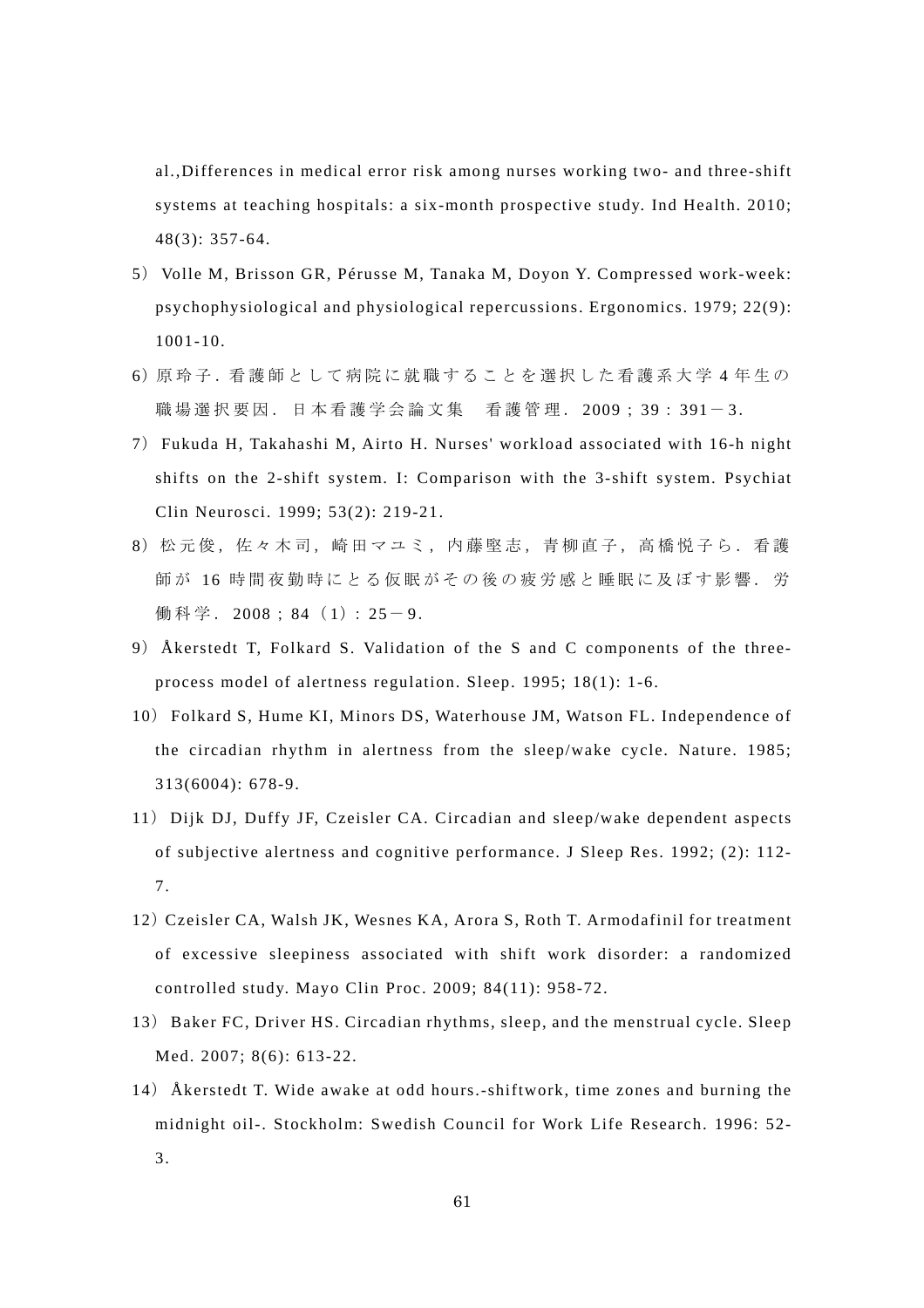al.,Differences in medical error risk among nurses working two- and three-shift systems at teaching hospitals: a six-month prospective study. Ind Health. 2010; 48(3): 357-64.

5） Volle M, Brisson GR, Pérusse M, Tanaka M, Doyon Y. Compressed work-week: psychophysiological and physiological repercussions. Ergonomics. 1979; 22(9): 1001-10.

6）原玲子. 看護師として病院に就職することを選択した看護系大学 4 年生の職場選択要因. 日本看護学会論文集　看護管理. 2009；39：391－3.

7） Fukuda H, Takahashi M, Airto H. Nurses' workload associated with 16-h night shifts on the 2-shift system. I: Comparison with the 3-shift system. Psychiat Clin Neurosci. 1999; 53(2): 219-21.

8）松元俊，佐々木司，崎田マユミ，内藤堅志，青柳直子，高橋悦子ら. 看護師が 16 時間夜勤時にとる仮眠がその後の疲労感と睡眠に及ぼす影響. 労働科学. 2008；84（1）：25－9.

9） Åkerstedt T, Folkard S. Validation of the S and C components of the three-process model of alertness regulation. Sleep. 1995; 18(1): 1-6.

10） Folkard S, Hume KI, Minors DS, Waterhouse JM, Watson FL. Independence of the circadian rhythm in alertness from the sleep/wake cycle. Nature. 1985; 313(6004): 678-9.

11） Dijk DJ, Duffy JF, Czeisler CA. Circadian and sleep/wake dependent aspects of subjective alertness and cognitive performance. J Sleep Res. 1992; (2): 112-7.

12）Czeisler CA, Walsh JK, Wesnes KA, Arora S, Roth T. Armodafinil for treatment of excessive sleepiness associated with shift work disorder: a randomized controlled study. Mayo Clin Proc. 2009; 84(11): 958-72.

13） Baker FC, Driver HS. Circadian rhythms, sleep, and the menstrual cycle. Sleep Med. 2007; 8(6): 613-22.

14） Åkerstedt T. Wide awake at odd hours.-shiftwork, time zones and burning the midnight oil-. Stockholm: Swedish Council for Work Life Research. 1996: 52-3.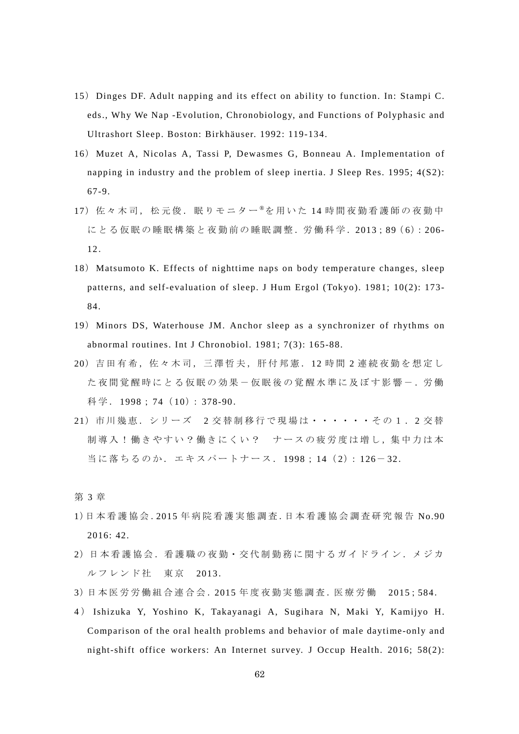15）Dinges DF. Adult napping and its effect on ability to function. In: Stampi C. eds., Why We Nap -Evolution, Chronobiology, and Functions of Polyphasic and Ultrashort Sleep. Boston: Birkhäuser. 1992: 119-134.

16）Muzet A, Nicolas A, Tassi P, Dewasmes G, Bonneau A. Implementation of napping in industry and the problem of sleep inertia. J Sleep Res. 1995; 4(S2): 67-9.

17）佐々木司，松元俊．眠りモニター®を用いた 14 時間夜勤看護師の夜勤中にとる仮眠の睡眠構築と夜勤前の睡眠調整．労働科学．2013；89（6）：206-12.

18）Matsumoto K. Effects of nighttime naps on body temperature changes, sleep patterns, and self-evaluation of sleep. J Hum Ergol (Tokyo). 1981; 10(2): 173-84.

19）Minors DS, Waterhouse JM. Anchor sleep as a synchronizer of rhythms on abnormal routines. Int J Chronobiol. 1981; 7(3): 165-88.

20）吉田有希，佐々木司，三澤哲夫，肝付邦憲．12 時間 2 連続夜勤を想定した夜間覚醒時にとる仮眠の効果－仮眠後の覚醒水準に及ぼす影響－．労働科学．1998；74（10）：378-90.

21）市川幾恵．シリーズ　2 交替制移行で現場は・・・・・・その 1．2 交替制導入！働きやすい？働きにくい？　ナースの疲労度は増し，集中力は本当に落ちるのか．エキスパートナース．1998；14（2）：126－32.

第 3 章

1）日本看護協会. 2015 年病院看護実態調査. 日本看護協会調査研究報告 No.90 2016: 42.

2）日本看護協会．看護職の夜勤・交代制勤務に関するガイドライン．メジカルフレンド社　東京　2013.

3）日本医労労働組合連合会. 2015 年度夜勤実態調査. 医療労働　2015; 584.

4）Ishizuka Y, Yoshino K, Takayanagi A, Sugihara N, Maki Y, Kamijyo H. Comparison of the oral health problems and behavior of male daytime-only and night-shift office workers: An Internet survey. J Occup Health. 2016; 58(2):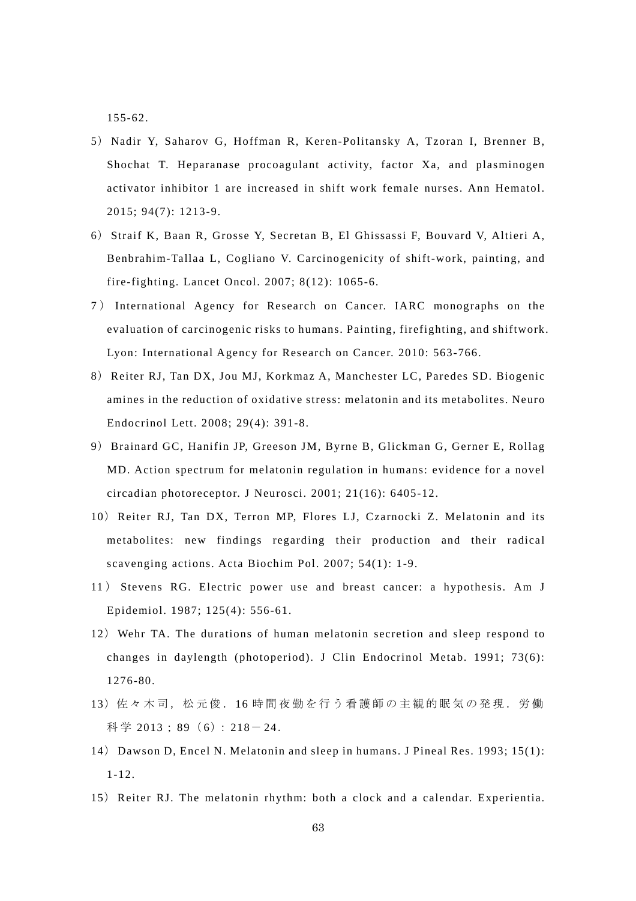155-62.

5）Nadir Y, Saharov G, Hoffman R, Keren-Politansky A, Tzoran I, Brenner B, Shochat T. Heparanase procoagulant activity, factor Xa, and plasminogen activator inhibitor 1 are increased in shift work female nurses. Ann Hematol. 2015; 94(7): 1213-9.

6）Straif K, Baan R, Grosse Y, Secretan B, El Ghissassi F, Bouvard V, Altieri A, Benbrahim-Tallaa L, Cogliano V. Carcinogenicity of shift-work, painting, and fire-fighting. Lancet Oncol. 2007; 8(12): 1065-6.

7）International Agency for Research on Cancer. IARC monographs on the evaluation of carcinogenic risks to humans. Painting, firefighting, and shiftwork. Lyon: International Agency for Research on Cancer. 2010: 563-766.

8）Reiter RJ, Tan DX, Jou MJ, Korkmaz A, Manchester LC, Paredes SD. Biogenic amines in the reduction of oxidative stress: melatonin and its metabolites. Neuro Endocrinol Lett. 2008; 29(4): 391-8.

9）Brainard GC, Hanifin JP, Greeson JM, Byrne B, Glickman G, Gerner E, Rollag MD. Action spectrum for melatonin regulation in humans: evidence for a novel circadian photoreceptor. J Neurosci. 2001; 21(16): 6405-12.

10）Reiter RJ, Tan DX, Terron MP, Flores LJ, Czarnocki Z. Melatonin and its metabolites: new findings regarding their production and their radical scavenging actions. Acta Biochim Pol. 2007; 54(1): 1-9.

11）Stevens RG. Electric power use and breast cancer: a hypothesis. Am J Epidemiol. 1987; 125(4): 556-61.

12）Wehr TA. The durations of human melatonin secretion and sleep respond to changes in daylength (photoperiod). J Clin Endocrinol Metab. 1991; 73(6): 1276-80.

13）佐々木司，松元俊．16 時間夜勤を行う看護師の主観的眠気の発現．労働科学 2013；89（6）：218－24.

14）Dawson D, Encel N. Melatonin and sleep in humans. J Pineal Res. 1993; 15(1): 1-12.

15）Reiter RJ. The melatonin rhythm: both a clock and a calendar. Experientia.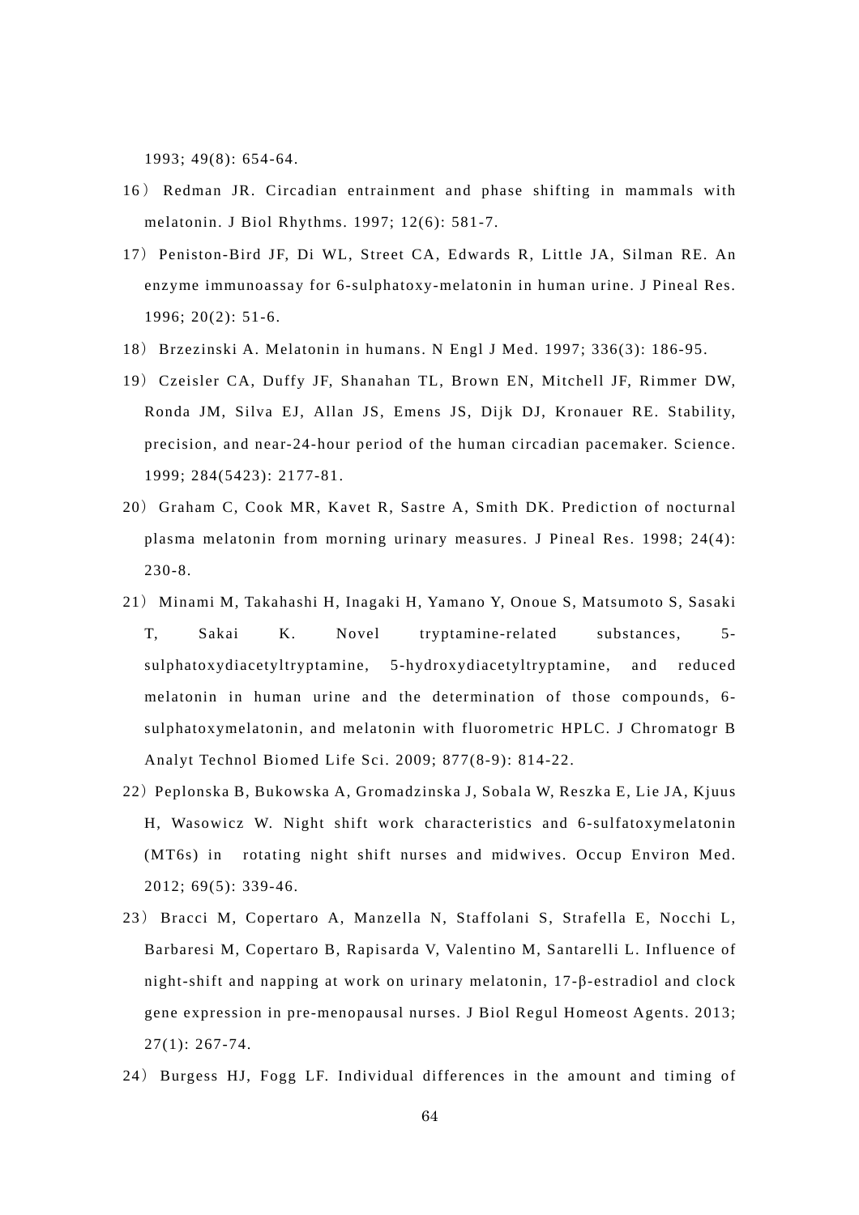1993; 49(8): 654-64.

16） Redman JR. Circadian entrainment and phase shifting in mammals with melatonin. J Biol Rhythms. 1997; 12(6): 581-7.

17）Peniston-Bird JF, Di WL, Street CA, Edwards R, Little JA, Silman RE. An enzyme immunoassay for 6-sulphatoxy-melatonin in human urine. J Pineal Res. 1996; 20(2): 51-6.

18）Brzezinski A. Melatonin in humans. N Engl J Med. 1997; 336(3): 186-95.

19）Czeisler CA, Duffy JF, Shanahan TL, Brown EN, Mitchell JF, Rimmer DW, Ronda JM, Silva EJ, Allan JS, Emens JS, Dijk DJ, Kronauer RE. Stability, precision, and near-24-hour period of the human circadian pacemaker. Science. 1999; 284(5423): 2177-81.

20）Graham C, Cook MR, Kavet R, Sastre A, Smith DK. Prediction of nocturnal plasma melatonin from morning urinary measures. J Pineal Res. 1998; 24(4): 230-8.

21）Minami M, Takahashi H, Inagaki H, Yamano Y, Onoue S, Matsumoto S, Sasaki T, Sakai K. Novel tryptamine-related substances, 5-sulphatoxydiacetyltryptamine, 5-hydroxydiacetyltryptamine, and reduced melatonin in human urine and the determination of those compounds, 6-sulphatoxymelatonin, and melatonin with fluorometric HPLC. J Chromatogr B Analyt Technol Biomed Life Sci. 2009; 877(8-9): 814-22.

22）Peplonska B, Bukowska A, Gromadzinska J, Sobala W, Reszka E, Lie JA, Kjuus H, Wasowicz W. Night shift work characteristics and 6-sulfatoxymelatonin (MT6s) in rotating night shift nurses and midwives. Occup Environ Med. 2012; 69(5): 339-46.

23）Bracci M, Copertaro A, Manzella N, Staffolani S, Strafella E, Nocchi L, Barbaresi M, Copertaro B, Rapisarda V, Valentino M, Santarelli L. Influence of night-shift and napping at work on urinary melatonin, 17-β-estradiol and clock gene expression in pre-menopausal nurses. J Biol Regul Homeost Agents. 2013; 27(1): 267-74.

24）Burgess HJ, Fogg LF. Individual differences in the amount and timing of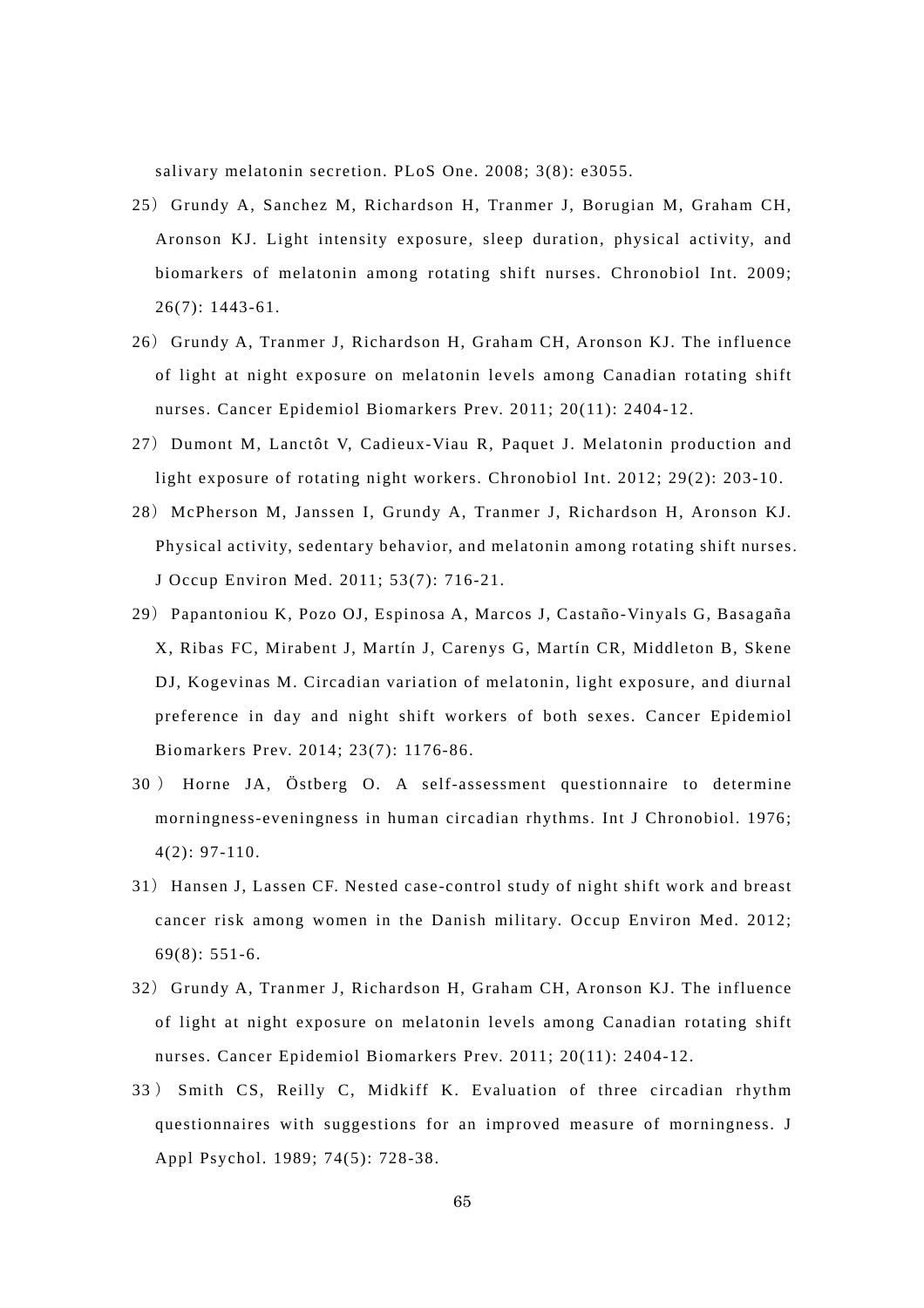salivary melatonin secretion. PLoS One. 2008; 3(8): e3055.

25）Grundy A, Sanchez M, Richardson H, Tranmer J, Borugian M, Graham CH, Aronson KJ. Light intensity exposure, sleep duration, physical activity, and biomarkers of melatonin among rotating shift nurses. Chronobiol Int. 2009; 26(7): 1443-61.

26）Grundy A, Tranmer J, Richardson H, Graham CH, Aronson KJ. The influence of light at night exposure on melatonin levels among Canadian rotating shift nurses. Cancer Epidemiol Biomarkers Prev. 2011; 20(11): 2404-12.

27）Dumont M, Lanctôt V, Cadieux-Viau R, Paquet J. Melatonin production and light exposure of rotating night workers. Chronobiol Int. 2012; 29(2): 203-10.

28）McPherson M, Janssen I, Grundy A, Tranmer J, Richardson H, Aronson KJ. Physical activity, sedentary behavior, and melatonin among rotating shift nurses. J Occup Environ Med. 2011; 53(7): 716-21.

29）Papantoniou K, Pozo OJ, Espinosa A, Marcos J, Castaño-Vinyals G, Basagaña X, Ribas FC, Mirabent J, Martín J, Carenys G, Martín CR, Middleton B, Skene DJ, Kogevinas M. Circadian variation of melatonin, light exposure, and diurnal preference in day and night shift workers of both sexes. Cancer Epidemiol Biomarkers Prev. 2014; 23(7): 1176-86.

30）Horne JA, Östberg O. A self-assessment questionnaire to determine morningness-eveningness in human circadian rhythms. Int J Chronobiol. 1976; 4(2): 97-110.

31）Hansen J, Lassen CF. Nested case-control study of night shift work and breast cancer risk among women in the Danish military. Occup Environ Med. 2012; 69(8): 551-6.

32）Grundy A, Tranmer J, Richardson H, Graham CH, Aronson KJ. The influence of light at night exposure on melatonin levels among Canadian rotating shift nurses. Cancer Epidemiol Biomarkers Prev. 2011; 20(11): 2404-12.

33）Smith CS, Reilly C, Midkiff K. Evaluation of three circadian rhythm questionnaires with suggestions for an improved measure of morningness. J Appl Psychol. 1989; 74(5): 728-38.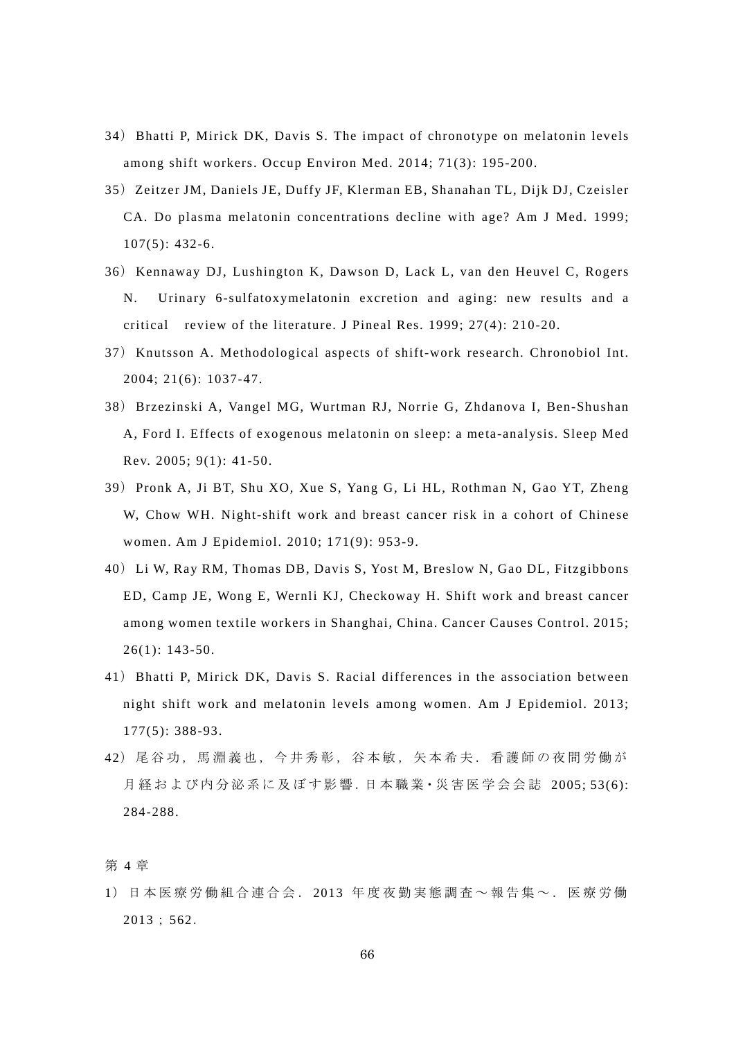34）Bhatti P, Mirick DK, Davis S. The impact of chronotype on melatonin levels among shift workers. Occup Environ Med. 2014; 71(3): 195-200.

35）Zeitzer JM, Daniels JE, Duffy JF, Klerman EB, Shanahan TL, Dijk DJ, Czeisler CA. Do plasma melatonin concentrations decline with age? Am J Med. 1999; 107(5): 432-6.

36）Kennaway DJ, Lushington K, Dawson D, Lack L, van den Heuvel C, Rogers N. Urinary 6-sulfatoxymelatonin excretion and aging: new results and a critical review of the literature. J Pineal Res. 1999; 27(4): 210-20.

37）Knutsson A. Methodological aspects of shift-work research. Chronobiol Int. 2004; 21(6): 1037-47.

38）Brzezinski A, Vangel MG, Wurtman RJ, Norrie G, Zhdanova I, Ben-Shushan A, Ford I. Effects of exogenous melatonin on sleep: a meta-analysis. Sleep Med Rev. 2005; 9(1): 41-50.

39）Pronk A, Ji BT, Shu XO, Xue S, Yang G, Li HL, Rothman N, Gao YT, Zheng W, Chow WH. Night-shift work and breast cancer risk in a cohort of Chinese women. Am J Epidemiol. 2010; 171(9): 953-9.

40）Li W, Ray RM, Thomas DB, Davis S, Yost M, Breslow N, Gao DL, Fitzgibbons ED, Camp JE, Wong E, Wernli KJ, Checkoway H. Shift work and breast cancer among women textile workers in Shanghai, China. Cancer Causes Control. 2015; 26(1): 143-50.

41）Bhatti P, Mirick DK, Davis S. Racial differences in the association between night shift work and melatonin levels among women. Am J Epidemiol. 2013; 177(5): 388-93.

42）尾谷功，馬淵義也，今井秀彰，谷本敏，矢本希夫．看護師の夜間労働が月経および内分泌系に及ぼす影響．日本職業･災害医学会会誌 2005; 53(6): 284-288.

第 4 章

1）日本医療労働組合連合会． 2013 年度夜勤実態調査～報告集～．医療労働 2013；562.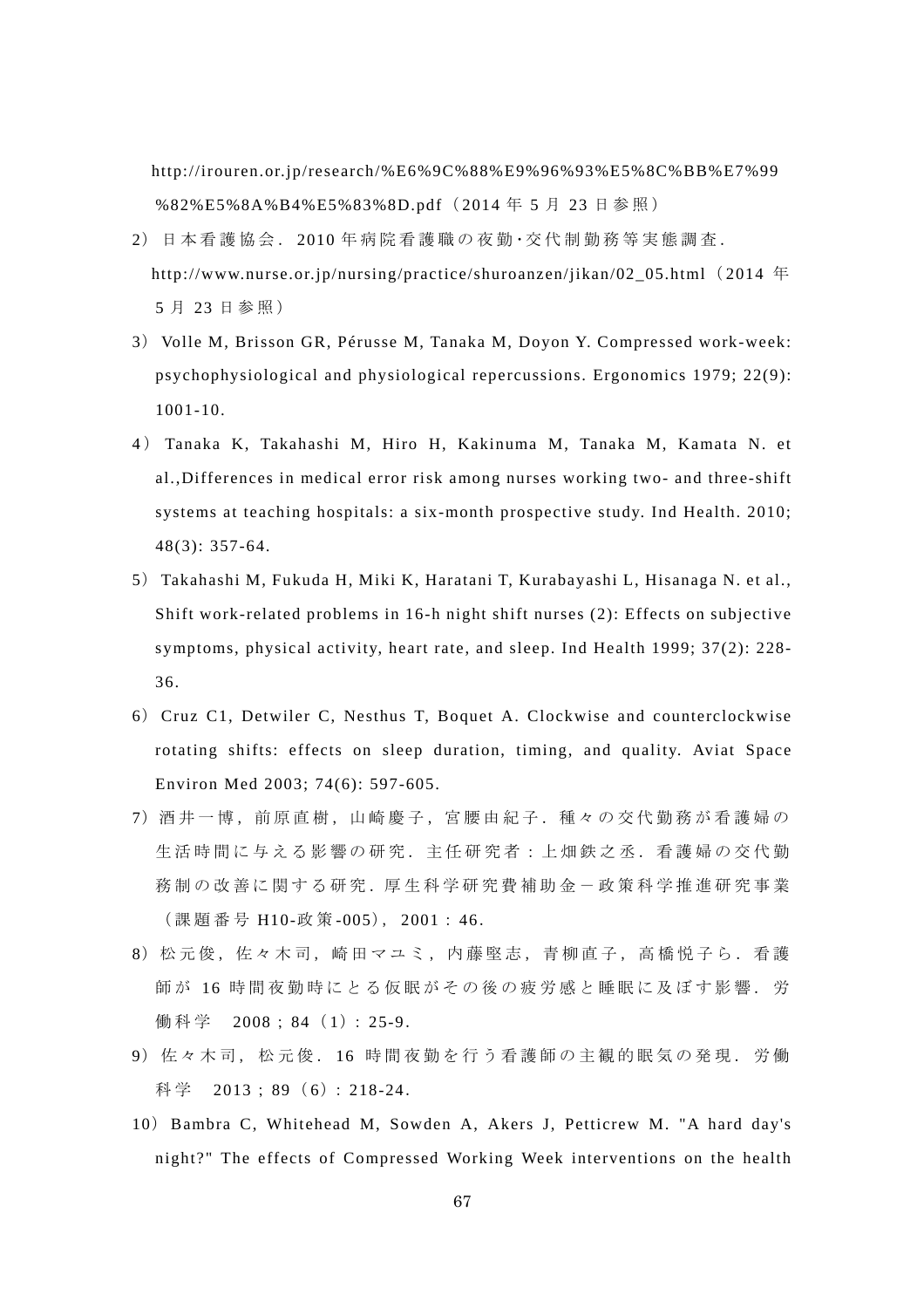http://irouren.or.jp/research/%E6%9C%88%E9%96%93%E5%8C%BB%E7%99%82%E5%8A%B4%E5%83%8D.pdf（2014 年 5 月 23 日参照）

2）日本看護協会．2010 年病院看護職の夜勤･交代制勤務等実態調査．http://www.nurse.or.jp/nursing/practice/shuroanzen/jikan/02_05.html（2014 年 5 月 23 日参照）

3）Volle M, Brisson GR, Pérusse M, Tanaka M, Doyon Y. Compressed work-week: psychophysiological and physiological repercussions. Ergonomics 1979; 22(9): 1001-10.

4）Tanaka K, Takahashi M, Hiro H, Kakinuma M, Tanaka M, Kamata N. et al.,Differences in medical error risk among nurses working two- and three-shift systems at teaching hospitals: a six-month prospective study. Ind Health. 2010; 48(3): 357-64.

5）Takahashi M, Fukuda H, Miki K, Haratani T, Kurabayashi L, Hisanaga N. et al., Shift work-related problems in 16-h night shift nurses (2): Effects on subjective symptoms, physical activity, heart rate, and sleep. Ind Health 1999; 37(2): 228-36.

6）Cruz C1, Detwiler C, Nesthus T, Boquet A. Clockwise and counterclockwise rotating shifts: effects on sleep duration, timing, and quality. Aviat Space Environ Med 2003; 74(6): 597-605.

7）酒井一博，前原直樹，山崎慶子，宮腰由紀子．種々の交代勤務が看護婦の生活時間に与える影響の研究．主任研究者：上畑鉄之丞．看護婦の交代勤務制の改善に関する研究．厚生科学研究費補助金－政策科学推進研究事業（課題番号 H10-政策-005），2001：46.

8）松元俊，佐々木司，崎田マユミ，内藤堅志，青柳直子，高橋悦子ら．看護師が 16 時間夜勤時にとる仮眠がその後の疲労感と睡眠に及ぼす影響．労働科学　2008；84（1）：25-9.

9）佐々木司，松元俊．16 時間夜勤を行う看護師の主観的眠気の発現．労働科学　2013；89（6）：218-24.

10）Bambra C, Whitehead M, Sowden A, Akers J, Petticrew M. "A hard day's night?" The effects of Compressed Working Week interventions on the health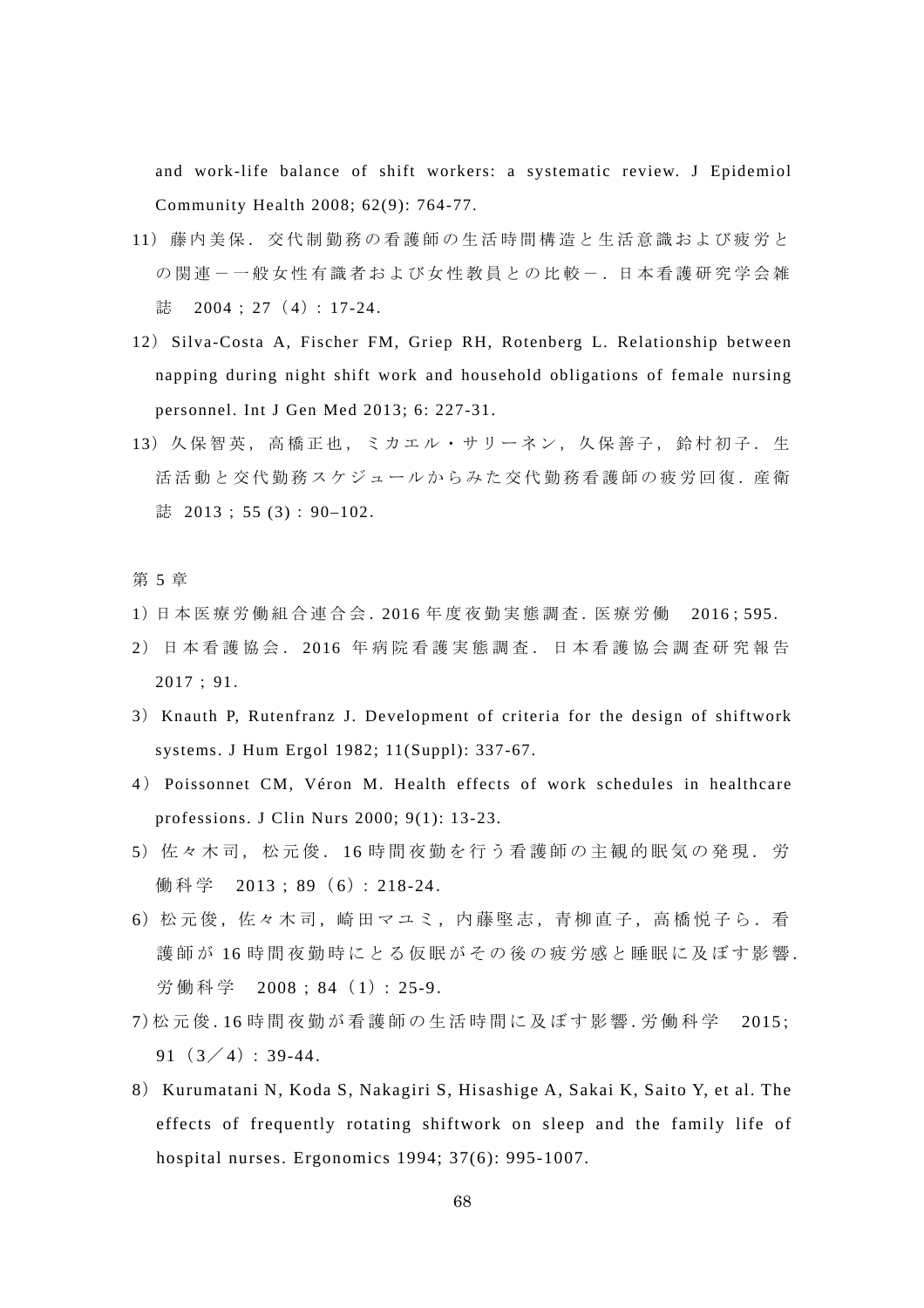and work-life balance of shift workers: a systematic review. J Epidemiol Community Health 2008; 62(9): 764-77.

11）藤内美保．交代制勤務の看護師の生活時間構造と生活意識および疲労との関連－一般女性有識者および女性教員との比較－．日本看護研究学会雑誌　2004；27（4）：17-24.

12）Silva-Costa A, Fischer FM, Griep RH, Rotenberg L. Relationship between napping during night shift work and household obligations of female nursing personnel. Int J Gen Med 2013; 6: 227-31.

13）久保智英，高橋正也，ミカエル・サリーネン，久保善子，鈴村初子．生活活動と交代勤務スケジュールからみた交代勤務看護師の疲労回復．産衛誌 2013；55 (3)：90–102.

第 5 章

1）日本医療労働組合連合会. 2016 年度夜勤実態調査. 医療労働　2016 ; 595.

2）日本看護協会．2016 年病院看護実態調査．日本看護協会調査研究報告 2017；91.

3）Knauth P, Rutenfranz J. Development of criteria for the design of shiftwork systems. J Hum Ergol 1982; 11(Suppl): 337-67.

4）Poissonnet CM, Véron M. Health effects of work schedules in healthcare professions. J Clin Nurs 2000; 9(1): 13-23.

5）佐々木司，松元俊．16 時間夜勤を行う看護師の主観的眠気の発現．労働科学　2013；89（6）：218-24.

6）松元俊，佐々木司，崎田マユミ，内藤堅志，青柳直子，高橋悦子ら．看護師が 16 時間夜勤時にとる仮眠がその後の疲労感と睡眠に及ぼす影響. 労働科学　2008；84（1）：25-9.

7）松元俊. 16 時間夜勤が看護師の生活時間に及ぼす影響. 労働科学　2015; 91（3／4）：39-44.

8）Kurumatani N, Koda S, Nakagiri S, Hisashige A, Sakai K, Saito Y, et al. The effects of frequently rotating shiftwork on sleep and the family life of hospital nurses. Ergonomics 1994; 37(6): 995-1007.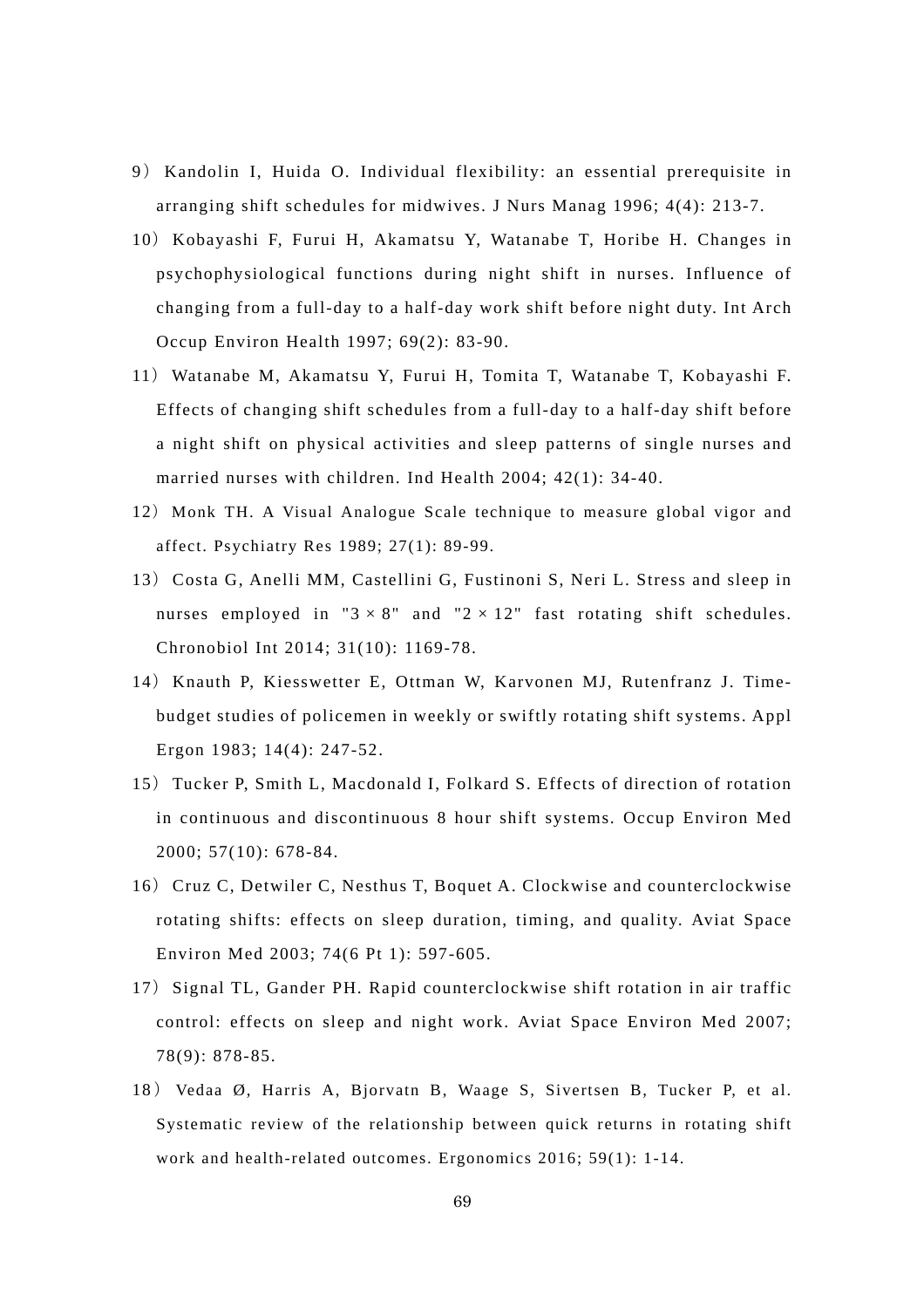9）Kandolin I, Huida O. Individual flexibility: an essential prerequisite in arranging shift schedules for midwives. J Nurs Manag 1996; 4(4): 213-7.

10）Kobayashi F, Furui H, Akamatsu Y, Watanabe T, Horibe H. Changes in psychophysiological functions during night shift in nurses. Influence of changing from a full-day to a half-day work shift before night duty. Int Arch Occup Environ Health 1997; 69(2): 83-90.

11）Watanabe M, Akamatsu Y, Furui H, Tomita T, Watanabe T, Kobayashi F. Effects of changing shift schedules from a full-day to a half-day shift before a night shift on physical activities and sleep patterns of single nurses and married nurses with children. Ind Health 2004; 42(1): 34-40.

12）Monk TH. A Visual Analogue Scale technique to measure global vigor and affect. Psychiatry Res 1989; 27(1): 89-99.

13）Costa G, Anelli MM, Castellini G, Fustinoni S, Neri L. Stress and sleep in nurses employed in "3 × 8" and "2 × 12" fast rotating shift schedules. Chronobiol Int 2014; 31(10): 1169-78.

14）Knauth P, Kiesswetter E, Ottman W, Karvonen MJ, Rutenfranz J. Time-budget studies of policemen in weekly or swiftly rotating shift systems. Appl Ergon 1983; 14(4): 247-52.

15）Tucker P, Smith L, Macdonald I, Folkard S. Effects of direction of rotation in continuous and discontinuous 8 hour shift systems. Occup Environ Med 2000; 57(10): 678-84.

16）Cruz C, Detwiler C, Nesthus T, Boquet A. Clockwise and counterclockwise rotating shifts: effects on sleep duration, timing, and quality. Aviat Space Environ Med 2003; 74(6 Pt 1): 597-605.

17）Signal TL, Gander PH. Rapid counterclockwise shift rotation in air traffic control: effects on sleep and night work. Aviat Space Environ Med 2007; 78(9): 878-85.

18）Vedaa Ø, Harris A, Bjorvatn B, Waage S, Sivertsen B, Tucker P, et al. Systematic review of the relationship between quick returns in rotating shift work and health-related outcomes. Ergonomics 2016; 59(1): 1-14.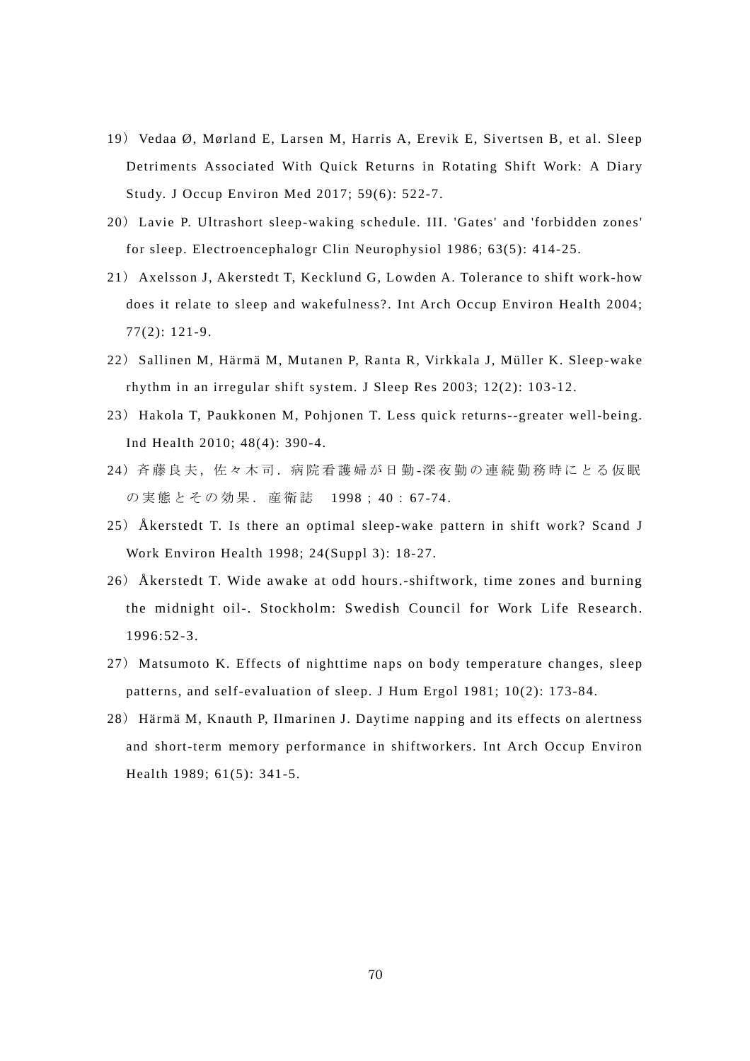19）Vedaa Ø, Mørland E, Larsen M, Harris A, Erevik E, Sivertsen B, et al. Sleep Detriments Associated With Quick Returns in Rotating Shift Work: A Diary Study. J Occup Environ Med 2017; 59(6): 522-7.

20）Lavie P. Ultrashort sleep-waking schedule. III. 'Gates' and 'forbidden zones' for sleep. Electroencephalogr Clin Neurophysiol 1986; 63(5): 414-25.

21）Axelsson J, Akerstedt T, Kecklund G, Lowden A. Tolerance to shift work-how does it relate to sleep and wakefulness?. Int Arch Occup Environ Health 2004; 77(2): 121-9.

22）Sallinen M, Härmä M, Mutanen P, Ranta R, Virkkala J, Müller K. Sleep-wake rhythm in an irregular shift system. J Sleep Res 2003; 12(2): 103-12.

23）Hakola T, Paukkonen M, Pohjonen T. Less quick returns--greater well-being. Ind Health 2010; 48(4): 390-4.

24）斉藤良夫, 佐々木司. 病院看護婦が日勤-深夜勤の連続勤務時にとる仮眠の実態とその効果. 産衛誌　1998；40：67-74.

25）Åkerstedt T. Is there an optimal sleep-wake pattern in shift work? Scand J Work Environ Health 1998; 24(Suppl 3): 18-27.

26）Åkerstedt T. Wide awake at odd hours.-shiftwork, time zones and burning the midnight oil-. Stockholm: Swedish Council for Work Life Research. 1996:52-3.

27）Matsumoto K. Effects of nighttime naps on body temperature changes, sleep patterns, and self-evaluation of sleep. J Hum Ergol 1981; 10(2): 173-84.

28）Härmä M, Knauth P, Ilmarinen J. Daytime napping and its effects on alertness and short-term memory performance in shiftworkers. Int Arch Occup Environ Health 1989; 61(5): 341-5.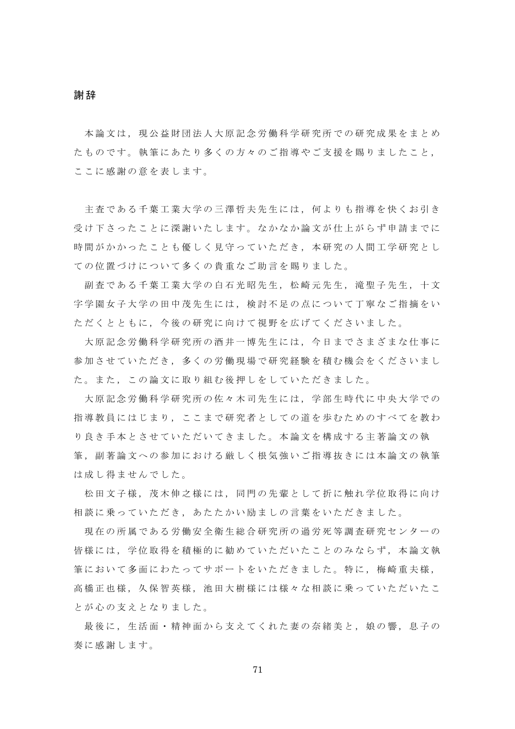## 謝辞

本論文は，現公益財団法人大原記念労働科学研究所での研究成果をまとめたものです。執筆にあたり多くの方々のご指導やご支援を賜りましたこと，ここに感謝の意を表します。

主査である千葉工業大学の三澤哲夫先生には，何よりも指導を快くお引き受け下さったことに深謝いたします。なかなか論文が仕上がらず申請までに時間がかかったことも優しく見守っていただき，本研究の人間工学研究としての位置づけについて多くの貴重なご助言を賜りました。

副査である千葉工業大学の白石光昭先生，松崎元先生，滝聖子先生，十文字学園女子大学の田中茂先生には，検討不足の点について丁寧なご指摘をいただくとともに，今後の研究に向けて視野を広げてくださいました。

大原記念労働科学研究所の酒井一博先生には，今日までさまざまな仕事に参加させていただき，多くの労働現場で研究経験を積む機会をくださいました。また，この論文に取り組む後押しをしていただきました。

大原記念労働科学研究所の佐々木司先生には，学部生時代に中央大学での指導教員にはじまり，ここまで研究者としての道を歩むためのすべてを教わり良き手本とさせていただいてきました。本論文を構成する主著論文の執筆，副著論文への参加における厳しく根気強いご指導抜きには本論文の執筆は成し得ませんでした。

松田文子様，茂木伸之様には，同門の先輩として折に触れ学位取得に向け相談に乗っていただき，あたたかい励ましの言葉をいただきました。

現在の所属である労働安全衛生総合研究所の過労死等調査研究センターの皆様には，学位取得を積極的に勧めていただいたことのみならず，本論文執筆において多面にわたってサポートをいただきました。特に，梅崎重夫様，高橋正也様，久保智英様，池田大樹様には様々な相談に乗っていただいたことが心の支えとなりました。

最後に，生活面・精神面から支えてくれた妻の奈緒美と，娘の響，息子の奏に感謝します。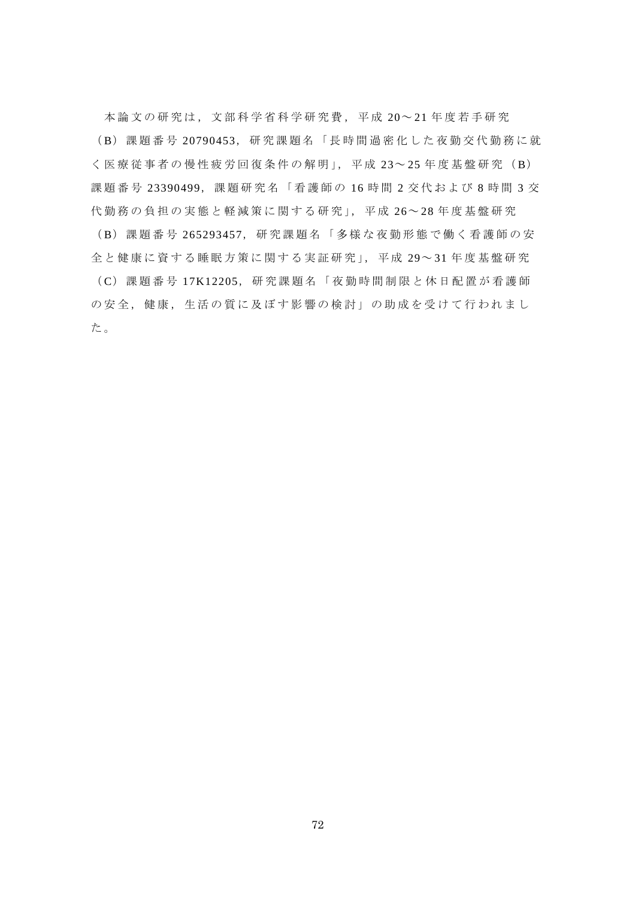本論文の研究は，文部科学省科学研究費，平成 20～21 年度若手研究（B）課題番号 20790453，研究課題名「長時間過密化した夜勤交代勤務に就く医療従事者の慢性疲労回復条件の解明」，平成 23～25 年度基盤研究（B）課題番号 23390499，課題研究名「看護師の 16 時間 2 交代および 8 時間 3 交代勤務の負担の実態と軽減策に関する研究」，平成 26～28 年度基盤研究（B）課題番号 265293457，研究課題名「多様な夜勤形態で働く看護師の安全と健康に資する睡眠方策に関する実証研究」，平成 29～31 年度基盤研究（C）課題番号 17K12205，研究課題名「夜勤時間制限と休日配置が看護師の安全，健康，生活の質に及ぼす影響の検討」の助成を受けて行われました。